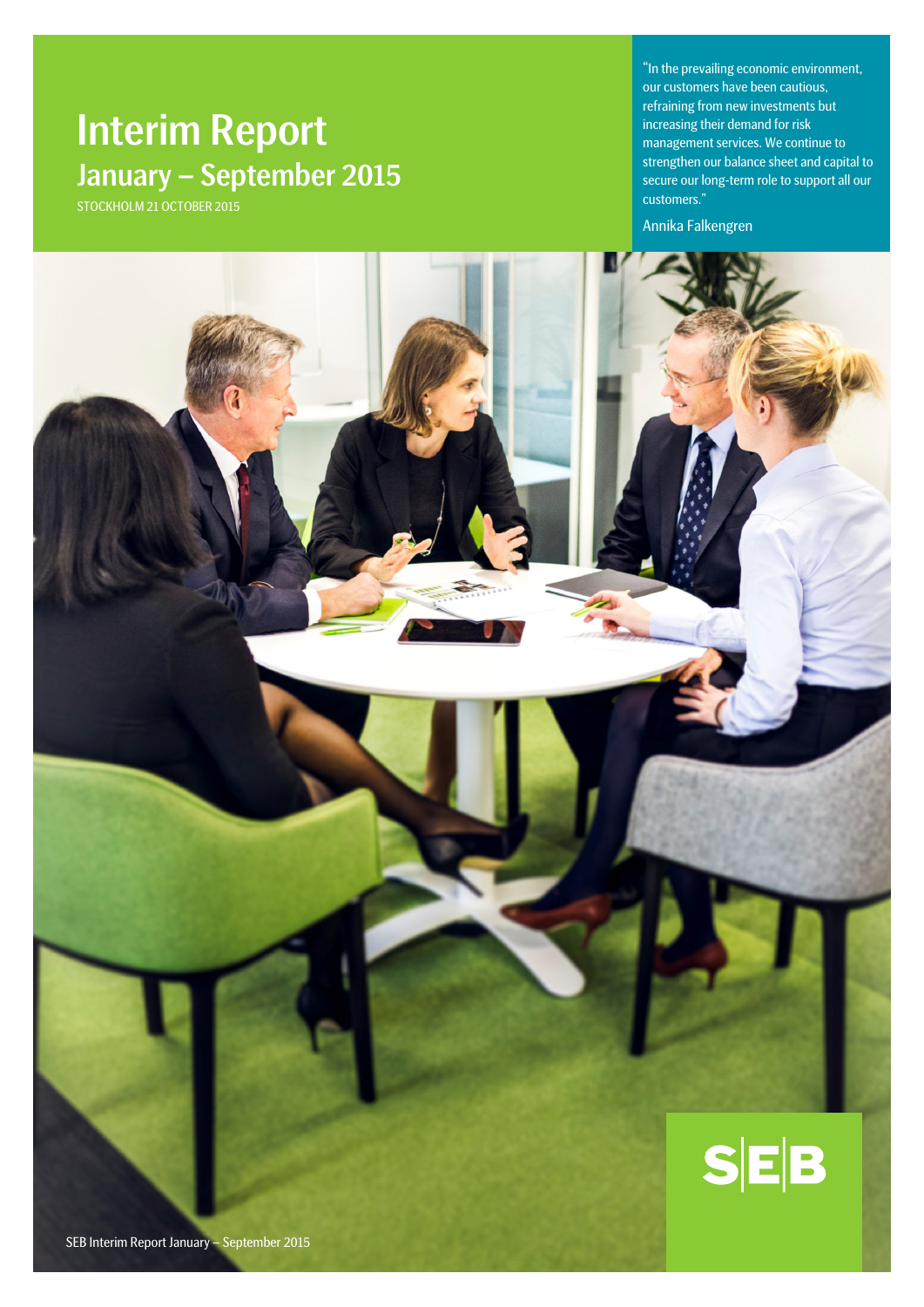# Interim Report

## January – September 2015

STOCKHOLM 21 OCTOBER 2015

"In the prevailing economic environment, our customers have been cautious, refraining from new investments but increasing their demand for risk management services. We continue to strengthen our balance sheet and capital to secure our long-term role to support all our customers."

Annika Falkengren

SEB

SEB Interim Report January – September 2015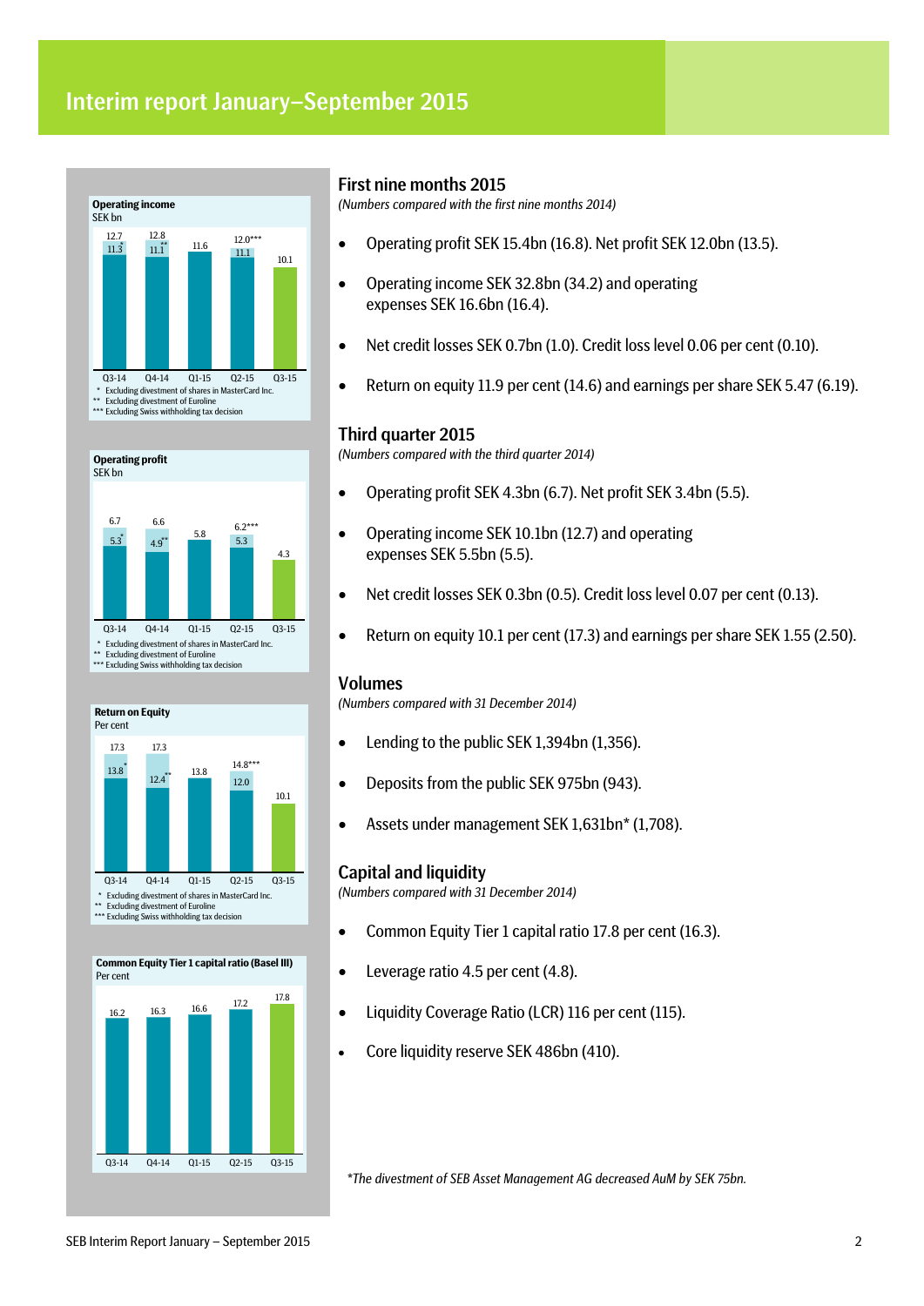# Interim report January–September 2015

**Operating income**
SEK bn

| | Q3-14 | Q4-14 | Q1-15 | Q2-15 | Q3-15 |
|---|---|---|---|---|---|
| Reported | 12.7 | 12.8 | 11.6 | 12.0*** | 10.1 |
| Excluding items | 11.3* | 11.1** | | 11.1 | |

\* Excluding divestment of shares in MasterCard Inc.
\*\* Excluding divestment of Euroline
\*\*\* Excluding Swiss withholding tax decision

**Operating profit**
SEK bn

| | Q3-14 | Q4-14 | Q1-15 | Q2-15 | Q3-15 |
|---|---|---|---|---|---|
| Reported | 6.7 | 6.6 | 5.8 | 6.2*** | 4.3 |
| Excluding items | 5.3* | 4.9** | | 5.3 | |

\* Excluding divestment of shares in MasterCard Inc.
\*\* Excluding divestment of Euroline
\*\*\* Excluding Swiss withholding tax decision

**Return on Equity**
Per cent

| | Q3-14 | Q4-14 | Q1-15 | Q2-15 | Q3-15 |
|---|---|---|---|---|---|
| Reported | 17.3 | 17.3 | 13.8 | 14.8*** | 10.1 |
| Excluding items | 13.8* | 12.4** | | 12.0 | |

\* Excluding divestment of shares in MasterCard Inc.
\*\* Excluding divestment of Euroline
\*\*\* Excluding Swiss withholding tax decision

**Common Equity Tier 1 capital ratio (Basel III)**
Per cent

| Q3-14 | Q4-14 | Q1-15 | Q2-15 | Q3-15 |
|---|---|---|---|---|
| 16.2 | 16.3 | 16.6 | 17.2 | 17.8 |

## First nine months 2015

*(Numbers compared with the first nine months 2014)*

- Operating profit SEK 15.4bn (16.8). Net profit SEK 12.0bn (13.5).
- Operating income SEK 32.8bn (34.2) and operating expenses SEK 16.6bn (16.4).
- Net credit losses SEK 0.7bn (1.0). Credit loss level 0.06 per cent (0.10).
- Return on equity 11.9 per cent (14.6) and earnings per share SEK 5.47 (6.19).

## Third quarter 2015

*(Numbers compared with the third quarter 2014)*

- Operating profit SEK 4.3bn (6.7). Net profit SEK 3.4bn (5.5).
- Operating income SEK 10.1bn (12.7) and operating expenses SEK 5.5bn (5.5).
- Net credit losses SEK 0.3bn (0.5). Credit loss level 0.07 per cent (0.13).
- Return on equity 10.1 per cent (17.3) and earnings per share SEK 1.55 (2.50).

## Volumes

*(Numbers compared with 31 December 2014)*

- Lending to the public SEK 1,394bn (1,356).
- Deposits from the public SEK 975bn (943).
- Assets under management SEK 1,631bn* (1,708).

## Capital and liquidity

*(Numbers compared with 31 December 2014)*

- Common Equity Tier 1 capital ratio 17.8 per cent (16.3).
- Leverage ratio 4.5 per cent (4.8).
- Liquidity Coverage Ratio (LCR) 116 per cent (115).
- Core liquidity reserve SEK 486bn (410).

*\*The divestment of SEB Asset Management AG decreased AuM by SEK 75bn.*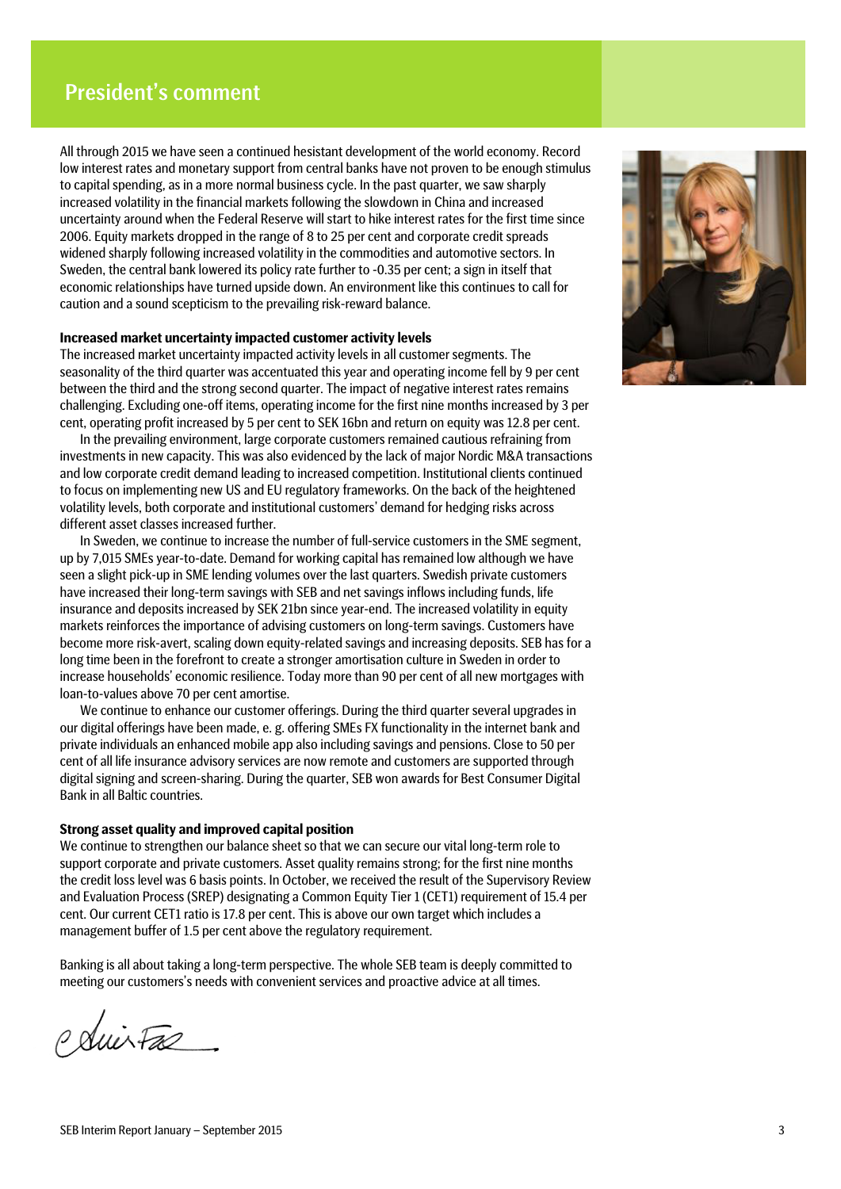# President's comment

All through 2015 we have seen a continued hesistant development of the world economy. Record low interest rates and monetary support from central banks have not proven to be enough stimulus to capital spending, as in a more normal business cycle. In the past quarter, we saw sharply increased volatility in the financial markets following the slowdown in China and increased uncertainty around when the Federal Reserve will start to hike interest rates for the first time since 2006. Equity markets dropped in the range of 8 to 25 per cent and corporate credit spreads widened sharply following increased volatility in the commodities and automotive sectors. In Sweden, the central bank lowered its policy rate further to -0.35 per cent; a sign in itself that economic relationships have turned upside down. An environment like this continues to call for caution and a sound scepticism to the prevailing risk-reward balance.

**Increased market uncertainty impacted customer activity levels**

The increased market uncertainty impacted activity levels in all customer segments. The seasonality of the third quarter was accentuated this year and operating income fell by 9 per cent between the third and the strong second quarter. The impact of negative interest rates remains challenging. Excluding one-off items, operating income for the first nine months increased by 3 per cent, operating profit increased by 5 per cent to SEK 16bn and return on equity was 12.8 per cent.

In the prevailing environment, large corporate customers remained cautious refraining from investments in new capacity. This was also evidenced by the lack of major Nordic M&A transactions and low corporate credit demand leading to increased competition. Institutional clients continued to focus on implementing new US and EU regulatory frameworks. On the back of the heightened volatility levels, both corporate and institutional customers' demand for hedging risks across different asset classes increased further.

In Sweden, we continue to increase the number of full-service customers in the SME segment, up by 7,015 SMEs year-to-date. Demand for working capital has remained low although we have seen a slight pick-up in SME lending volumes over the last quarters. Swedish private customers have increased their long-term savings with SEB and net savings inflows including funds, life insurance and deposits increased by SEK 21bn since year-end. The increased volatility in equity markets reinforces the importance of advising customers on long-term savings. Customers have become more risk-avert, scaling down equity-related savings and increasing deposits. SEB has for a long time been in the forefront to create a stronger amortisation culture in Sweden in order to increase households' economic resilience. Today more than 90 per cent of all new mortgages with loan-to-values above 70 per cent amortise.

We continue to enhance our customer offerings. During the third quarter several upgrades in our digital offerings have been made, e. g. offering SMEs FX functionality in the internet bank and private individuals an enhanced mobile app also including savings and pensions. Close to 50 per cent of all life insurance advisory services are now remote and customers are supported through digital signing and screen-sharing. During the quarter, SEB won awards for Best Consumer Digital Bank in all Baltic countries.

**Strong asset quality and improved capital position**

We continue to strengthen our balance sheet so that we can secure our vital long-term role to support corporate and private customers. Asset quality remains strong; for the first nine months the credit loss level was 6 basis points. In October, we received the result of the Supervisory Review and Evaluation Process (SREP) designating a Common Equity Tier 1 (CET1) requirement of 15.4 per cent. Our current CET1 ratio is 17.8 per cent. This is above our own target which includes a management buffer of 1.5 per cent above the regulatory requirement.

Banking is all about taking a long-term perspective. The whole SEB team is deeply committed to meeting our customers's needs with convenient services and proactive advice at all times.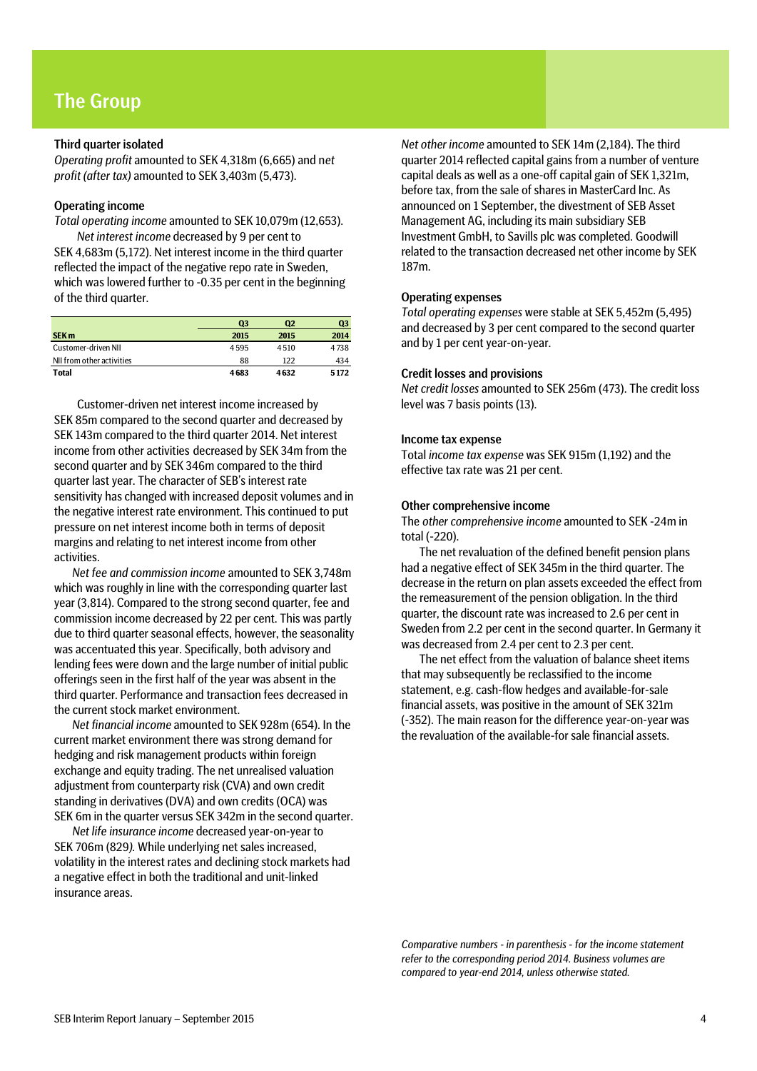# The Group

### Third quarter isolated

*Operating profit* amounted to SEK 4,318m (6,665) and *net profit (after tax)* amounted to SEK 3,403m (5,473).

### Operating income

*Total operating income* amounted to SEK 10,079m (12,653).

*Net interest income* decreased by 9 per cent to SEK 4,683m (5,172). Net interest income in the third quarter reflected the impact of the negative repo rate in Sweden, which was lowered further to -0.35 per cent in the beginning of the third quarter.

| SEK m | Q3 2015 | Q2 2015 | Q3 2014 |
|---|---|---|---|
| Customer-driven NII | 4 595 | 4 510 | 4 738 |
| NII from other activities | 88 | 122 | 434 |
| **Total** | **4 683** | **4 632** | **5 172** |

Customer-driven net interest income increased by SEK 85m compared to the second quarter and decreased by SEK 143m compared to the third quarter 2014. Net interest income from other activities decreased by SEK 34m from the second quarter and by SEK 346m compared to the third quarter last year. The character of SEB's interest rate sensitivity has changed with increased deposit volumes and in the negative interest rate environment. This continued to put pressure on net interest income both in terms of deposit margins and relating to net interest income from other activities.

*Net fee and commission income* amounted to SEK 3,748m which was roughly in line with the corresponding quarter last year (3,814). Compared to the strong second quarter, fee and commission income decreased by 22 per cent. This was partly due to third quarter seasonal effects, however, the seasonality was accentuated this year. Specifically, both advisory and lending fees were down and the large number of initial public offerings seen in the first half of the year was absent in the third quarter. Performance and transaction fees decreased in the current stock market environment.

*Net financial income* amounted to SEK 928m (654). In the current market environment there was strong demand for hedging and risk management products within foreign exchange and equity trading. The net unrealised valuation adjustment from counterparty risk (CVA) and own credit standing in derivatives (DVA) and own credits (OCA) was SEK 6m in the quarter versus SEK 342m in the second quarter.

*Net life insurance income* decreased year-on-year to SEK 706m (829). While underlying net sales increased, volatility in the interest rates and declining stock markets had a negative effect in both the traditional and unit-linked insurance areas.

*Net other income* amounted to SEK 14m (2,184). The third quarter 2014 reflected capital gains from a number of venture capital deals as well as a one-off capital gain of SEK 1,321m, before tax, from the sale of shares in MasterCard Inc. As announced on 1 September, the divestment of SEB Asset Management AG, including its main subsidiary SEB Investment GmbH, to Savills plc was completed. Goodwill related to the transaction decreased net other income by SEK 187m.

### Operating expenses

*Total operating expenses* were stable at SEK 5,452m (5,495) and decreased by 3 per cent compared to the second quarter and by 1 per cent year-on-year.

### Credit losses and provisions

*Net credit losses* amounted to SEK 256m (473). The credit loss level was 7 basis points (13).

### Income tax expense

Total *income tax expense* was SEK 915m (1,192) and the effective tax rate was 21 per cent.

### Other comprehensive income

The *other comprehensive income* amounted to SEK -24m in total (-220).

The net revaluation of the defined benefit pension plans had a negative effect of SEK 345m in the third quarter. The decrease in the return on plan assets exceeded the effect from the remeasurement of the pension obligation. In the third quarter, the discount rate was increased to 2.6 per cent in Sweden from 2.2 per cent in the second quarter. In Germany it was decreased from 2.4 per cent to 2.3 per cent.

The net effect from the valuation of balance sheet items that may subsequently be reclassified to the income statement, e.g. cash-flow hedges and available-for-sale financial assets, was positive in the amount of SEK 321m (-352). The main reason for the difference year-on-year was the revaluation of the available-for sale financial assets.

*Comparative numbers - in parenthesis - for the income statement refer to the corresponding period 2014. Business volumes are compared to year-end 2014, unless otherwise stated.*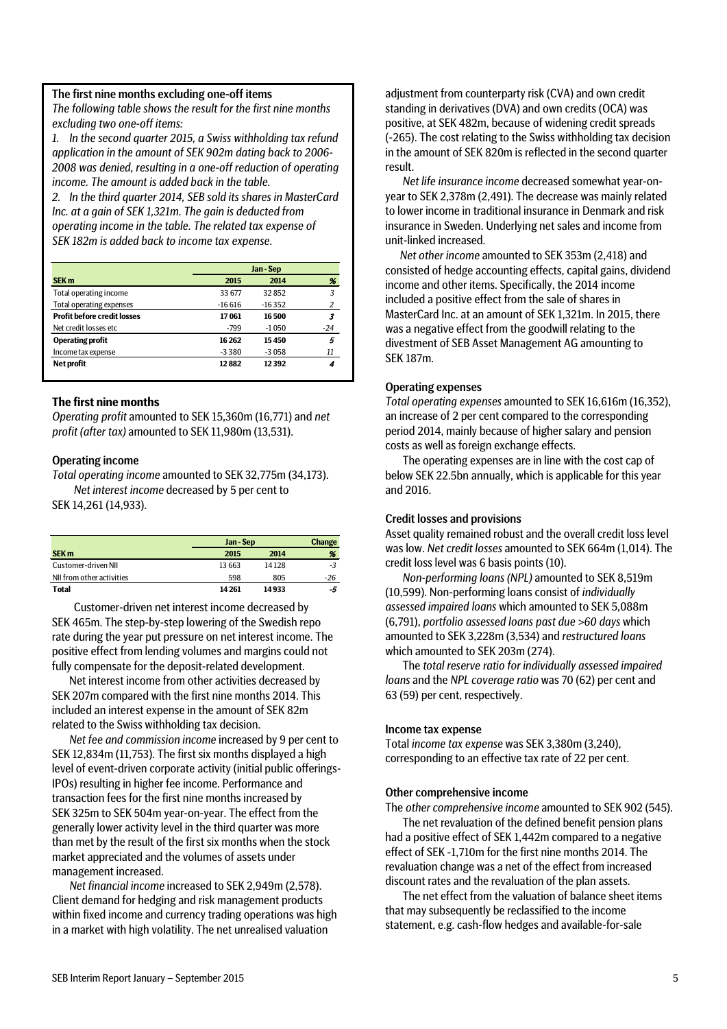### The first nine months excluding one-off items

*The following table shows the result for the first nine months excluding two one-off items:*

1. *In the second quarter 2015, a Swiss withholding tax refund application in the amount of SEK 902m dating back to 2006-2008 was denied, resulting in a one-off reduction of operating income. The amount is added back in the table.*
2. *In the third quarter 2014, SEB sold its shares in MasterCard Inc. at a gain of SEK 1,321m. The gain is deducted from operating income in the table. The related tax expense of SEK 182m is added back to income tax expense.*

| | Jan - Sep | | |
|---|---|---|---|
| **SEK m** | **2015** | **2014** | **%** |
| Total operating income | 33 677 | 32 852 | 3 |
| Total operating expenses | -16 616 | -16 352 | 2 |
| **Profit before credit losses** | **17 061** | **16 500** | **3** |
| Net credit losses etc | -799 | -1 050 | -24 |
| **Operating profit** | **16 262** | **15 450** | **5** |
| Income tax expense | -3 380 | -3 058 | 11 |
| **Net profit** | **12 882** | **12 392** | **4** |

## The first nine months

*Operating profit* amounted to SEK 15,360m (16,771) and *net profit (after tax)* amounted to SEK 11,980m (13,531).

### Operating income

*Total operating income* amounted to SEK 32,775m (34,173).

*Net interest income* decreased by 5 per cent to SEK 14,261 (14,933).

| | Jan - Sep | | Change |
|---|---|---|---|
| **SEK m** | **2015** | **2014** | **%** |
| Customer-driven NII | 13 663 | 14 128 | -3 |
| NII from other activities | 598 | 805 | -26 |
| **Total** | **14 261** | **14 933** | **-5** |

Customer-driven net interest income decreased by SEK 465m. The step-by-step lowering of the Swedish repo rate during the year put pressure on net interest income. The positive effect from lending volumes and margins could not fully compensate for the deposit-related development.

Net interest income from other activities decreased by SEK 207m compared with the first nine months 2014. This included an interest expense in the amount of SEK 82m related to the Swiss withholding tax decision.

*Net fee and commission income* increased by 9 per cent to SEK 12,834m (11,753). The first six months displayed a high level of event-driven corporate activity (initial public offerings-IPOs) resulting in higher fee income. Performance and transaction fees for the first nine months increased by SEK 325m to SEK 504m year-on-year. The effect from the generally lower activity level in the third quarter was more than met by the result of the first six months when the stock market appreciated and the volumes of assets under management increased.

*Net financial income* increased to SEK 2,949m (2,578). Client demand for hedging and risk management products within fixed income and currency trading operations was high in a market with high volatility. The net unrealised valuation adjustment from counterparty risk (CVA) and own credit standing in derivatives (DVA) and own credits (OCA) was positive, at SEK 482m, because of widening credit spreads (-265). The cost relating to the Swiss withholding tax decision in the amount of SEK 820m is reflected in the second quarter result.

*Net life insurance income* decreased somewhat year-on-year to SEK 2,378m (2,491). The decrease was mainly related to lower income in traditional insurance in Denmark and risk insurance in Sweden. Underlying net sales and income from unit-linked increased.

*Net other income* amounted to SEK 353m (2,418) and consisted of hedge accounting effects, capital gains, dividend income and other items. Specifically, the 2014 income included a positive effect from the sale of shares in MasterCard Inc. at an amount of SEK 1,321m. In 2015, there was a negative effect from the goodwill relating to the divestment of SEB Asset Management AG amounting to SEK 187m.

### Operating expenses

*Total operating expenses* amounted to SEK 16,616m (16,352), an increase of 2 per cent compared to the corresponding period 2014, mainly because of higher salary and pension costs as well as foreign exchange effects.

The operating expenses are in line with the cost cap of below SEK 22.5bn annually, which is applicable for this year and 2016.

### Credit losses and provisions

Asset quality remained robust and the overall credit loss level was low. *Net credit losses* amounted to SEK 664m (1,014). The credit loss level was 6 basis points (10).

*Non-performing loans (NPL)* amounted to SEK 8,519m (10,599). Non-performing loans consist of *individually assessed impaired loans* which amounted to SEK 5,088m (6,791), *portfolio assessed loans past due >60 days* which amounted to SEK 3,228m (3,534) and *restructured loans* which amounted to SEK 203m (274).

The *total reserve ratio for individually assessed impaired loans* and the *NPL coverage ratio* was 70 (62) per cent and 63 (59) per cent, respectively.

### Income tax expense

Total *income tax expense* was SEK 3,380m (3,240), corresponding to an effective tax rate of 22 per cent.

### Other comprehensive income

The *other comprehensive income* amounted to SEK 902 (545).

The net revaluation of the defined benefit pension plans had a positive effect of SEK 1,442m compared to a negative effect of SEK -1,710m for the first nine months 2014. The revaluation change was a net of the effect from increased discount rates and the revaluation of the plan assets.

The net effect from the valuation of balance sheet items that may subsequently be reclassified to the income statement, e.g. cash-flow hedges and available-for-sale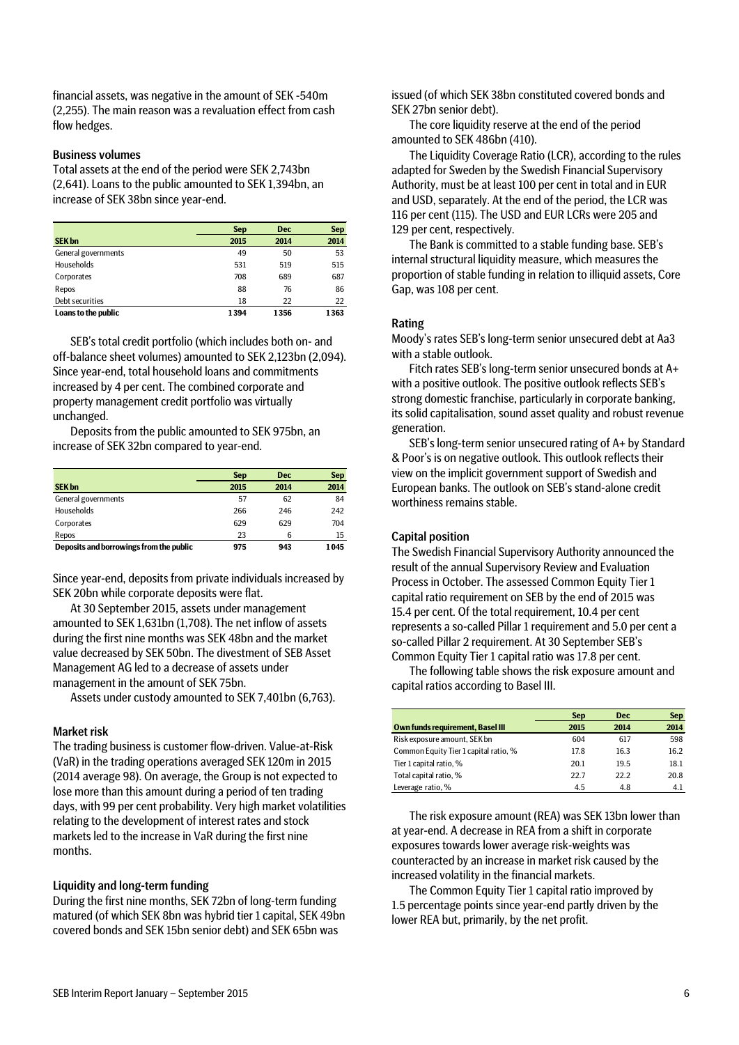financial assets, was negative in the amount of SEK -540m (2,255). The main reason was a revaluation effect from cash flow hedges.

### Business volumes

Total assets at the end of the period were SEK 2,743bn (2,641). Loans to the public amounted to SEK 1,394bn, an increase of SEK 38bn since year-end.

| SEK bn | Sep 2015 | Dec 2014 | Sep 2014 |
|---|---|---|---|
| General governments | 49 | 50 | 53 |
| Households | 531 | 519 | 515 |
| Corporates | 708 | 689 | 687 |
| Repos | 88 | 76 | 86 |
| Debt securities | 18 | 22 | 22 |
| **Loans to the public** | **1 394** | **1 356** | **1 363** |

SEB's total credit portfolio (which includes both on- and off-balance sheet volumes) amounted to SEK 2,123bn (2,094). Since year-end, total household loans and commitments increased by 4 per cent. The combined corporate and property management credit portfolio was virtually unchanged.

Deposits from the public amounted to SEK 975bn, an increase of SEK 32bn compared to year-end.

| SEK bn | Sep 2015 | Dec 2014 | Sep 2014 |
|---|---|---|---|
| General governments | 57 | 62 | 84 |
| Households | 266 | 246 | 242 |
| Corporates | 629 | 629 | 704 |
| Repos | 23 | 6 | 15 |
| **Deposits and borrowings from the public** | **975** | **943** | **1 045** |

Since year-end, deposits from private individuals increased by SEK 20bn while corporate deposits were flat.

At 30 September 2015, assets under management amounted to SEK 1,631bn (1,708). The net inflow of assets during the first nine months was SEK 48bn and the market value decreased by SEK 50bn. The divestment of SEB Asset Management AG led to a decrease of assets under management in the amount of SEK 75bn.

Assets under custody amounted to SEK 7,401bn (6,763).

### Market risk

The trading business is customer flow-driven. Value-at-Risk (VaR) in the trading operations averaged SEK 120m in 2015 (2014 average 98). On average, the Group is not expected to lose more than this amount during a period of ten trading days, with 99 per cent probability. Very high market volatilities relating to the development of interest rates and stock markets led to the increase in VaR during the first nine months.

### Liquidity and long-term funding

During the first nine months, SEK 72bn of long-term funding matured (of which SEK 8bn was hybrid tier 1 capital, SEK 49bn covered bonds and SEK 15bn senior debt) and SEK 65bn was issued (of which SEK 38bn constituted covered bonds and SEK 27bn senior debt).

The core liquidity reserve at the end of the period amounted to SEK 486bn (410).

The Liquidity Coverage Ratio (LCR), according to the rules adapted for Sweden by the Swedish Financial Supervisory Authority, must be at least 100 per cent in total and in EUR and USD, separately. At the end of the period, the LCR was 116 per cent (115). The USD and EUR LCRs were 205 and 129 per cent, respectively.

The Bank is committed to a stable funding base. SEB's internal structural liquidity measure, which measures the proportion of stable funding in relation to illiquid assets, Core Gap, was 108 per cent.

### Rating

Moody's rates SEB's long-term senior unsecured debt at Aa3 with a stable outlook.

Fitch rates SEB's long-term senior unsecured bonds at A+ with a positive outlook. The positive outlook reflects SEB's strong domestic franchise, particularly in corporate banking, its solid capitalisation, sound asset quality and robust revenue generation.

SEB's long-term senior unsecured rating of A+ by Standard & Poor's is on negative outlook. This outlook reflects their view on the implicit government support of Swedish and European banks. The outlook on SEB's stand-alone credit worthiness remains stable.

### Capital position

The Swedish Financial Supervisory Authority announced the result of the annual Supervisory Review and Evaluation Process in October. The assessed Common Equity Tier 1 capital ratio requirement on SEB by the end of 2015 was 15.4 per cent. Of the total requirement, 10.4 per cent represents a so-called Pillar 1 requirement and 5.0 per cent a so-called Pillar 2 requirement. At 30 September SEB's Common Equity Tier 1 capital ratio was 17.8 per cent.

The following table shows the risk exposure amount and capital ratios according to Basel III.

| Own funds requirement, Basel III | Sep 2015 | Dec 2014 | Sep 2014 |
|---|---|---|---|
| Risk exposure amount, SEK bn | 604 | 617 | 598 |
| Common Equity Tier 1 capital ratio, % | 17.8 | 16.3 | 16.2 |
| Tier 1 capital ratio, % | 20.1 | 19.5 | 18.1 |
| Total capital ratio, % | 22.7 | 22.2 | 20.8 |
| Leverage ratio, % | 4.5 | 4.8 | 4.1 |

The risk exposure amount (REA) was SEK 13bn lower than at year-end. A decrease in REA from a shift in corporate exposures towards lower average risk-weights was counteracted by an increase in market risk caused by the increased volatility in the financial markets.

The Common Equity Tier 1 capital ratio improved by 1.5 percentage points since year-end partly driven by the lower REA but, primarily, by the net profit.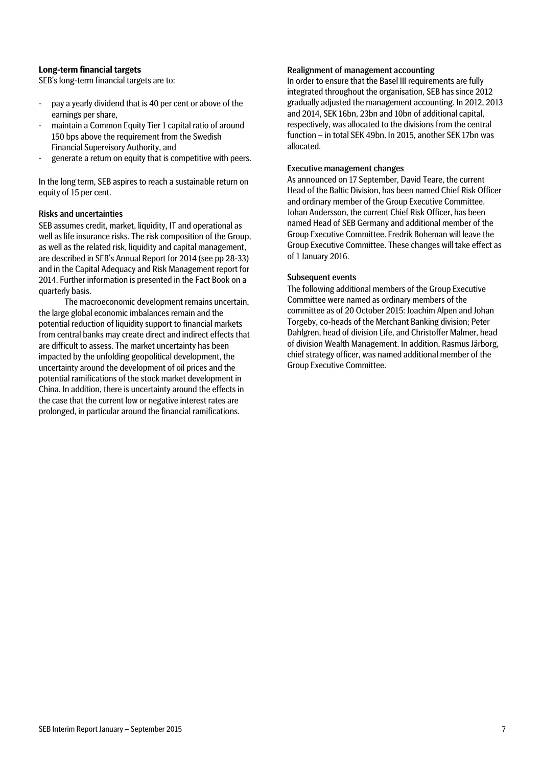### Long-term financial targets

SEB's long-term financial targets are to:

- pay a yearly dividend that is 40 per cent or above of the earnings per share,
- maintain a Common Equity Tier 1 capital ratio of around 150 bps above the requirement from the Swedish Financial Supervisory Authority, and
- generate a return on equity that is competitive with peers.

In the long term, SEB aspires to reach a sustainable return on equity of 15 per cent.

### Risks and uncertainties

SEB assumes credit, market, liquidity, IT and operational as well as life insurance risks. The risk composition of the Group, as well as the related risk, liquidity and capital management, are described in SEB's Annual Report for 2014 (see pp 28-33) and in the Capital Adequacy and Risk Management report for 2014. Further information is presented in the Fact Book on a quarterly basis.

The macroeconomic development remains uncertain, the large global economic imbalances remain and the potential reduction of liquidity support to financial markets from central banks may create direct and indirect effects that are difficult to assess. The market uncertainty has been impacted by the unfolding geopolitical development, the uncertainty around the development of oil prices and the potential ramifications of the stock market development in China. In addition, there is uncertainty around the effects in the case that the current low or negative interest rates are prolonged, in particular around the financial ramifications.

### Realignment of management accounting

In order to ensure that the Basel III requirements are fully integrated throughout the organisation, SEB has since 2012 gradually adjusted the management accounting. In 2012, 2013 and 2014, SEK 16bn, 23bn and 10bn of additional capital, respectively, was allocated to the divisions from the central function – in total SEK 49bn. In 2015, another SEK 17bn was allocated.

### Executive management changes

As announced on 17 September, David Teare, the current Head of the Baltic Division, has been named Chief Risk Officer and ordinary member of the Group Executive Committee. Johan Andersson, the current Chief Risk Officer, has been named Head of SEB Germany and additional member of the Group Executive Committee. Fredrik Boheman will leave the Group Executive Committee. These changes will take effect as of 1 January 2016.

### Subsequent events

The following additional members of the Group Executive Committee were named as ordinary members of the committee as of 20 October 2015: Joachim Alpen and Johan Torgeby, co-heads of the Merchant Banking division; Peter Dahlgren, head of division Life, and Christoffer Malmer, head of division Wealth Management. In addition, Rasmus Järborg, chief strategy officer, was named additional member of the Group Executive Committee.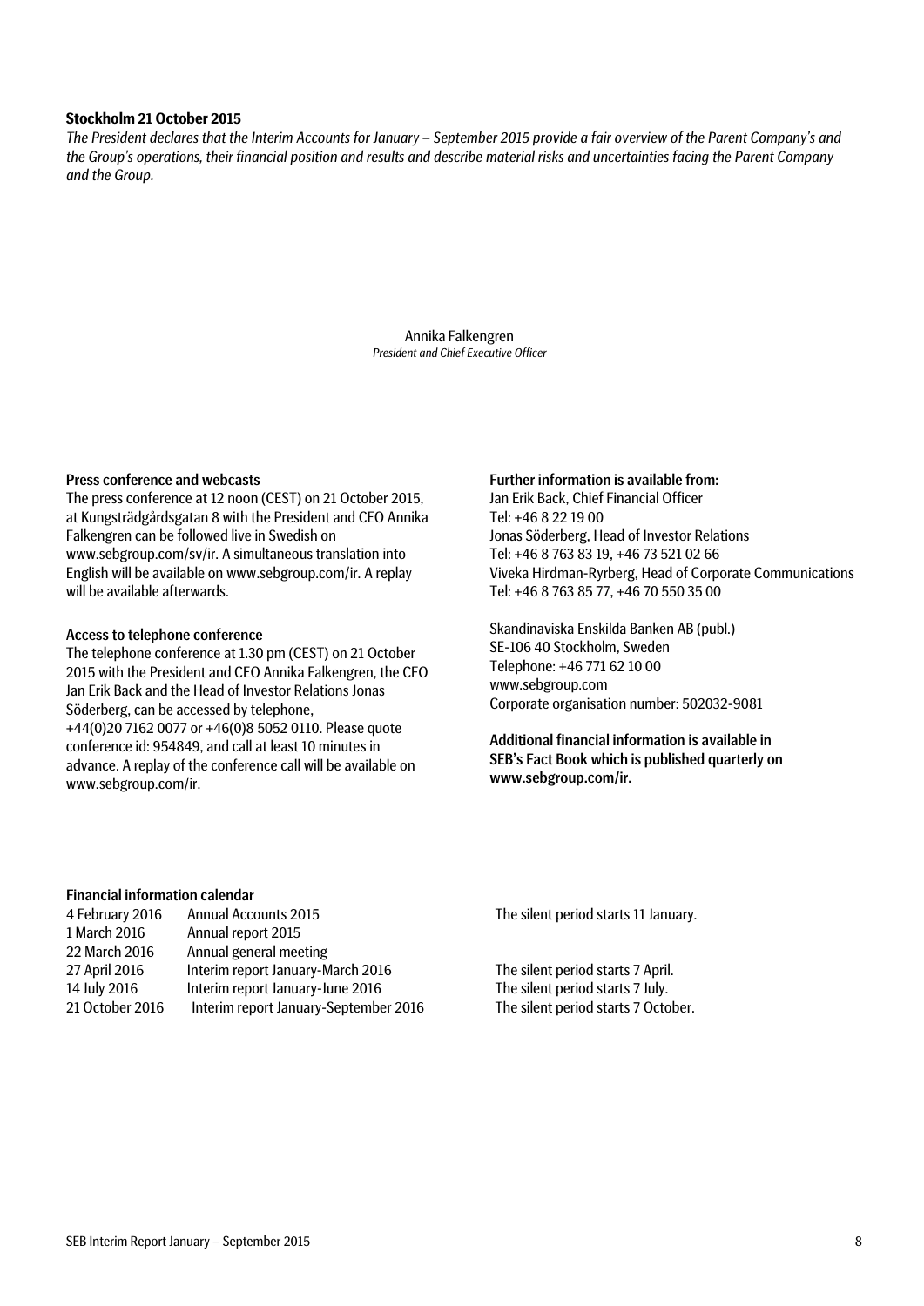**Stockholm 21 October 2015**

*The President declares that the Interim Accounts for January – September 2015 provide a fair overview of the Parent Company's and the Group's operations, their financial position and results and describe material risks and uncertainties facing the Parent Company and the Group.*

Annika Falkengren
*President and Chief Executive Officer*

**Press conference and webcasts**

The press conference at 12 noon (CEST) on 21 October 2015, at Kungsträdgårdsgatan 8 with the President and CEO Annika Falkengren can be followed live in Swedish on www.sebgroup.com/sv/ir. A simultaneous translation into English will be available on www.sebgroup.com/ir. A replay will be available afterwards.

**Access to telephone conference**

The telephone conference at 1.30 pm (CEST) on 21 October 2015 with the President and CEO Annika Falkengren, the CFO Jan Erik Back and the Head of Investor Relations Jonas Söderberg, can be accessed by telephone, +44(0)20 7162 0077 or +46(0)8 5052 0110. Please quote conference id: 954849, and call at least 10 minutes in advance. A replay of the conference call will be available on www.sebgroup.com/ir.

**Further information is available from:**

Jan Erik Back, Chief Financial Officer
Tel: +46 8 22 19 00
Jonas Söderberg, Head of Investor Relations
Tel: +46 8 763 83 19, +46 73 521 02 66
Viveka Hirdman-Ryrberg, Head of Corporate Communications
Tel: +46 8 763 85 77, +46 70 550 35 00

Skandinaviska Enskilda Banken AB (publ.)
SE-106 40 Stockholm, Sweden
Telephone: +46 771 62 10 00
www.sebgroup.com
Corporate organisation number: 502032-9081

**Additional financial information is available in SEB's Fact Book which is published quarterly on www.sebgroup.com/ir.**

**Financial information calendar**

| | | |
|---|---|---|
| 4 February 2016 | Annual Accounts 2015 | The silent period starts 11 January. |
| 1 March 2016 | Annual report 2015 | |
| 22 March 2016 | Annual general meeting | |
| 27 April 2016 | Interim report January-March 2016 | The silent period starts 7 April. |
| 14 July 2016 | Interim report January-June 2016 | The silent period starts 7 July. |
| 21 October 2016 | Interim report January-September 2016 | The silent period starts 7 October. |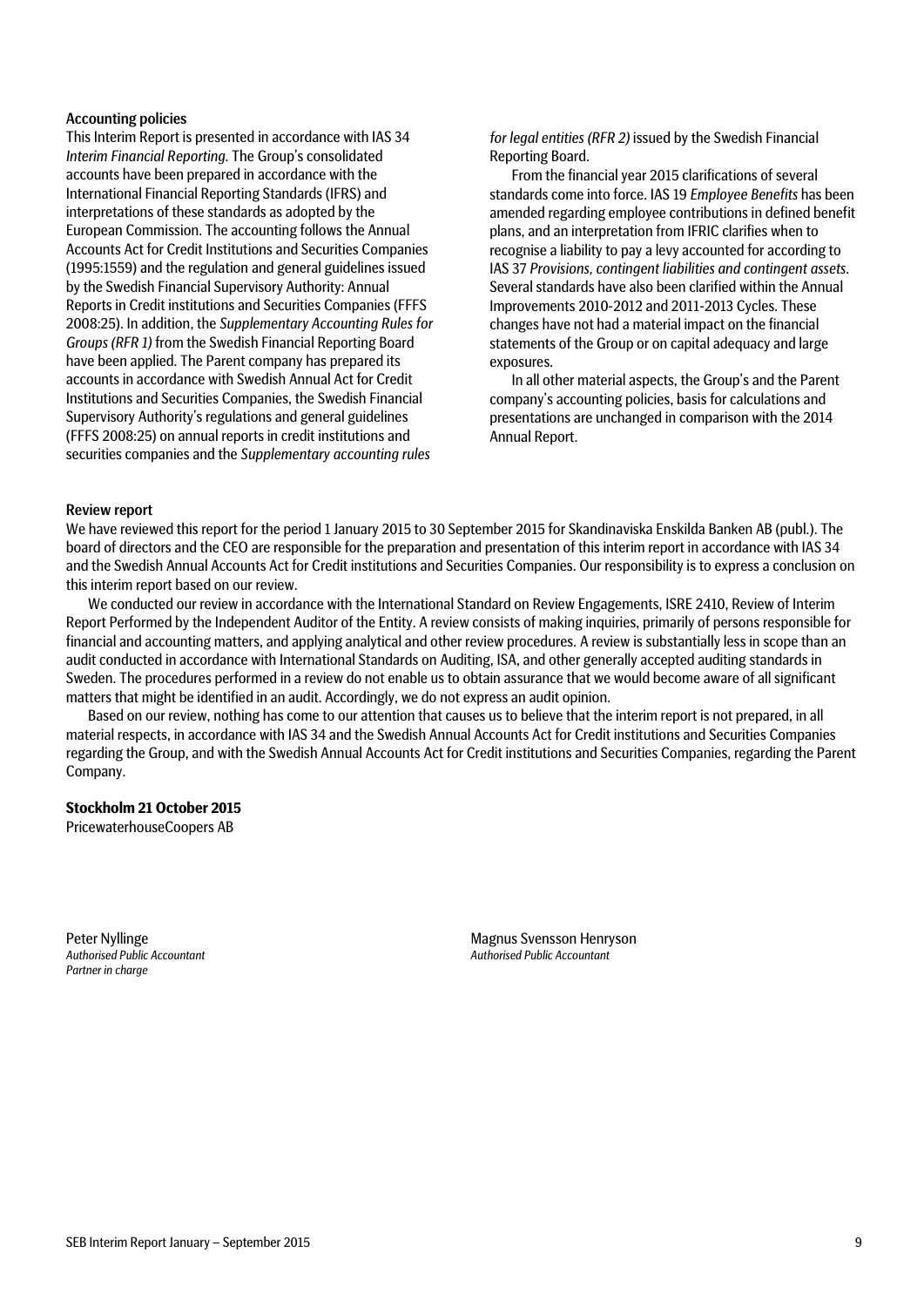### Accounting policies

This Interim Report is presented in accordance with IAS 34 *Interim Financial Reporting*. The Group's consolidated accounts have been prepared in accordance with the International Financial Reporting Standards (IFRS) and interpretations of these standards as adopted by the European Commission. The accounting follows the Annual Accounts Act for Credit Institutions and Securities Companies (1995:1559) and the regulation and general guidelines issued by the Swedish Financial Supervisory Authority: Annual Reports in Credit institutions and Securities Companies (FFFS 2008:25). In addition, the *Supplementary Accounting Rules for Groups (RFR 1)* from the Swedish Financial Reporting Board have been applied. The Parent company has prepared its accounts in accordance with Swedish Annual Act for Credit Institutions and Securities Companies, the Swedish Financial Supervisory Authority's regulations and general guidelines (FFFS 2008:25) on annual reports in credit institutions and securities companies and the *Supplementary accounting rules for legal entities (RFR 2)* issued by the Swedish Financial Reporting Board.

From the financial year 2015 clarifications of several standards come into force. IAS 19 *Employee Benefits* has been amended regarding employee contributions in defined benefit plans, and an interpretation from IFRIC clarifies when to recognise a liability to pay a levy accounted for according to IAS 37 *Provisions, contingent liabilities and contingent assets*. Several standards have also been clarified within the Annual Improvements 2010-2012 and 2011-2013 Cycles. These changes have not had a material impact on the financial statements of the Group or on capital adequacy and large exposures.

In all other material aspects, the Group's and the Parent company's accounting policies, basis for calculations and presentations are unchanged in comparison with the 2014 Annual Report.

### Review report

We have reviewed this report for the period 1 January 2015 to 30 September 2015 for Skandinaviska Enskilda Banken AB (publ.). The board of directors and the CEO are responsible for the preparation and presentation of this interim report in accordance with IAS 34 and the Swedish Annual Accounts Act for Credit institutions and Securities Companies. Our responsibility is to express a conclusion on this interim report based on our review.

We conducted our review in accordance with the International Standard on Review Engagements, ISRE 2410, Review of Interim Report Performed by the Independent Auditor of the Entity. A review consists of making inquiries, primarily of persons responsible for financial and accounting matters, and applying analytical and other review procedures. A review is substantially less in scope than an audit conducted in accordance with International Standards on Auditing, ISA, and other generally accepted auditing standards in Sweden. The procedures performed in a review do not enable us to obtain assurance that we would become aware of all significant matters that might be identified in an audit. Accordingly, we do not express an audit opinion.

Based on our review, nothing has come to our attention that causes us to believe that the interim report is not prepared, in all material respects, in accordance with IAS 34 and the Swedish Annual Accounts Act for Credit institutions and Securities Companies regarding the Group, and with the Swedish Annual Accounts Act for Credit institutions and Securities Companies, regarding the Parent Company.

**Stockholm 21 October 2015**
PricewaterhouseCoopers AB

Peter Nyllinge
*Authorised Public Accountant*
*Partner in charge*

Magnus Svensson Henryson
*Authorised Public Accountant*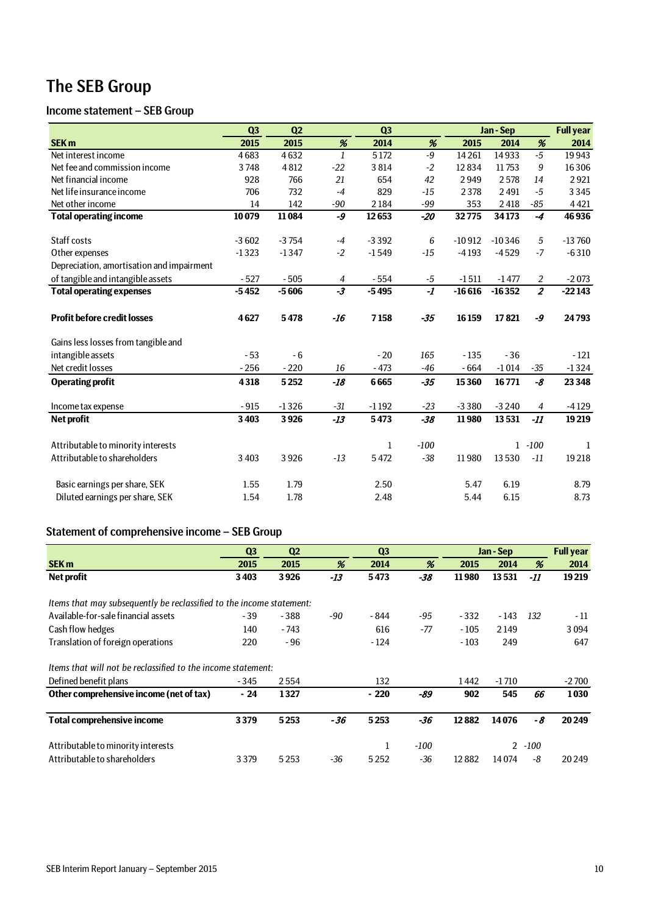# The SEB Group

## Income statement – SEB Group

| SEK m | Q3 2015 | Q2 2015 | % | Q3 2014 | % | Jan - Sep 2015 | Jan - Sep 2014 | % | Full year 2014 |
|---|---|---|---|---|---|---|---|---|---|
| Net interest income | 4 683 | 4 632 | 1 | 5 172 | -9 | 14 261 | 14 933 | -5 | 19 943 |
| Net fee and commission income | 3 748 | 4 812 | -22 | 3 814 | -2 | 12 834 | 11 753 | 9 | 16 306 |
| Net financial income | 928 | 766 | 21 | 654 | 42 | 2 949 | 2 578 | 14 | 2 921 |
| Net life insurance income | 706 | 732 | -4 | 829 | -15 | 2 378 | 2 491 | -5 | 3 345 |
| Net other income | 14 | 142 | -90 | 2 184 | -99 | 353 | 2 418 | -85 | 4 421 |
| **Total operating income** | **10 079** | **11 084** | **-9** | **12 653** | **-20** | **32 775** | **34 173** | **-4** | **46 936** |
| | | | | | | | | | |
| Staff costs | -3 602 | -3 754 | -4 | -3 392 | 6 | -10 912 | -10 346 | 5 | -13 760 |
| Other expenses | -1 323 | -1 347 | -2 | -1 549 | -15 | -4 193 | -4 529 | -7 | -6 310 |
| Depreciation, amortisation and impairment of tangible and intangible assets | - 527 | - 505 | 4 | - 554 | -5 | -1 511 | -1 477 | 2 | -2 073 |
| **Total operating expenses** | **-5 452** | **-5 606** | **-3** | **-5 495** | **-1** | **-16 616** | **-16 352** | **2** | **-22 143** |
| | | | | | | | | | |
| **Profit before credit losses** | **4 627** | **5 478** | **-16** | **7 158** | **-35** | **16 159** | **17 821** | **-9** | **24 793** |
| | | | | | | | | | |
| Gains less losses from tangible and intangible assets | - 53 | - 6 | | - 20 | 165 | - 135 | - 36 | | - 121 |
| Net credit losses | - 256 | - 220 | 16 | - 473 | -46 | - 664 | -1 014 | -35 | -1 324 |
| **Operating profit** | **4 318** | **5 252** | **-18** | **6 665** | **-35** | **15 360** | **16 771** | **-8** | **23 348** |
| | | | | | | | | | |
| Income tax expense | - 915 | -1 326 | -31 | -1 192 | -23 | -3 380 | -3 240 | 4 | -4 129 |
| **Net profit** | **3 403** | **3 926** | **-13** | **5 473** | **-38** | **11 980** | **13 531** | **-11** | **19 219** |
| | | | | | | | | | |
| Attributable to minority interests | | | | 1 | -100 | | 1 | -100 | 1 |
| Attributable to shareholders | 3 403 | 3 926 | -13 | 5 472 | -38 | 11 980 | 13 530 | -11 | 19 218 |
| | | | | | | | | | |
| Basic earnings per share, SEK | 1.55 | 1.79 | | 2.50 | | 5.47 | 6.19 | | 8.79 |
| Diluted earnings per share, SEK | 1.54 | 1.78 | | 2.48 | | 5.44 | 6.15 | | 8.73 |

## Statement of comprehensive income – SEB Group

| SEK m | Q3 2015 | Q2 2015 | % | Q3 2014 | % | Jan - Sep 2015 | Jan - Sep 2014 | % | Full year 2014 |
|---|---|---|---|---|---|---|---|---|---|
| **Net profit** | **3 403** | **3 926** | **-13** | **5 473** | **-38** | **11 980** | **13 531** | **-11** | **19 219** |
| | | | | | | | | | |
| *Items that may subsequently be reclassified to the income statement:* | | | | | | | | | |
| Available-for-sale financial assets | - 39 | - 388 | -90 | - 844 | -95 | - 332 | - 143 | 132 | - 11 |
| Cash flow hedges | 140 | - 743 | | 616 | -77 | - 105 | 2 149 | | 3 094 |
| Translation of foreign operations | 220 | - 96 | | - 124 | | - 103 | 249 | | 647 |
| | | | | | | | | | |
| *Items that will not be reclassified to the income statement:* | | | | | | | | | |
| Defined benefit plans | - 345 | 2 554 | | 132 | | 1 442 | -1 710 | | -2 700 |
| **Other comprehensive income (net of tax)** | **- 24** | **1 327** | | **- 220** | **-89** | **902** | **545** | **66** | **1 030** |
| | | | | | | | | | |
| **Total comprehensive income** | **3 379** | **5 253** | **-36** | **5 253** | **-36** | **12 882** | **14 076** | **-8** | **20 249** |
| | | | | | | | | | |
| Attributable to minority interests | | | | 1 | -100 | | 2 | -100 | |
| Attributable to shareholders | 3 379 | 5 253 | -36 | 5 252 | -36 | 12 882 | 14 074 | -8 | 20 249 |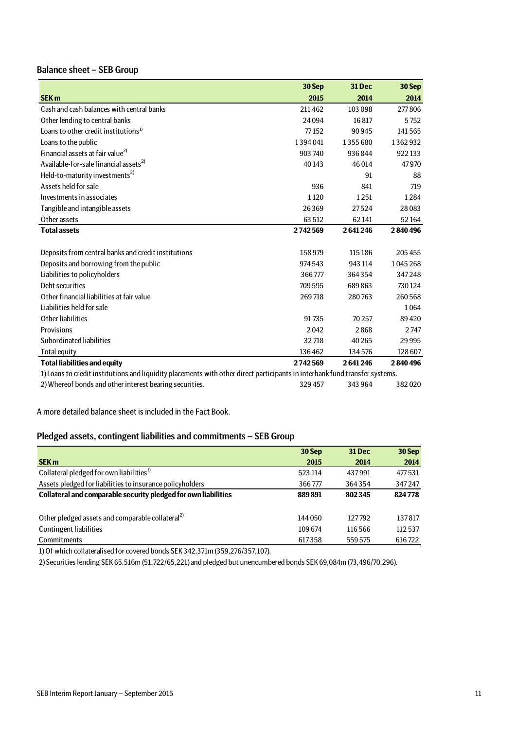## Balance sheet – SEB Group

| SEK m | 30 Sep 2015 | 31 Dec 2014 | 30 Sep 2014 |
|---|---|---|---|
| Cash and cash balances with central banks | 211 462 | 103 098 | 277 806 |
| Other lending to central banks | 24 094 | 16 817 | 5 752 |
| Loans to other credit institutions[1] | 77 152 | 90 945 | 141 565 |
| Loans to the public | 1 394 041 | 1 355 680 | 1 362 932 |
| Financial assets at fair value[2] | 903 740 | 936 844 | 922 133 |
| Available-for-sale financial assets[2] | 40 143 | 46 014 | 47 970 |
| Held-to-maturity investments[2] | | 91 | 88 |
| Assets held for sale | 936 | 841 | 719 |
| Investments in associates | 1 120 | 1 251 | 1 284 |
| Tangible and intangible assets | 26 369 | 27 524 | 28 083 |
| Other assets | 63 512 | 62 141 | 52 164 |
| **Total assets** | **2 742 569** | **2 641 246** | **2 840 496** |
| | | | |
| Deposits from central banks and credit institutions | 158 979 | 115 186 | 205 455 |
| Deposits and borrowing from the public | 974 543 | 943 114 | 1 045 268 |
| Liabilities to policyholders | 366 777 | 364 354 | 347 248 |
| Debt securities | 709 595 | 689 863 | 730 124 |
| Other financial liabilities at fair value | 269 718 | 280 763 | 260 568 |
| Liabilities held for sale | | | 1 064 |
| Other liabilities | 91 735 | 70 257 | 89 420 |
| Provisions | 2 042 | 2 868 | 2 747 |
| Subordinated liabilities | 32 718 | 40 265 | 29 995 |
| Total equity | 136 462 | 134 576 | 128 607 |
| **Total liabilities and equity** | **2 742 569** | **2 641 246** | **2 840 496** |

1) Loans to credit institutions and liquidity placements with other direct participants in interbank fund transfer systems.

| | | | |
|---|---|---|---|
| 2) Whereof bonds and other interest bearing securities. | 329 457 | 343 964 | 382 020 |

A more detailed balance sheet is included in the Fact Book.

## Pledged assets, contingent liabilities and commitments – SEB Group

| SEK m | 30 Sep 2015 | 31 Dec 2014 | 30 Sep 2014 |
|---|---|---|---|
| Collateral pledged for own liabilities[1] | 523 114 | 437 991 | 477 531 |
| Assets pledged for liabilities to insurance policyholders | 366 777 | 364 354 | 347 247 |
| **Collateral and comparable security pledged for own liabilities** | **889 891** | **802 345** | **824 778** |
| | | | |
| Other pledged assets and comparable collateral[2] | 144 050 | 127 792 | 137 817 |
| Contingent liabilities | 109 674 | 116 566 | 112 537 |
| Commitments | 617 358 | 559 575 | 616 722 |

1) Of which collateralised for covered bonds SEK 342,371m (359,276/357,107).

2) Securities lending SEK 65,516m (51,722/65,221) and pledged but unencumbered bonds SEK 69,084m (73,496/70,296).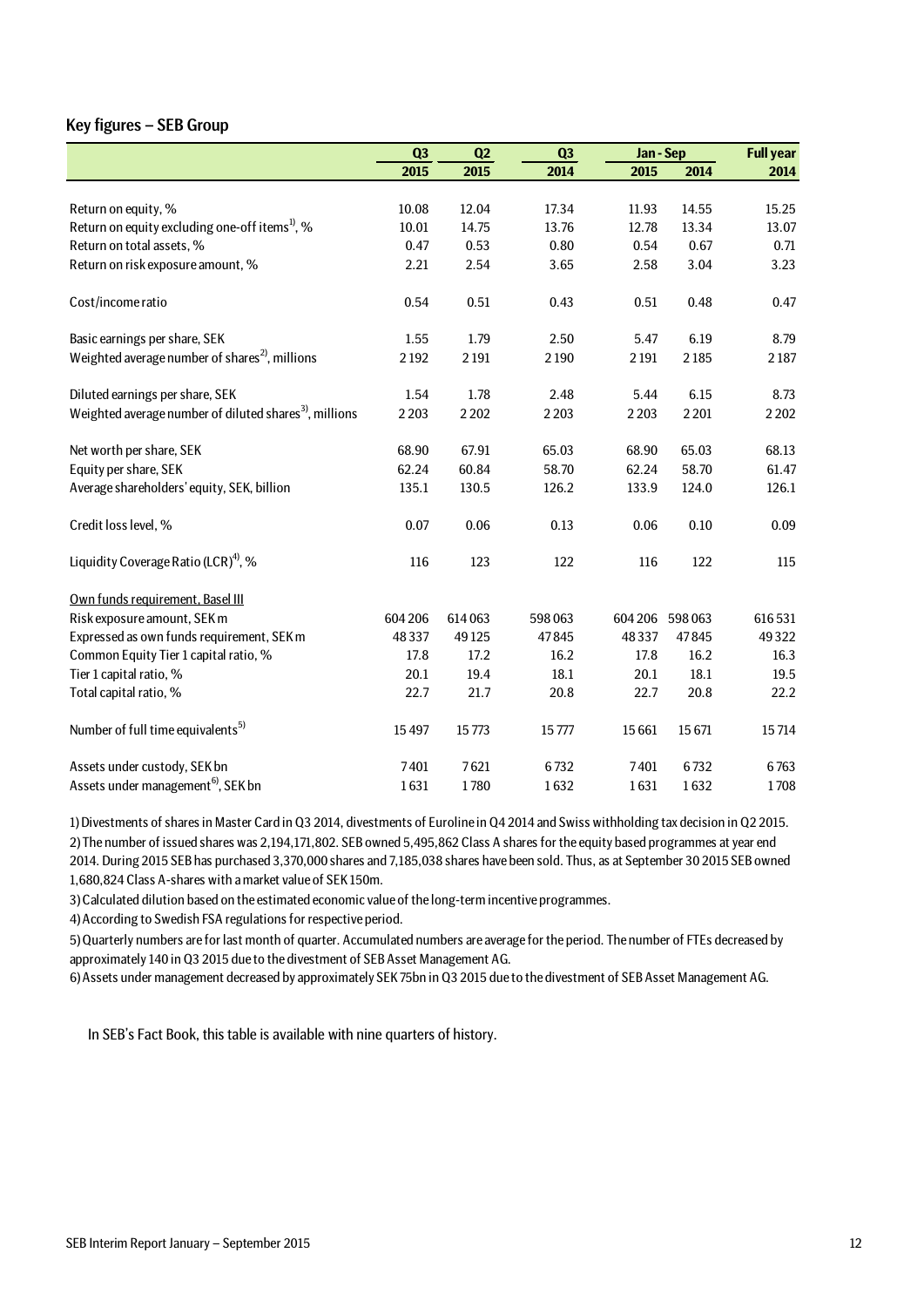## Key figures – SEB Group

| | Q3 2015 | Q2 2015 | Q3 2014 | Jan - Sep 2015 | Jan - Sep 2014 | Full year 2014 |
|---|---|---|---|---|---|---|
| Return on equity, % | 10.08 | 12.04 | 17.34 | 11.93 | 14.55 | 15.25 |
| Return on equity excluding one-off items[1], % | 10.01 | 14.75 | 13.76 | 12.78 | 13.34 | 13.07 |
| Return on total assets, % | 0.47 | 0.53 | 0.80 | 0.54 | 0.67 | 0.71 |
| Return on risk exposure amount, % | 2.21 | 2.54 | 3.65 | 2.58 | 3.04 | 3.23 |
| Cost/income ratio | 0.54 | 0.51 | 0.43 | 0.51 | 0.48 | 0.47 |
| Basic earnings per share, SEK | 1.55 | 1.79 | 2.50 | 5.47 | 6.19 | 8.79 |
| Weighted average number of shares[2], millions | 2 192 | 2 191 | 2 190 | 2 191 | 2 185 | 2 187 |
| Diluted earnings per share, SEK | 1.54 | 1.78 | 2.48 | 5.44 | 6.15 | 8.73 |
| Weighted average number of diluted shares[3], millions | 2 203 | 2 202 | 2 203 | 2 203 | 2 201 | 2 202 |
| Net worth per share, SEK | 68.90 | 67.91 | 65.03 | 68.90 | 65.03 | 68.13 |
| Equity per share, SEK | 62.24 | 60.84 | 58.70 | 62.24 | 58.70 | 61.47 |
| Average shareholders' equity, SEK, billion | 135.1 | 130.5 | 126.2 | 133.9 | 124.0 | 126.1 |
| Credit loss level, % | 0.07 | 0.06 | 0.13 | 0.06 | 0.10 | 0.09 |
| Liquidity Coverage Ratio (LCR)[4], % | 116 | 123 | 122 | 116 | 122 | 115 |
| Own funds requirement, Basel III | | | | | | |
| Risk exposure amount, SEK m | 604 206 | 614 063 | 598 063 | 604 206 | 598 063 | 616 531 |
| Expressed as own funds requirement, SEK m | 48 337 | 49 125 | 47 845 | 48 337 | 47 845 | 49 322 |
| Common Equity Tier 1 capital ratio, % | 17.8 | 17.2 | 16.2 | 17.8 | 16.2 | 16.3 |
| Tier 1 capital ratio, % | 20.1 | 19.4 | 18.1 | 20.1 | 18.1 | 19.5 |
| Total capital ratio, % | 22.7 | 21.7 | 20.8 | 22.7 | 20.8 | 22.2 |
| Number of full time equivalents[5] | 15 497 | 15 773 | 15 777 | 15 661 | 15 671 | 15 714 |
| Assets under custody, SEK bn | 7 401 | 7 621 | 6 732 | 7 401 | 6 732 | 6 763 |
| Assets under management[6], SEK bn | 1 631 | 1 780 | 1 632 | 1 631 | 1 632 | 1 708 |

1) Divestments of shares in Master Card in Q3 2014, divestments of Euroline in Q4 2014 and Swiss withholding tax decision in Q2 2015.
2) The number of issued shares was 2,194,171,802. SEB owned 5,495,862 Class A shares for the equity based programmes at year end 2014. During 2015 SEB has purchased 3,370,000 shares and 7,185,038 shares have been sold. Thus, as at September 30 2015 SEB owned 1,680,824 Class A-shares with a market value of SEK 150m.
3) Calculated dilution based on the estimated economic value of the long-term incentive programmes.
4) According to Swedish FSA regulations for respective period.
5) Quarterly numbers are for last month of quarter. Accumulated numbers are average for the period. The number of FTEs decreased by approximately 140 in Q3 2015 due to the divestment of SEB Asset Management AG.
6) Assets under management decreased by approximately SEK 75bn in Q3 2015 due to the divestment of SEB Asset Management AG.

In SEB's Fact Book, this table is available with nine quarters of history.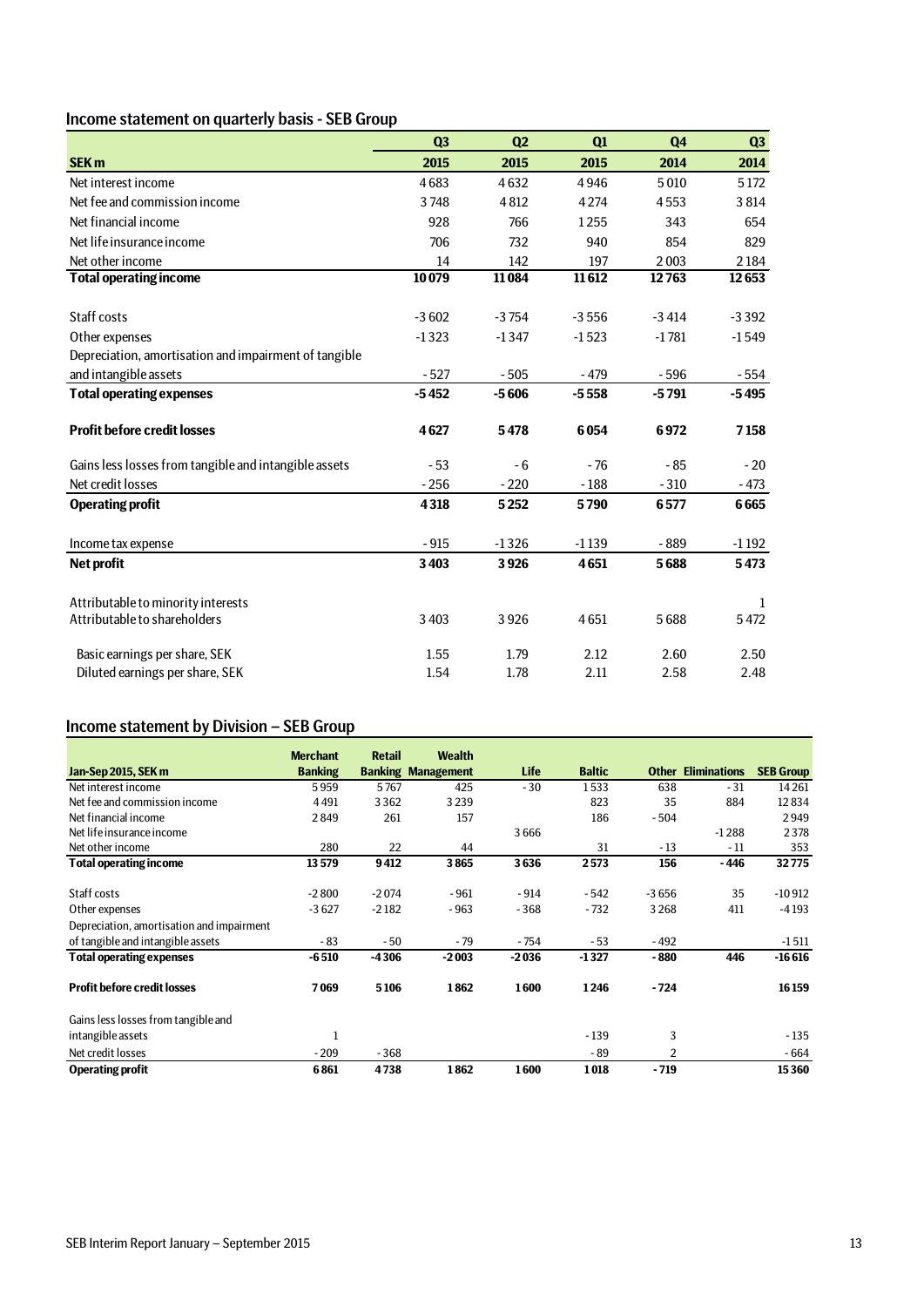## Income statement on quarterly basis - SEB Group

| | Q3 | Q2 | Q1 | Q4 | Q3 |
|---|---|---|---|---|---|
| **SEK m** | **2015** | **2015** | **2015** | **2014** | **2014** |
| Net interest income | 4 683 | 4 632 | 4 946 | 5 010 | 5 172 |
| Net fee and commission income | 3 748 | 4 812 | 4 274 | 4 553 | 3 814 |
| Net financial income | 928 | 766 | 1 255 | 343 | 654 |
| Net life insurance income | 706 | 732 | 940 | 854 | 829 |
| Net other income | 14 | 142 | 197 | 2 003 | 2 184 |
| **Total operating income** | **10 079** | **11 084** | **11 612** | **12 763** | **12 653** |
| Staff costs | -3 602 | -3 754 | -3 556 | -3 414 | -3 392 |
| Other expenses | -1 323 | -1 347 | -1 523 | -1 781 | -1 549 |
| Depreciation, amortisation and impairment of tangible and intangible assets | - 527 | - 505 | - 479 | - 596 | - 554 |
| **Total operating expenses** | **-5 452** | **-5 606** | **-5 558** | **-5 791** | **-5 495** |
| **Profit before credit losses** | **4 627** | **5 478** | **6 054** | **6 972** | **7 158** |
| Gains less losses from tangible and intangible assets | - 53 | - 6 | - 76 | - 85 | - 20 |
| Net credit losses | - 256 | - 220 | - 188 | - 310 | - 473 |
| **Operating profit** | **4 318** | **5 252** | **5 790** | **6 577** | **6 665** |
| Income tax expense | - 915 | -1 326 | -1 139 | - 889 | -1 192 |
| **Net profit** | **3 403** | **3 926** | **4 651** | **5 688** | **5 473** |
| Attributable to minority interests | | | | | 1 |
| Attributable to shareholders | 3 403 | 3 926 | 4 651 | 5 688 | 5 472 |
| Basic earnings per share, SEK | 1.55 | 1.79 | 2.12 | 2.60 | 2.50 |
| Diluted earnings per share, SEK | 1.54 | 1.78 | 2.11 | 2.58 | 2.48 |

## Income statement by Division – SEB Group

| Jan-Sep 2015, SEK m | Merchant Banking | Retail Banking | Wealth Management | Life | Baltic | Other | Eliminations | SEB Group |
|---|---|---|---|---|---|---|---|---|
| Net interest income | 5 959 | 5 767 | 425 | - 30 | 1 533 | 638 | - 31 | 14 261 |
| Net fee and commission income | 4 491 | 3 362 | 3 239 | | 823 | 35 | 884 | 12 834 |
| Net financial income | 2 849 | 261 | 157 | | 186 | - 504 | | 2 949 |
| Net life insurance income | | | | 3 666 | | | -1 288 | 2 378 |
| Net other income | 280 | 22 | 44 | | 31 | - 13 | - 11 | 353 |
| **Total operating income** | **13 579** | **9 412** | **3 865** | **3 636** | **2 573** | **156** | **- 446** | **32 775** |
| Staff costs | -2 800 | -2 074 | - 961 | - 914 | - 542 | -3 656 | 35 | -10 912 |
| Other expenses | -3 627 | -2 182 | - 963 | - 368 | - 732 | 3 268 | 411 | -4 193 |
| Depreciation, amortisation and impairment of tangible and intangible assets | - 83 | - 50 | - 79 | - 754 | - 53 | - 492 | | -1 511 |
| **Total operating expenses** | **-6 510** | **-4 306** | **-2 003** | **-2 036** | **-1 327** | **- 880** | **446** | **-16 616** |
| **Profit before credit losses** | **7 069** | **5 106** | **1 862** | **1 600** | **1 246** | **- 724** | | **16 159** |
| Gains less losses from tangible and intangible assets | 1 | | | | - 139 | 3 | | - 135 |
| Net credit losses | - 209 | - 368 | | | - 89 | 2 | | - 664 |
| **Operating profit** | **6 861** | **4 738** | **1 862** | **1 600** | **1 018** | **- 719** | | **15 360** |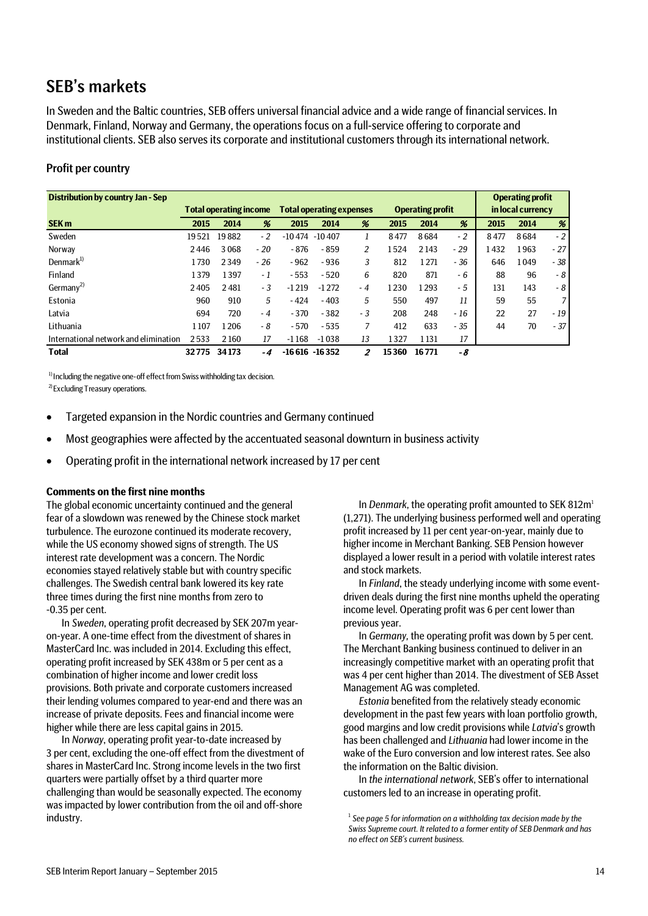# SEB's markets

In Sweden and the Baltic countries, SEB offers universal financial advice and a wide range of financial services. In Denmark, Finland, Norway and Germany, the operations focus on a full-service offering to corporate and institutional clients. SEB also serves its corporate and institutional customers through its international network.

## Profit per country

| Distribution by country Jan - Sep | Total operating income | | | Total operating expenses | | | Operating profit | | | Operating profit in local currency | | |
|---|---|---|---|---|---|---|---|---|---|---|---|---|
| **SEK m** | **2015** | **2014** | **%** | **2015** | **2014** | **%** | **2015** | **2014** | **%** | **2015** | **2014** | **%** |
| Sweden | 19521 | 19882 | -2 | -10474 | -10407 | 1 | 8477 | 8684 | -2 | 8477 | 8684 | -2 |
| Norway | 2446 | 3068 | -20 | -876 | -859 | 2 | 1524 | 2143 | -29 | 1432 | 1963 | -27 |
| Denmark[1)] | 1730 | 2349 | -26 | -962 | -936 | 3 | 812 | 1271 | -36 | 646 | 1049 | -38 |
| Finland | 1379 | 1397 | -1 | -553 | -520 | 6 | 820 | 871 | -6 | 88 | 96 | -8 |
| Germany[2)] | 2405 | 2481 | -3 | -1219 | -1272 | -4 | 1230 | 1293 | -5 | 131 | 143 | -8 |
| Estonia | 960 | 910 | 5 | -424 | -403 | 5 | 550 | 497 | 11 | 59 | 55 | 7 |
| Latvia | 694 | 720 | -4 | -370 | -382 | -3 | 208 | 248 | -16 | 22 | 27 | -19 |
| Lithuania | 1107 | 1206 | -8 | -570 | -535 | 7 | 412 | 633 | -35 | 44 | 70 | -37 |
| International network and elimination | 2533 | 2160 | 17 | -1168 | -1038 | 13 | 1327 | 1131 | 17 | | | |
| **Total** | **32775** | **34173** | **-4** | **-16616** | **-16352** | **2** | **15360** | **16771** | **-8** | | | |

[1)] Including the negative one-off effect from Swiss withholding tax decision.

[2)] Excluding Treasury operations.

- Targeted expansion in the Nordic countries and Germany continued
- Most geographies were affected by the accentuated seasonal downturn in business activity
- Operating profit in the international network increased by 17 per cent

**Comments on the first nine months**

The global economic uncertainty continued and the general fear of a slowdown was renewed by the Chinese stock market turbulence. The eurozone continued its moderate recovery, while the US economy showed signs of strength. The US interest rate development was a concern. The Nordic economies stayed relatively stable but with country specific challenges. The Swedish central bank lowered its key rate three times during the first nine months from zero to -0.35 per cent.

In *Sweden*, operating profit decreased by SEK 207m year-on-year. A one-time effect from the divestment of shares in MasterCard Inc. was included in 2014. Excluding this effect, operating profit increased by SEK 438m or 5 per cent as a combination of higher income and lower credit loss provisions. Both private and corporate customers increased their lending volumes compared to year-end and there was an increase of private deposits. Fees and financial income were higher while there are less capital gains in 2015.

In *Norway*, operating profit year-to-date increased by 3 per cent, excluding the one-off effect from the divestment of shares in MasterCard Inc. Strong income levels in the two first quarters were partially offset by a third quarter more challenging than would be seasonally expected. The economy was impacted by lower contribution from the oil and off-shore industry.

In *Denmark*, the operating profit amounted to SEK 812m[1] (1,271). The underlying business performed well and operating profit increased by 11 per cent year-on-year, mainly due to higher income in Merchant Banking. SEB Pension however displayed a lower result in a period with volatile interest rates and stock markets.

In *Finland*, the steady underlying income with some event-driven deals during the first nine months upheld the operating income level. Operating profit was 6 per cent lower than previous year.

In *Germany*, the operating profit was down by 5 per cent. The Merchant Banking business continued to deliver in an increasingly competitive market with an operating profit that was 4 per cent higher than 2014. The divestment of SEB Asset Management AG was completed.

*Estonia* benefited from the relatively steady economic development in the past few years with loan portfolio growth, good margins and low credit provisions while *Latvia*'s growth has been challenged and *Lithuania* had lower income in the wake of the Euro conversion and low interest rates. See also the information on the Baltic division.

In *the international network*, SEB's offer to international customers led to an increase in operating profit.

[1] *See page 5 for information on a withholding tax decision made by the Swiss Supreme court. It related to a former entity of SEB Denmark and has no effect on SEB's current business.*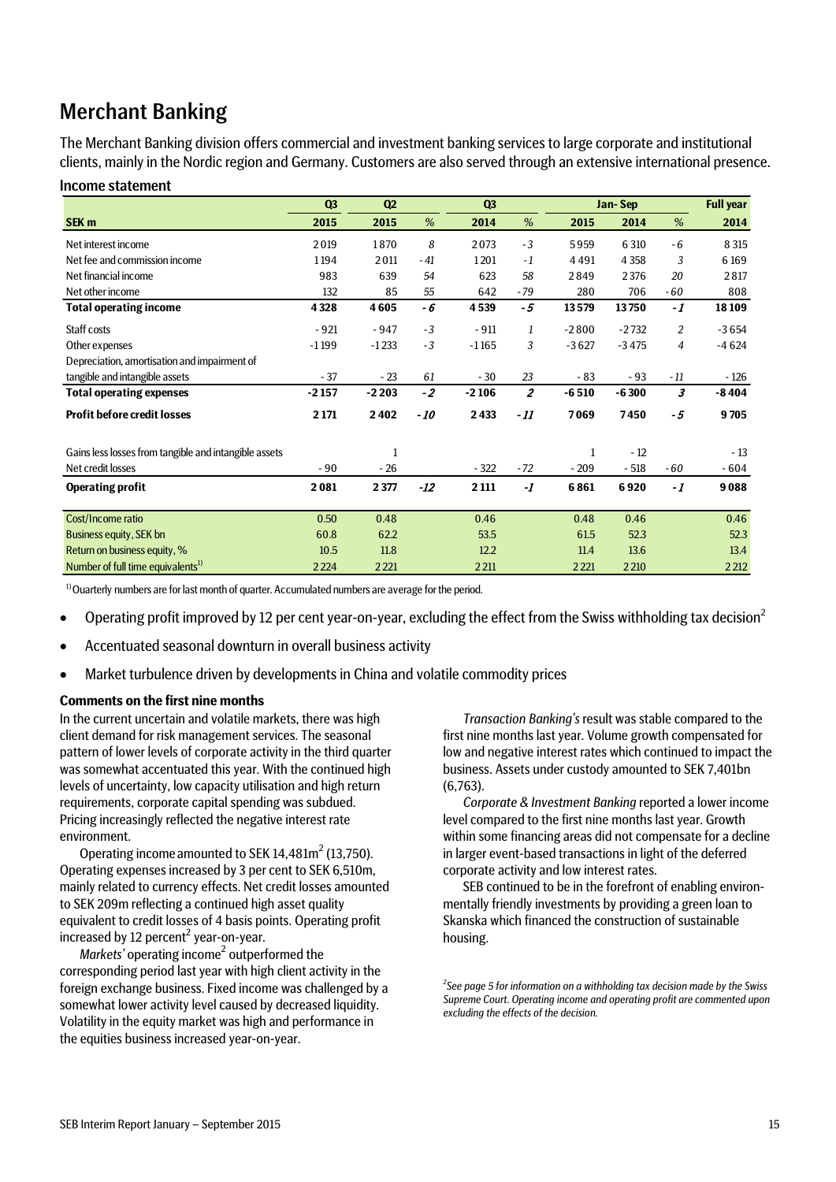# Merchant Banking

The Merchant Banking division offers commercial and investment banking services to large corporate and institutional clients, mainly in the Nordic region and Germany. Customers are also served through an extensive international presence.

### Income statement

| | Q3 | Q2 | | Q3 | | Jan- Sep | | | Full year |
|---|---|---|---|---|---|---|---|---|---|
| **SEK m** | **2015** | **2015** | *%* | **2014** | *%* | **2015** | **2014** | *%* | **2014** |
| Net interest income | 2 019 | 1 870 | *8* | 2 073 | *-3* | 5 959 | 6 310 | *-6* | 8 315 |
| Net fee and commission income | 1 194 | 2 011 | *-41* | 1 201 | *-1* | 4 491 | 4 358 | *3* | 6 169 |
| Net financial income | 983 | 639 | *54* | 623 | *58* | 2 849 | 2 376 | *20* | 2 817 |
| Net other income | 132 | 85 | *55* | 642 | *-79* | 280 | 706 | *-60* | 808 |
| **Total operating income** | **4 328** | **4 605** | ***-6*** | **4 539** | ***-5*** | **13 579** | **13 750** | ***-1*** | **18 109** |
| Staff costs | -921 | -947 | *-3* | -911 | *1* | -2 800 | -2 732 | *2* | -3 654 |
| Other expenses | -1 199 | -1 233 | *-3* | -1 165 | *3* | -3 627 | -3 475 | *4* | -4 624 |
| Depreciation, amortisation and impairment of tangible and intangible assets | -37 | -23 | *61* | -30 | *23* | -83 | -93 | *-11* | -126 |
| **Total operating expenses** | **-2 157** | **-2 203** | ***-2*** | **-2 106** | ***2*** | **-6 510** | **-6 300** | ***3*** | **-8 404** |
| **Profit before credit losses** | **2 171** | **2 402** | ***-10*** | **2 433** | ***-11*** | **7 069** | **7 450** | ***-5*** | **9 705** |
| Gains less losses from tangible and intangible assets | | 1 | | | | 1 | -12 | | -13 |
| Net credit losses | -90 | -26 | | -322 | *-72* | -209 | -518 | *-60* | -604 |
| **Operating profit** | **2 081** | **2 377** | ***-12*** | **2 111** | ***-1*** | **6 861** | **6 920** | ***-1*** | **9 088** |
| Cost/Income ratio | 0.50 | 0.48 | | 0.46 | | 0.48 | 0.46 | | 0.46 |
| Business equity, SEK bn | 60.8 | 62.2 | | 53.5 | | 61.5 | 52.3 | | 52.3 |
| Return on business equity, % | 10.5 | 11.8 | | 12.2 | | 11.4 | 13.6 | | 13.4 |
| Number of full time equivalents[1] | 2 224 | 2 221 | | 2 211 | | 2 221 | 2 210 | | 2 212 |

[1] Quarterly numbers are for last month of quarter. Accumulated numbers are average for the period.

- Operating profit improved by 12 per cent year-on-year, excluding the effect from the Swiss withholding tax decision[2]
- Accentuated seasonal downturn in overall business activity
- Market turbulence driven by developments in China and volatile commodity prices

**Comments on the first nine months**

In the current uncertain and volatile markets, there was high client demand for risk management services. The seasonal pattern of lower levels of corporate activity in the third quarter was somewhat accentuated this year. With the continued high levels of uncertainty, low capacity utilisation and high return requirements, corporate capital spending was subdued. Pricing increasingly reflected the negative interest rate environment.

Operating income amounted to SEK 14,481m[2] (13,750). Operating expenses increased by 3 per cent to SEK 6,510m, mainly related to currency effects. Net credit losses amounted to SEK 209m reflecting a continued high asset quality equivalent to credit losses of 4 basis points. Operating profit increased by 12 percent[2] year-on-year.

*Markets'* operating income[2] outperformed the corresponding period last year with high client activity in the foreign exchange business. Fixed income was challenged by a somewhat lower activity level caused by decreased liquidity. Volatility in the equity market was high and performance in the equities business increased year-on-year.

*Transaction Banking's* result was stable compared to the first nine months last year. Volume growth compensated for low and negative interest rates which continued to impact the business. Assets under custody amounted to SEK 7,401bn (6,763).

*Corporate & Investment Banking* reported a lower income level compared to the first nine months last year. Growth within some financing areas did not compensate for a decline in larger event-based transactions in light of the deferred corporate activity and low interest rates.

SEB continued to be in the forefront of enabling environmentally friendly investments by providing a green loan to Skanska which financed the construction of sustainable housing.

*[2] See page 5 for information on a withholding tax decision made by the Swiss Supreme Court. Operating income and operating profit are commented upon excluding the effects of the decision.*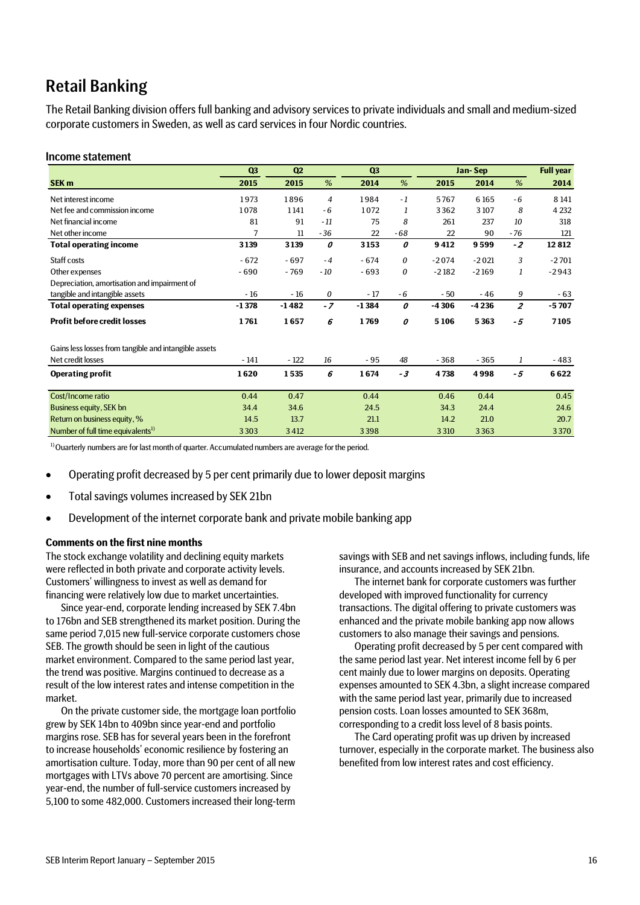# Retail Banking

The Retail Banking division offers full banking and advisory services to private individuals and small and medium-sized corporate customers in Sweden, as well as card services in four Nordic countries.

## Income statement

| | Q3 | Q2 | | Q3 | | Jan- Sep | | | Full year |
|---|---|---|---|---|---|---|---|---|---|
| **SEK m** | **2015** | **2015** | **%** | **2014** | **%** | **2015** | **2014** | **%** | **2014** |
| Net interest income | 1973 | 1896 | 4 | 1984 | -1 | 5767 | 6165 | -6 | 8141 |
| Net fee and commission income | 1078 | 1141 | -6 | 1072 | 1 | 3362 | 3107 | 8 | 4232 |
| Net financial income | 81 | 91 | -11 | 75 | 8 | 261 | 237 | 10 | 318 |
| Net other income | 7 | 11 | -36 | 22 | -68 | 22 | 90 | -76 | 121 |
| **Total operating income** | **3139** | **3139** | **0** | **3153** | **0** | **9412** | **9599** | **-2** | **12812** |
| Staff costs | -672 | -697 | -4 | -674 | 0 | -2074 | -2021 | 3 | -2701 |
| Other expenses | -690 | -769 | -10 | -693 | 0 | -2182 | -2169 | 1 | -2943 |
| Depreciation, amortisation and impairment of tangible and intangible assets | -16 | -16 | 0 | -17 | -6 | -50 | -46 | 9 | -63 |
| **Total operating expenses** | **-1378** | **-1482** | **-7** | **-1384** | **0** | **-4306** | **-4236** | **2** | **-5707** |
| **Profit before credit losses** | **1761** | **1657** | **6** | **1769** | **0** | **5106** | **5363** | **-5** | **7105** |
| Gains less losses from tangible and intangible assets | | | | | | | | | |
| Net credit losses | -141 | -122 | 16 | -95 | 48 | -368 | -365 | 1 | -483 |
| **Operating profit** | **1620** | **1535** | **6** | **1674** | **-3** | **4738** | **4998** | **-5** | **6622** |
| Cost/Income ratio | 0.44 | 0.47 | | 0.44 | | 0.46 | 0.44 | | 0.45 |
| Business equity, SEK bn | 34.4 | 34.6 | | 24.5 | | 34.3 | 24.4 | | 24.6 |
| Return on business equity, % | 14.5 | 13.7 | | 21.1 | | 14.2 | 21.0 | | 20.7 |
| Number of full time equivalents[1] | 3303 | 3412 | | 3398 | | 3310 | 3363 | | 3370 |

[1] Quarterly numbers are for last month of quarter. Accumulated numbers are average for the period.

- Operating profit decreased by 5 per cent primarily due to lower deposit margins
- Total savings volumes increased by SEK 21bn
- Development of the internet corporate bank and private mobile banking app

**Comments on the first nine months**

The stock exchange volatility and declining equity markets were reflected in both private and corporate activity levels. Customers' willingness to invest as well as demand for financing were relatively low due to market uncertainties.

Since year-end, corporate lending increased by SEK 7.4bn to 176bn and SEB strengthened its market position. During the same period 7,015 new full-service corporate customers chose SEB. The growth should be seen in light of the cautious market environment. Compared to the same period last year, the trend was positive. Margins continued to decrease as a result of the low interest rates and intense competition in the market.

On the private customer side, the mortgage loan portfolio grew by SEK 14bn to 409bn since year-end and portfolio margins rose. SEB has for several years been in the forefront to increase households' economic resilience by fostering an amortisation culture. Today, more than 90 per cent of all new mortgages with LTVs above 70 percent are amortising. Since year-end, the number of full-service customers increased by 5,100 to some 482,000. Customers increased their long-term savings with SEB and net savings inflows, including funds, life insurance, and accounts increased by SEK 21bn.

The internet bank for corporate customers was further developed with improved functionality for currency transactions. The digital offering to private customers was enhanced and the private mobile banking app now allows customers to also manage their savings and pensions.

Operating profit decreased by 5 per cent compared with the same period last year. Net interest income fell by 6 per cent mainly due to lower margins on deposits. Operating expenses amounted to SEK 4.3bn, a slight increase compared with the same period last year, primarily due to increased pension costs. Loan losses amounted to SEK 368m, corresponding to a credit loss level of 8 basis points.

The Card operating profit was up driven by increased turnover, especially in the corporate market. The business also benefited from low interest rates and cost efficiency.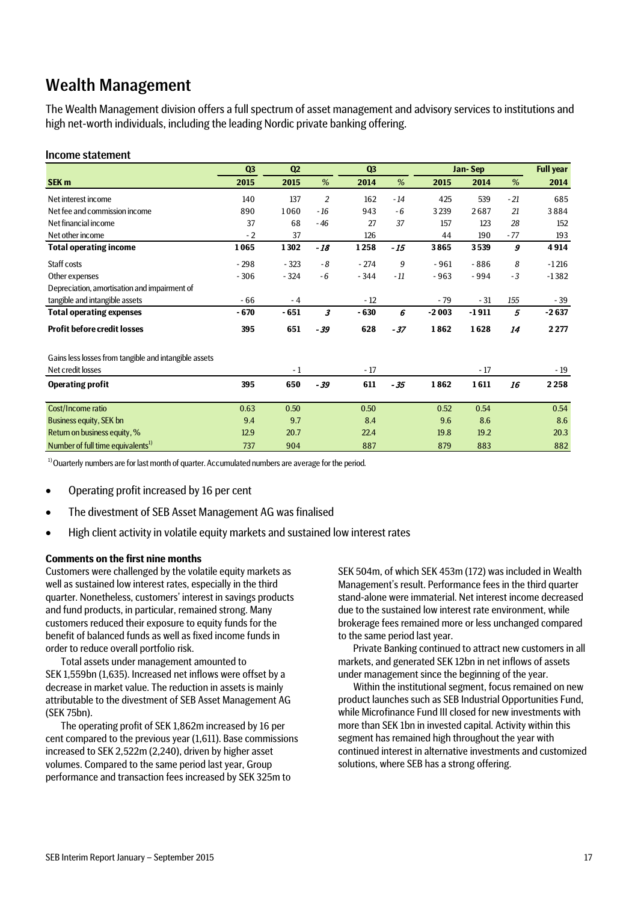# Wealth Management

The Wealth Management division offers a full spectrum of asset management and advisory services to institutions and high net-worth individuals, including the leading Nordic private banking offering.

## Income statement

| | Q3 | Q2 | | Q3 | | Jan- Sep | | | Full year |
|---|---|---|---|---|---|---|---|---|---|
| **SEK m** | **2015** | **2015** | *%* | **2014** | *%* | **2015** | **2014** | *%* | **2014** |
| Net interest income | 140 | 137 | *2* | 162 | *-14* | 425 | 539 | *-21* | 685 |
| Net fee and commission income | 890 | 1060 | *-16* | 943 | *-6* | 3239 | 2687 | *21* | 3884 |
| Net financial income | 37 | 68 | *-46* | 27 | *37* | 157 | 123 | *28* | 152 |
| Net other income | -2 | 37 | | 126 | | 44 | 190 | *-77* | 193 |
| **Total operating income** | **1065** | **1302** | ***-18*** | **1258** | ***-15*** | **3865** | **3539** | ***9*** | **4914** |
| Staff costs | -298 | -323 | *-8* | -274 | *9* | -961 | -886 | *8* | -1216 |
| Other expenses | -306 | -324 | *-6* | -344 | *-11* | -963 | -994 | *-3* | -1382 |
| Depreciation, amortisation and impairment of tangible and intangible assets | -66 | -4 | | -12 | | -79 | -31 | *155* | -39 |
| **Total operating expenses** | **-670** | **-651** | ***3*** | **-630** | ***6*** | **-2003** | **-1911** | ***5*** | **-2637** |
| **Profit before credit losses** | **395** | **651** | ***-39*** | **628** | ***-37*** | **1862** | **1628** | ***14*** | **2277** |
| Gains less losses from tangible and intangible assets | | | | | | | | | |
| Net credit losses | | -1 | | -17 | | | -17 | | -19 |
| **Operating profit** | **395** | **650** | ***-39*** | **611** | ***-35*** | **1862** | **1611** | ***16*** | **2258** |
| Cost/Income ratio | 0.63 | 0.50 | | 0.50 | | 0.52 | 0.54 | | 0.54 |
| Business equity, SEK bn | 9.4 | 9.7 | | 8.4 | | 9.6 | 8.6 | | 8.6 |
| Return on business equity, % | 12.9 | 20.7 | | 22.4 | | 19.8 | 19.2 | | 20.3 |
| Number of full time equivalents[1)] | 737 | 904 | | 887 | | 879 | 883 | | 882 |

[1)] Quarterly numbers are for last month of quarter. Accumulated numbers are average for the period.

- Operating profit increased by 16 per cent
- The divestment of SEB Asset Management AG was finalised
- High client activity in volatile equity markets and sustained low interest rates

**Comments on the first nine months**

Customers were challenged by the volatile equity markets as well as sustained low interest rates, especially in the third quarter. Nonetheless, customers' interest in savings products and fund products, in particular, remained strong. Many customers reduced their exposure to equity funds for the benefit of balanced funds as well as fixed income funds in order to reduce overall portfolio risk.

Total assets under management amounted to SEK 1,559bn (1,635). Increased net inflows were offset by a decrease in market value. The reduction in assets is mainly attributable to the divestment of SEB Asset Management AG (SEK 75bn).

The operating profit of SEK 1,862m increased by 16 per cent compared to the previous year (1,611). Base commissions increased to SEK 2,522m (2,240), driven by higher asset volumes. Compared to the same period last year, Group performance and transaction fees increased by SEK 325m to SEK 504m, of which SEK 453m (172) was included in Wealth Management's result. Performance fees in the third quarter stand-alone were immaterial. Net interest income decreased due to the sustained low interest rate environment, while brokerage fees remained more or less unchanged compared to the same period last year.

Private Banking continued to attract new customers in all markets, and generated SEK 12bn in net inflows of assets under management since the beginning of the year.

Within the institutional segment, focus remained on new product launches such as SEB Industrial Opportunities Fund, while Microfinance Fund III closed for new investments with more than SEK 1bn in invested capital. Activity within this segment has remained high throughout the year with continued interest in alternative investments and customized solutions, where SEB has a strong offering.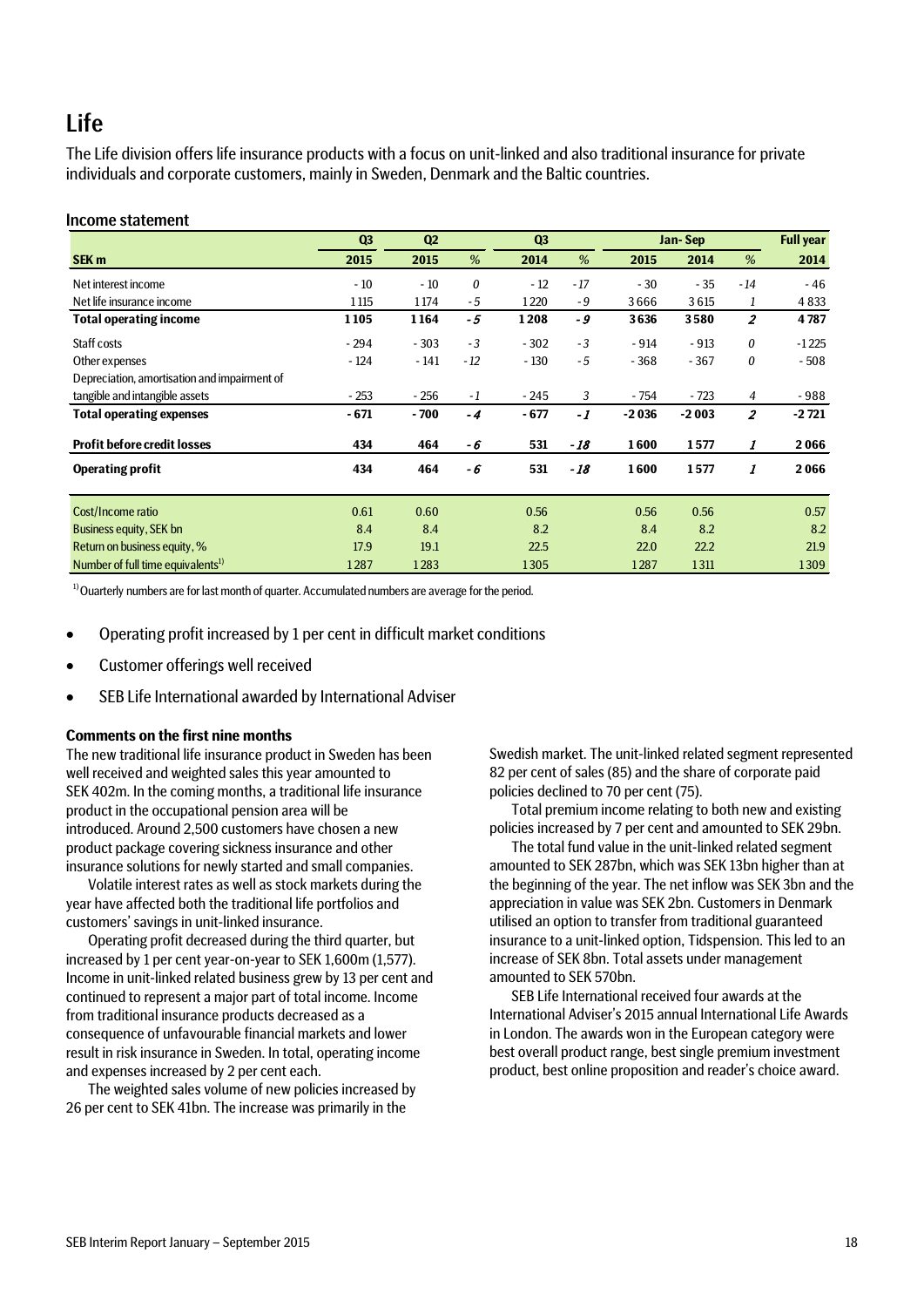# Life

The Life division offers life insurance products with a focus on unit-linked and also traditional insurance for private individuals and corporate customers, mainly in Sweden, Denmark and the Baltic countries.

## Income statement

| | Q3 | Q2 | | Q3 | | Jan- Sep | | | Full year |
|---|---|---|---|---|---|---|---|---|---|
| **SEK m** | **2015** | **2015** | *%* | **2014** | *%* | **2015** | **2014** | *%* | **2014** |
| Net interest income | - 10 | - 10 | *0* | - 12 | *-17* | - 30 | - 35 | *-14* | - 46 |
| Net life insurance income | 1115 | 1174 | *-5* | 1220 | *-9* | 3666 | 3615 | *1* | 4833 |
| **Total operating income** | **1105** | **1164** | ***-5*** | **1208** | ***-9*** | **3636** | **3580** | ***2*** | **4787** |
| Staff costs | - 294 | - 303 | *-3* | - 302 | *-3* | - 914 | - 913 | *0* | -1225 |
| Other expenses | - 124 | - 141 | *-12* | - 130 | *-5* | - 368 | - 367 | *0* | - 508 |
| Depreciation, amortisation and impairment of tangible and intangible assets | - 253 | - 256 | *-1* | - 245 | *3* | - 754 | - 723 | *4* | - 988 |
| **Total operating expenses** | **- 671** | **- 700** | ***-4*** | **- 677** | ***-1*** | **-2036** | **-2003** | ***2*** | **-2721** |
| **Profit before credit losses** | **434** | **464** | ***-6*** | **531** | ***-18*** | **1600** | **1577** | ***1*** | **2066** |
| **Operating profit** | **434** | **464** | ***-6*** | **531** | ***-18*** | **1600** | **1577** | ***1*** | **2066** |
| Cost/Income ratio | 0.61 | 0.60 | | 0.56 | | 0.56 | 0.56 | | 0.57 |
| Business equity, SEK bn | 8.4 | 8.4 | | 8.2 | | 8.4 | 8.2 | | 8.2 |
| Return on business equity, % | 17.9 | 19.1 | | 22.5 | | 22.0 | 22.2 | | 21.9 |
| Number of full time equivalents[1] | 1287 | 1283 | | 1305 | | 1287 | 1311 | | 1309 |

[1] Quarterly numbers are for last month of quarter. Accumulated numbers are average for the period.

- Operating profit increased by 1 per cent in difficult market conditions
- Customer offerings well received
- SEB Life International awarded by International Adviser

**Comments on the first nine months**

The new traditional life insurance product in Sweden has been well received and weighted sales this year amounted to SEK 402m. In the coming months, a traditional life insurance product in the occupational pension area will be introduced. Around 2,500 customers have chosen a new product package covering sickness insurance and other insurance solutions for newly started and small companies.

Volatile interest rates as well as stock markets during the year have affected both the traditional life portfolios and customers' savings in unit-linked insurance.

Operating profit decreased during the third quarter, but increased by 1 per cent year-on-year to SEK 1,600m (1,577). Income in unit-linked related business grew by 13 per cent and continued to represent a major part of total income. Income from traditional insurance products decreased as a consequence of unfavourable financial markets and lower result in risk insurance in Sweden. In total, operating income and expenses increased by 2 per cent each.

The weighted sales volume of new policies increased by 26 per cent to SEK 41bn. The increase was primarily in the Swedish market. The unit-linked related segment represented 82 per cent of sales (85) and the share of corporate paid policies declined to 70 per cent (75).

Total premium income relating to both new and existing policies increased by 7 per cent and amounted to SEK 29bn.

The total fund value in the unit-linked related segment amounted to SEK 287bn, which was SEK 13bn higher than at the beginning of the year. The net inflow was SEK 3bn and the appreciation in value was SEK 2bn. Customers in Denmark utilised an option to transfer from traditional guaranteed insurance to a unit-linked option, Tidspension. This led to an increase of SEK 8bn. Total assets under management amounted to SEK 570bn.

SEB Life International received four awards at the International Adviser's 2015 annual International Life Awards in London. The awards won in the European category were best overall product range, best single premium investment product, best online proposition and reader's choice award.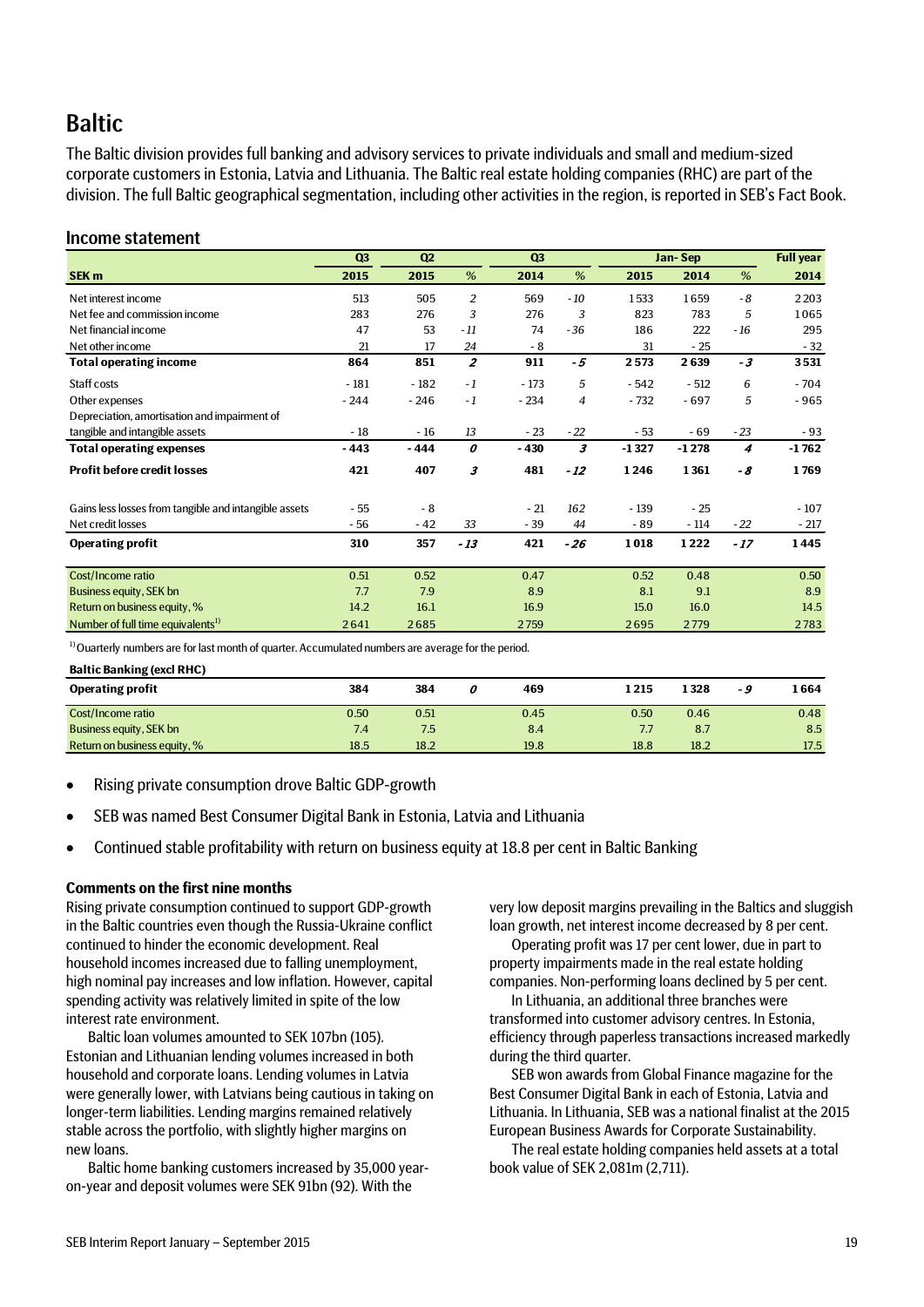# Baltic

The Baltic division provides full banking and advisory services to private individuals and small and medium-sized corporate customers in Estonia, Latvia and Lithuania. The Baltic real estate holding companies (RHC) are part of the division. The full Baltic geographical segmentation, including other activities in the region, is reported in SEB's Fact Book.

## Income statement

| | Q3 | Q2 | | Q3 | | Jan- Sep | | | Full year |
|---|---|---|---|---|---|---|---|---|---|
| **SEK m** | **2015** | **2015** | *%* | **2014** | *%* | **2015** | **2014** | *%* | **2014** |
| Net interest income | 513 | 505 | *2* | 569 | *-10* | 1 533 | 1 659 | *-8* | 2 203 |
| Net fee and commission income | 283 | 276 | *3* | 276 | *3* | 823 | 783 | *5* | 1 065 |
| Net financial income | 47 | 53 | *-11* | 74 | *-36* | 186 | 222 | *-16* | 295 |
| Net other income | 21 | 17 | *24* | -8 | | 31 | -25 | | -32 |
| **Total operating income** | **864** | **851** | ***2*** | **911** | ***-5*** | **2 573** | **2 639** | ***-3*** | **3 531** |
| Staff costs | -181 | -182 | *-1* | -173 | *5* | -542 | -512 | *6* | -704 |
| Other expenses | -244 | -246 | *-1* | -234 | *4* | -732 | -697 | *5* | -965 |
| Depreciation, amortisation and impairment of tangible and intangible assets | -18 | -16 | *13* | -23 | *-22* | -53 | -69 | *-23* | -93 |
| **Total operating expenses** | **-443** | **-444** | ***0*** | **-430** | ***3*** | **-1 327** | **-1 278** | ***4*** | **-1 762** |
| **Profit before credit losses** | **421** | **407** | ***3*** | **481** | ***-12*** | **1 246** | **1 361** | ***-8*** | **1 769** |
| Gains less losses from tangible and intangible assets | -55 | -8 | | -21 | *162* | -139 | -25 | | -107 |
| Net credit losses | -56 | -42 | *33* | -39 | *44* | -89 | -114 | *-22* | -217 |
| **Operating profit** | **310** | **357** | ***-13*** | **421** | ***-26*** | **1 018** | **1 222** | ***-17*** | **1 445** |
| Cost/Income ratio | 0.51 | 0.52 | | 0.47 | | 0.52 | 0.48 | | 0.50 |
| Business equity, SEK bn | 7.7 | 7.9 | | 8.9 | | 8.1 | 9.1 | | 8.9 |
| Return on business equity, % | 14.2 | 16.1 | | 16.9 | | 15.0 | 16.0 | | 14.5 |
| Number of full time equivalents[1] | 2 641 | 2 685 | | 2 759 | | 2 695 | 2 779 | | 2 783 |

[1] Quarterly numbers are for last month of quarter. Accumulated numbers are average for the period.

**Baltic Banking (excl RHC)**

| | Q3 2015 | Q2 2015 | % | Q3 2014 | % | Jan-Sep 2015 | Jan-Sep 2014 | % | Full year 2014 |
|---|---|---|---|---|---|---|---|---|---|
| **Operating profit** | **384** | **384** | ***0*** | **469** | | **1 215** | **1 328** | ***-9*** | **1 664** |
| Cost/Income ratio | 0.50 | 0.51 | | 0.45 | | 0.50 | 0.46 | | 0.48 |
| Business equity, SEK bn | 7.4 | 7.5 | | 8.4 | | 7.7 | 8.7 | | 8.5 |
| Return on business equity, % | 18.5 | 18.2 | | 19.8 | | 18.8 | 18.2 | | 17.5 |

- Rising private consumption drove Baltic GDP-growth
- SEB was named Best Consumer Digital Bank in Estonia, Latvia and Lithuania
- Continued stable profitability with return on business equity at 18.8 per cent in Baltic Banking

**Comments on the first nine months**

Rising private consumption continued to support GDP-growth in the Baltic countries even though the Russia-Ukraine conflict continued to hinder the economic development. Real household incomes increased due to falling unemployment, high nominal pay increases and low inflation. However, capital spending activity was relatively limited in spite of the low interest rate environment.

Baltic loan volumes amounted to SEK 107bn (105). Estonian and Lithuanian lending volumes increased in both household and corporate loans. Lending volumes in Latvia were generally lower, with Latvians being cautious in taking on longer-term liabilities. Lending margins remained relatively stable across the portfolio, with slightly higher margins on new loans.

Baltic home banking customers increased by 35,000 year-on-year and deposit volumes were SEK 91bn (92). With the very low deposit margins prevailing in the Baltics and sluggish loan growth, net interest income decreased by 8 per cent.

Operating profit was 17 per cent lower, due in part to property impairments made in the real estate holding companies. Non-performing loans declined by 5 per cent.

In Lithuania, an additional three branches were transformed into customer advisory centres. In Estonia, efficiency through paperless transactions increased markedly during the third quarter.

SEB won awards from Global Finance magazine for the Best Consumer Digital Bank in each of Estonia, Latvia and Lithuania. In Lithuania, SEB was a national finalist at the 2015 European Business Awards for Corporate Sustainability.

The real estate holding companies held assets at a total book value of SEK 2,081m (2,711).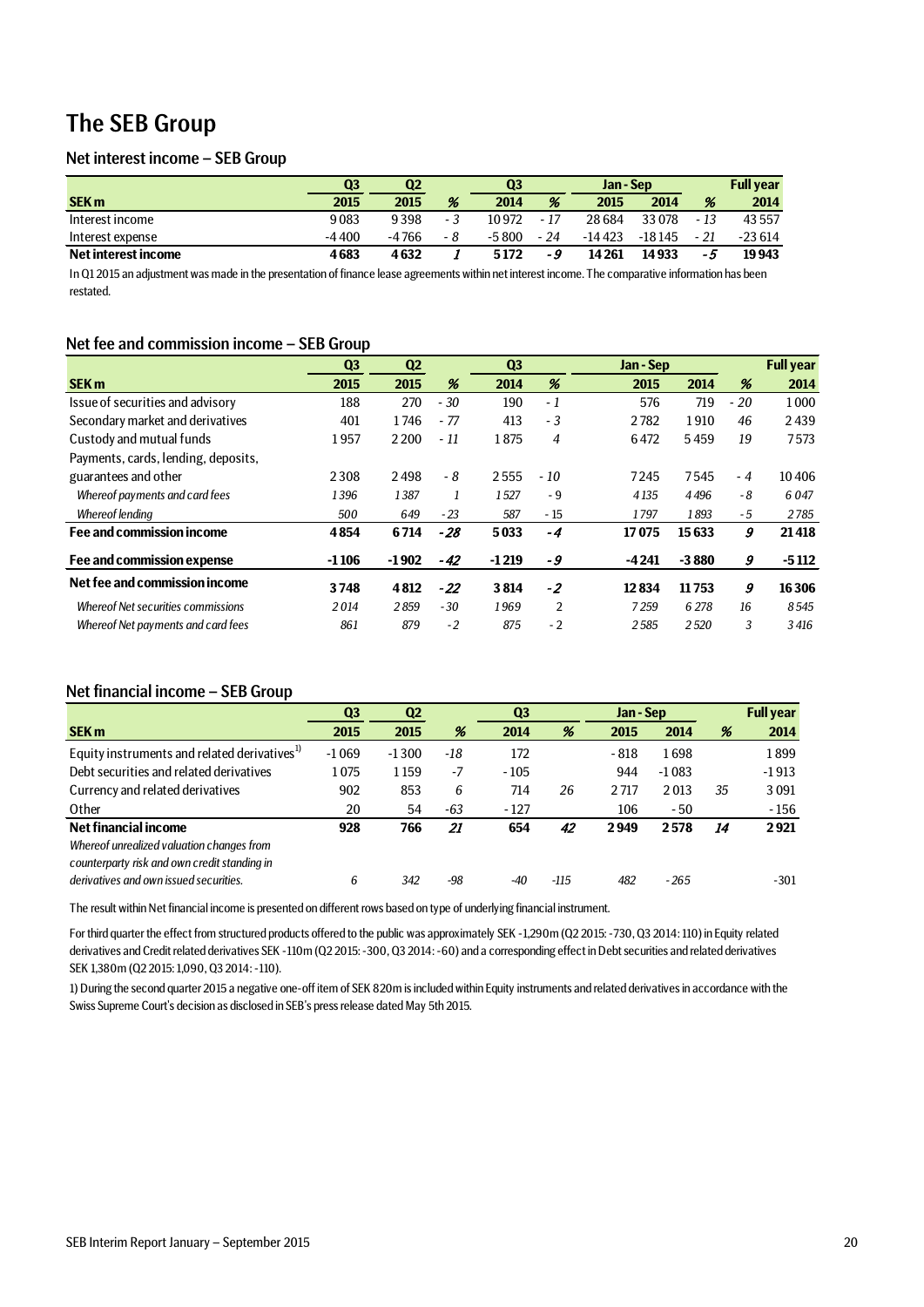# The SEB Group

## Net interest income – SEB Group

| | Q3 | Q2 | | Q3 | | Jan - Sep | | | Full year |
|---|---|---|---|---|---|---|---|---|---|
| **SEK m** | **2015** | **2015** | **%** | **2014** | **%** | **2015** | **2014** | **%** | **2014** |
| Interest income | 9 083 | 9 398 | - 3 | 10 972 | - 17 | 28 684 | 33 078 | - 13 | 43 557 |
| Interest expense | -4 400 | -4 766 | - 8 | -5 800 | - 24 | -14 423 | -18 145 | - 21 | -23 614 |
| **Net interest income** | **4 683** | **4 632** | **1** | **5 172** | **- 9** | **14 261** | **14 933** | **- 5** | **19 943** |

In Q1 2015 an adjustment was made in the presentation of finance lease agreements within net interest income. The comparative information has been restated.

## Net fee and commission income – SEB Group

| | Q3 | Q2 | | Q3 | | Jan - Sep | | | Full year |
|---|---|---|---|---|---|---|---|---|---|
| **SEK m** | **2015** | **2015** | **%** | **2014** | **%** | **2015** | **2014** | **%** | **2014** |
| Issue of securities and advisory | 188 | 270 | - 30 | 190 | - 1 | 576 | 719 | - 20 | 1 000 |
| Secondary market and derivatives | 401 | 1 746 | - 77 | 413 | - 3 | 2 782 | 1 910 | 46 | 2 439 |
| Custody and mutual funds | 1 957 | 2 200 | - 11 | 1 875 | 4 | 6 472 | 5 459 | 19 | 7 573 |
| Payments, cards, lending, deposits, guarantees and other | 2 308 | 2 498 | - 8 | 2 555 | - 10 | 7 245 | 7 545 | - 4 | 10 406 |
| *Whereof payments and card fees* | *1 396* | *1 387* | *1* | *1 527* | *- 9* | *4 135* | *4 496* | *- 8* | *6 047* |
| *Whereof lending* | *500* | *649* | *- 23* | *587* | *- 15* | *1 797* | *1 893* | *- 5* | *2 785* |
| **Fee and commission income** | **4 854** | **6 714** | **- 28** | **5 033** | **- 4** | **17 075** | **15 633** | **9** | **21 418** |
| **Fee and commission expense** | **-1 106** | **-1 902** | **- 42** | **-1 219** | **- 9** | **-4 241** | **-3 880** | **9** | **-5 112** |
| **Net fee and commission income** | **3 748** | **4 812** | **- 22** | **3 814** | **- 2** | **12 834** | **11 753** | **9** | **16 306** |
| *Whereof Net securities commissions* | *2 014* | *2 859* | *- 30* | *1 969* | *2* | *7 259* | *6 278* | *16* | *8 545* |
| *Whereof Net payments and card fees* | *861* | *879* | *- 2* | *875* | *- 2* | *2 585* | *2 520* | *3* | *3 416* |

## Net financial income – SEB Group

| | Q3 | Q2 | | Q3 | | Jan - Sep | | | Full year |
|---|---|---|---|---|---|---|---|---|---|
| **SEK m** | **2015** | **2015** | **%** | **2014** | **%** | **2015** | **2014** | **%** | **2014** |
| Equity instruments and related derivatives[1] | -1 069 | -1 300 | -18 | 172 | | - 818 | 1 698 | | 1 899 |
| Debt securities and related derivatives | 1 075 | 1 159 | -7 | - 105 | | 944 | -1 083 | | -1 913 |
| Currency and related derivatives | 902 | 853 | 6 | 714 | 26 | 2 717 | 2 013 | 35 | 3 091 |
| Other | 20 | 54 | -63 | - 127 | | 106 | - 50 | | - 156 |
| **Net financial income** | **928** | **766** | **21** | **654** | **42** | **2 949** | **2 578** | **14** | **2 921** |
| *Whereof unrealized valuation changes from counterparty risk and own credit standing in derivatives and own issued securities.* | *6* | *342* | *-98* | *-40* | *-115* | *482* | *- 265* | | *-301* |

The result within Net financial income is presented on different rows based on type of underlying financial instrument.

For third quarter the effect from structured products offered to the public was approximately SEK -1,290m (Q2 2015: -730, Q3 2014: 110) in Equity related derivatives and Credit related derivatives SEK -110m (Q2 2015: -300, Q3 2014: -60) and a corresponding effect in Debt securities and related derivatives SEK 1,380m (Q2 2015: 1,090, Q3 2014: -110).

1) During the second quarter 2015 a negative one-off item of SEK 820m is included within Equity instruments and related derivatives in accordance with the Swiss Supreme Court's decision as disclosed in SEB's press release dated May 5th 2015.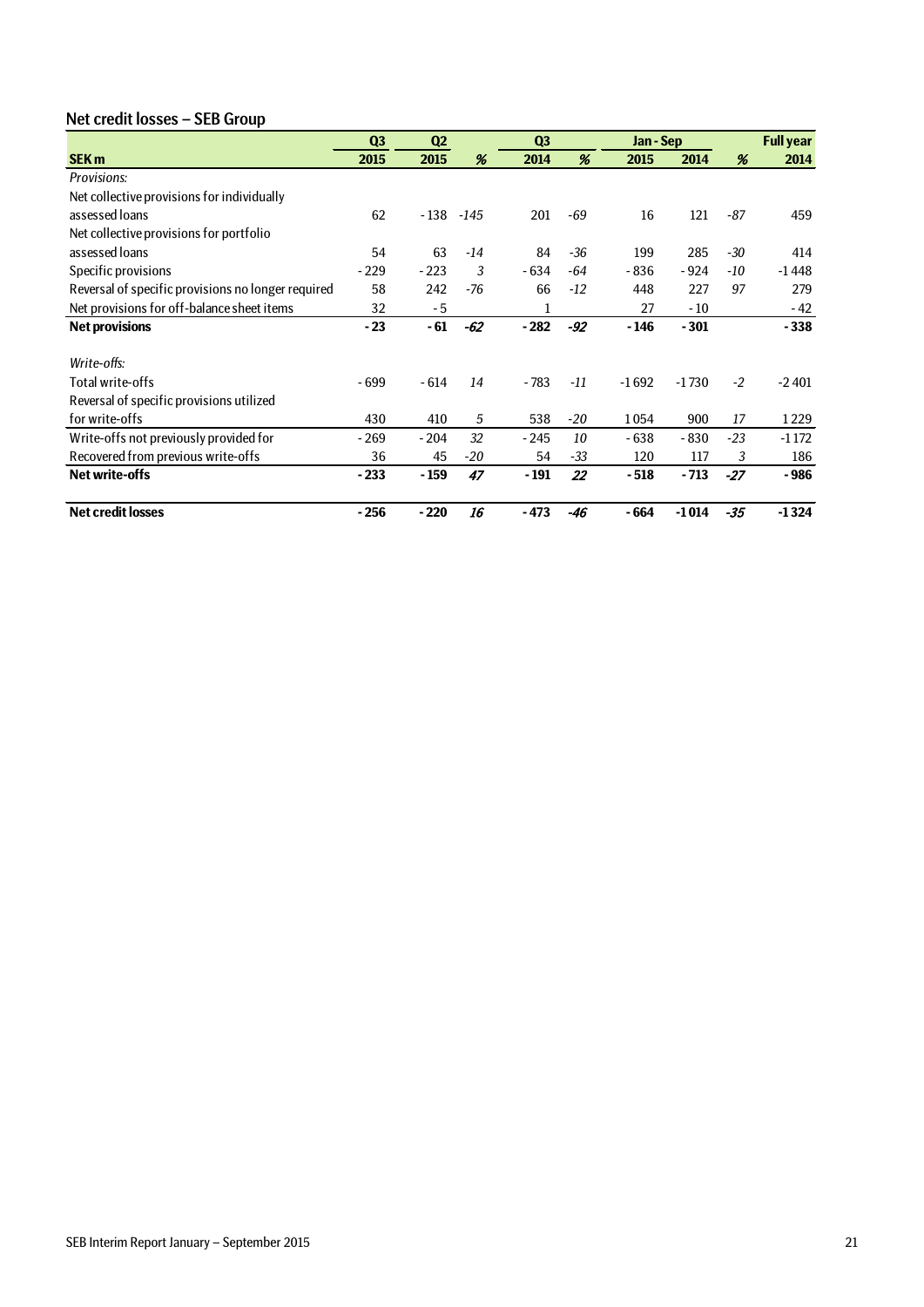## Net credit losses – SEB Group

| SEK m | Q3 2015 | Q2 2015 | % | Q3 2014 | % | Jan - Sep 2015 | Jan - Sep 2014 | % | Full year 2014 |
|---|---|---|---|---|---|---|---|---|---|
| *Provisions:* | | | | | | | | | |
| Net collective provisions for individually assessed loans | 62 | - 138 | -145 | 201 | -69 | 16 | 121 | -87 | 459 |
| Net collective provisions for portfolio assessed loans | 54 | 63 | -14 | 84 | -36 | 199 | 285 | -30 | 414 |
| Specific provisions | - 229 | - 223 | 3 | - 634 | -64 | - 836 | - 924 | -10 | -1 448 |
| Reversal of specific provisions no longer required | 58 | 242 | -76 | 66 | -12 | 448 | 227 | 97 | 279 |
| Net provisions for off-balance sheet items | 32 | - 5 | | 1 | | 27 | - 10 | | - 42 |
| **Net provisions** | **- 23** | **- 61** | ***-62*** | **- 282** | ***-92*** | **- 146** | **- 301** | | **- 338** |
| *Write-offs:* | | | | | | | | | |
| Total write-offs | - 699 | - 614 | 14 | - 783 | -11 | -1 692 | -1 730 | -2 | -2 401 |
| Reversal of specific provisions utilized for write-offs | 430 | 410 | 5 | 538 | -20 | 1 054 | 900 | 17 | 1 229 |
| Write-offs not previously provided for | - 269 | - 204 | 32 | - 245 | 10 | - 638 | - 830 | -23 | -1 172 |
| Recovered from previous write-offs | 36 | 45 | -20 | 54 | -33 | 120 | 117 | 3 | 186 |
| **Net write-offs** | **- 233** | **- 159** | ***47*** | **- 191** | ***22*** | **- 518** | **- 713** | ***-27*** | **- 986** |
| **Net credit losses** | **- 256** | **- 220** | ***16*** | **- 473** | ***-46*** | **- 664** | **-1 014** | ***-35*** | **-1 324** |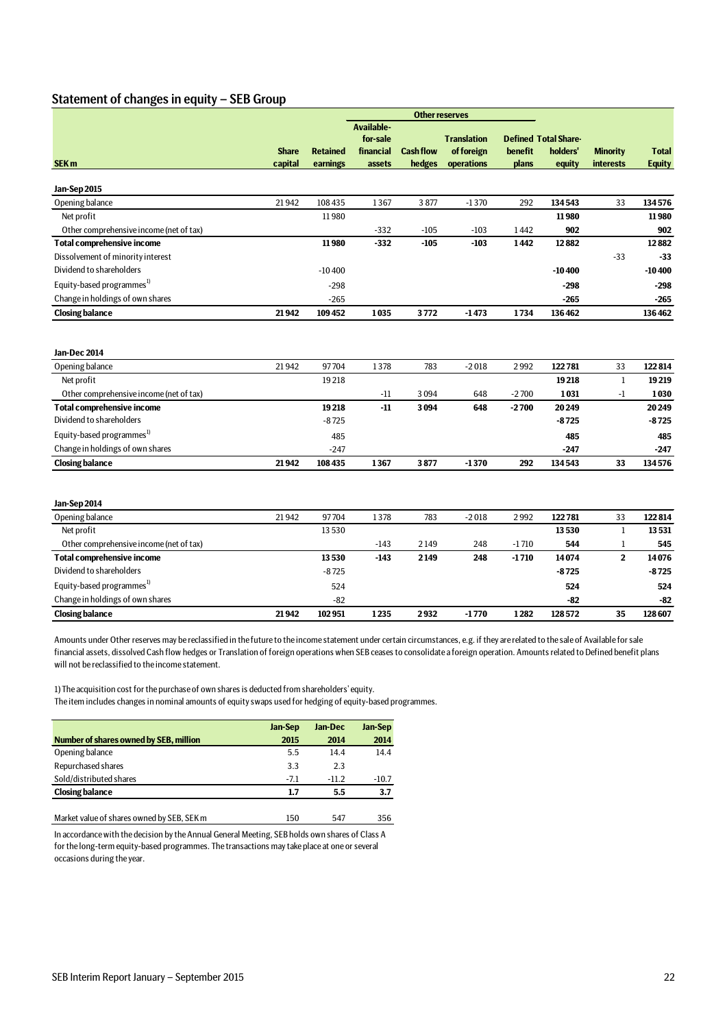## Statement of changes in equity – SEB Group

| SEK m | Share capital | Retained earnings | Other reserves: Available-for-sale financial assets | Other reserves: Cash flow hedges | Other reserves: Translation of foreign operations | Other reserves: Defined benefit plans | Total Share-holders' equity | Minority interests | Total Equity |
|---|---|---|---|---|---|---|---|---|---|
| **Jan-Sep 2015** | | | | | | | | | |
| Opening balance | 21 942 | 108 435 | 1 367 | 3 877 | -1 370 | 292 | **134 543** | 33 | **134 576** |
| Net profit | | 11 980 | | | | | **11 980** | | **11 980** |
| Other comprehensive income (net of tax) | | | -332 | -105 | -103 | 1 442 | **902** | | **902** |
| **Total comprehensive income** | | **11 980** | **-332** | **-105** | **-103** | **1 442** | **12 882** | | **12 882** |
| Dissolvement of minority interest | | | | | | | | -33 | **-33** |
| Dividend to shareholders | | -10 400 | | | | | **-10 400** | | **-10 400** |
| Equity-based programmes[1] | | -298 | | | | | **-298** | | **-298** |
| Change in holdings of own shares | | -265 | | | | | **-265** | | **-265** |
| **Closing balance** | **21 942** | **109 452** | **1 035** | **3 772** | **-1 473** | **1 734** | **136 462** | | **136 462** |
| | | | | | | | | | |
| **Jan-Dec 2014** | | | | | | | | | |
| Opening balance | 21 942 | 97 704 | 1 378 | 783 | -2 018 | 2 992 | **122 781** | 33 | **122 814** |
| Net profit | | 19 218 | | | | | **19 218** | 1 | **19 219** |
| Other comprehensive income (net of tax) | | | -11 | 3 094 | 648 | -2 700 | **1 031** | -1 | **1 030** |
| **Total comprehensive income** | | **19 218** | **-11** | **3 094** | **648** | **-2 700** | **20 249** | | **20 249** |
| Dividend to shareholders | | -8 725 | | | | | **-8 725** | | **-8 725** |
| Equity-based programmes[1] | | 485 | | | | | **485** | | **485** |
| Change in holdings of own shares | | -247 | | | | | **-247** | | **-247** |
| **Closing balance** | **21 942** | **108 435** | **1 367** | **3 877** | **-1 370** | **292** | **134 543** | **33** | **134 576** |
| | | | | | | | | | |
| **Jan-Sep 2014** | | | | | | | | | |
| Opening balance | 21 942 | 97 704 | 1 378 | 783 | -2 018 | 2 992 | **122 781** | 33 | **122 814** |
| Net profit | | 13 530 | | | | | **13 530** | 1 | **13 531** |
| Other comprehensive income (net of tax) | | | -143 | 2 149 | 248 | -1 710 | **544** | 1 | **545** |
| **Total comprehensive income** | | **13 530** | **-143** | **2 149** | **248** | **-1 710** | **14 074** | **2** | **14 076** |
| Dividend to shareholders | | -8 725 | | | | | **-8 725** | | **-8 725** |
| Equity-based programmes[1] | | 524 | | | | | **524** | | **524** |
| Change in holdings of own shares | | -82 | | | | | **-82** | | **-82** |
| **Closing balance** | **21 942** | **102 951** | **1 235** | **2 932** | **-1 770** | **1 282** | **128 572** | **35** | **128 607** |

Amounts under Other reserves may be reclassified in the future to the income statement under certain circumstances, e.g. if they are related to the sale of Available for sale financial assets, dissolved Cash flow hedges or Translation of foreign operations when SEB ceases to consolidate a foreign operation. Amounts related to Defined benefit plans will not be reclassified to the income statement.

1) The acquisition cost for the purchase of own shares is deducted from shareholders' equity.
The item includes changes in nominal amounts of equity swaps used for hedging of equity-based programmes.

| Number of shares owned by SEB, million | Jan-Sep 2015 | Jan-Dec 2014 | Jan-Sep 2014 |
|---|---|---|---|
| Opening balance | 5.5 | 14.4 | 14.4 |
| Repurchased shares | 3.3 | 2.3 | |
| Sold/distributed shares | -7.1 | -11.2 | -10.7 |
| **Closing balance** | **1.7** | **5.5** | **3.7** |
| | | | |
| Market value of shares owned by SEB, SEK m | 150 | 547 | 356 |

In accordance with the decision by the Annual General Meeting, SEB holds own shares of Class A for the long-term equity-based programmes. The transactions may take place at one or several occasions during the year.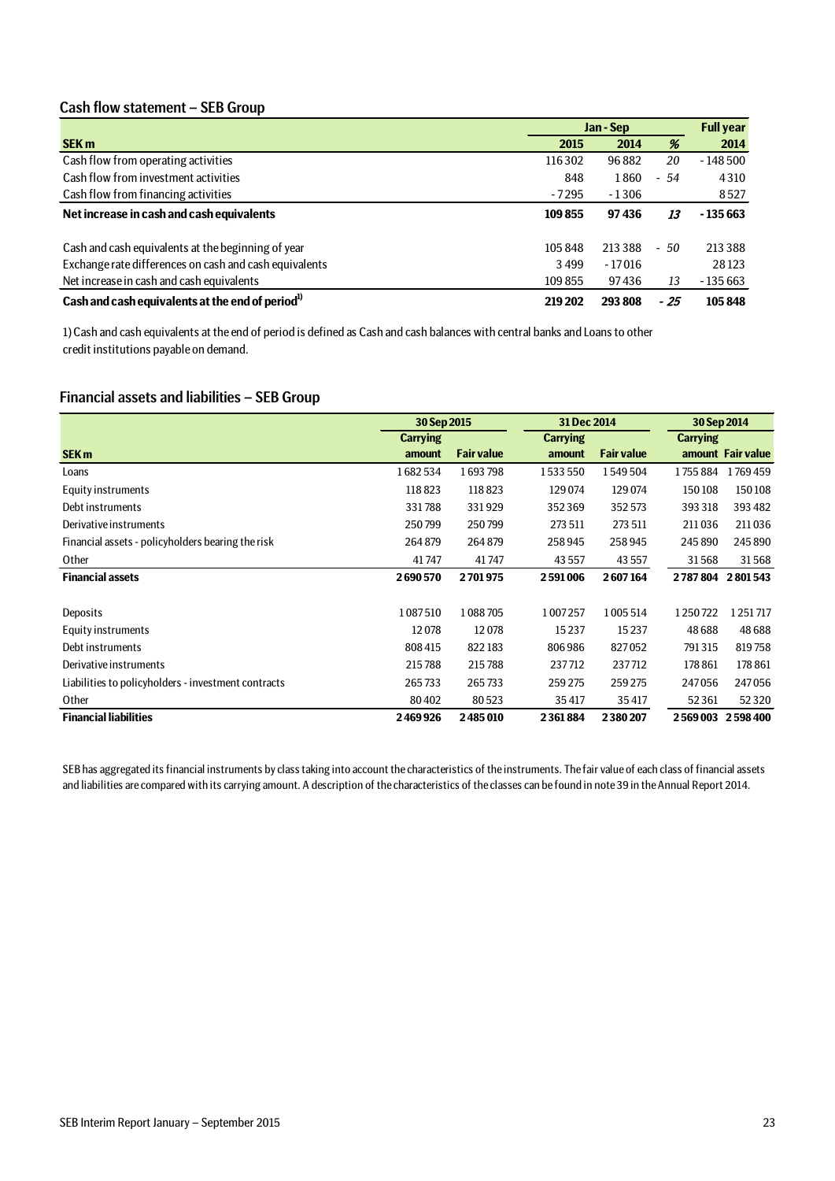## Cash flow statement – SEB Group

| | Jan - Sep | | | Full year |
|---|---|---|---|---|
| **SEK m** | **2015** | **2014** | **%** | **2014** |
| Cash flow from operating activities | 116 302 | 96 882 | 20 | -148 500 |
| Cash flow from investment activities | 848 | 1 860 | -54 | 4 310 |
| Cash flow from financing activities | -7 295 | -1 306 | | 8 527 |
| **Net increase in cash and cash equivalents** | **109 855** | **97 436** | **13** | **-135 663** |
| | | | | |
| Cash and cash equivalents at the beginning of year | 105 848 | 213 388 | -50 | 213 388 |
| Exchange rate differences on cash and cash equivalents | 3 499 | -17 016 | | 28 123 |
| Net increase in cash and cash equivalents | 109 855 | 97 436 | 13 | -135 663 |
| **Cash and cash equivalents at the end of period**[1] | **219 202** | **293 808** | **-25** | **105 848** |

1) Cash and cash equivalents at the end of period is defined as Cash and cash balances with central banks and Loans to other credit institutions payable on demand.

## Financial assets and liabilities – SEB Group

| | 30 Sep 2015 | | 31 Dec 2014 | | 30 Sep 2014 | |
|---|---|---|---|---|---|---|
| **SEK m** | **Carrying amount** | **Fair value** | **Carrying amount** | **Fair value** | **Carrying amount** | **Fair value** |
| Loans | 1 682 534 | 1 693 798 | 1 533 550 | 1 549 504 | 1 755 884 | 1 769 459 |
| Equity instruments | 118 823 | 118 823 | 129 074 | 129 074 | 150 108 | 150 108 |
| Debt instruments | 331 788 | 331 929 | 352 369 | 352 573 | 393 318 | 393 482 |
| Derivative instruments | 250 799 | 250 799 | 273 511 | 273 511 | 211 036 | 211 036 |
| Financial assets - policyholders bearing the risk | 264 879 | 264 879 | 258 945 | 258 945 | 245 890 | 245 890 |
| Other | 41 747 | 41 747 | 43 557 | 43 557 | 31 568 | 31 568 |
| **Financial assets** | **2 690 570** | **2 701 975** | **2 591 006** | **2 607 164** | **2 787 804** | **2 801 543** |
| | | | | | | |
| Deposits | 1 087 510 | 1 088 705 | 1 007 257 | 1 005 514 | 1 250 722 | 1 251 717 |
| Equity instruments | 12 078 | 12 078 | 15 237 | 15 237 | 48 688 | 48 688 |
| Debt instruments | 808 415 | 822 183 | 806 986 | 827 052 | 791 315 | 819 758 |
| Derivative instruments | 215 788 | 215 788 | 237 712 | 237 712 | 178 861 | 178 861 |
| Liabilities to policyholders - investment contracts | 265 733 | 265 733 | 259 275 | 259 275 | 247 056 | 247 056 |
| Other | 80 402 | 80 523 | 35 417 | 35 417 | 52 361 | 52 320 |
| **Financial liabilities** | **2 469 926** | **2 485 010** | **2 361 884** | **2 380 207** | **2 569 003** | **2 598 400** |

SEB has aggregated its financial instruments by class taking into account the characteristics of the instruments. The fair value of each class of financial assets and liabilities are compared with its carrying amount. A description of the characteristics of the classes can be found in note 39 in the Annual Report 2014.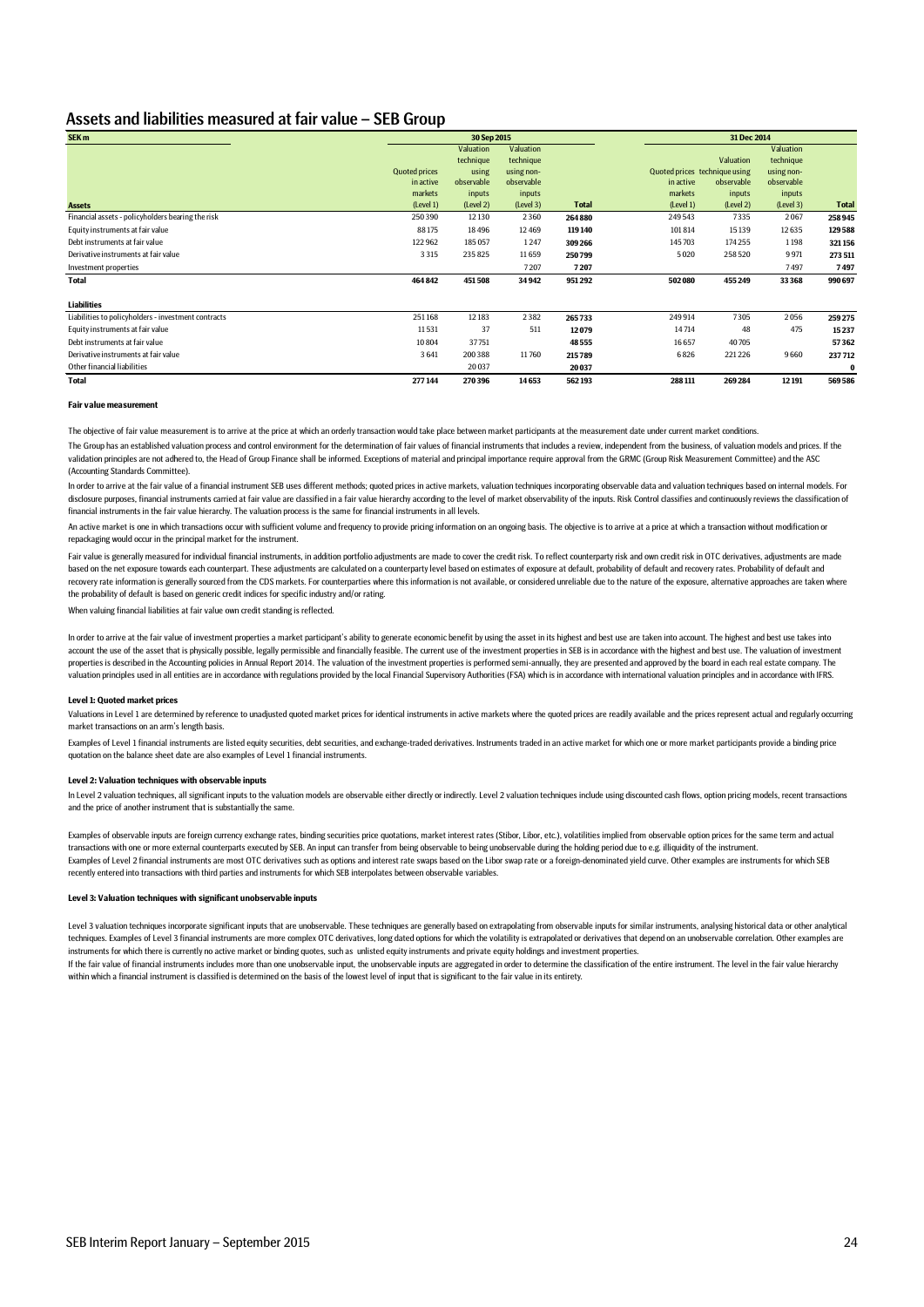## Assets and liabilities measured at fair value – SEB Group

| SEK m | 30 Sep 2015 | | | | 31 Dec 2014 | | | |
|---|---|---|---|---|---|---|---|---|
| | Quoted prices in active markets | Valuation technique using observable inputs | Valuation technique using non-observable inputs | | Quoted prices in active markets | Valuation technique using observable inputs | Valuation technique using non-observable inputs | |
| **Assets** | (Level 1) | (Level 2) | (Level 3) | **Total** | (Level 1) | (Level 2) | (Level 3) | **Total** |
| Financial assets - policyholders bearing the risk | 250 390 | 12 130 | 2 360 | **264 880** | 249 543 | 7 335 | 2 067 | **258 945** |
| Equity instruments at fair value | 88 175 | 18 496 | 12 469 | **119 140** | 101 814 | 15 139 | 12 635 | **129 588** |
| Debt instruments at fair value | 122 962 | 185 057 | 1 247 | **309 266** | 145 703 | 174 255 | 1 198 | **321 156** |
| Derivative instruments at fair value | 3 315 | 235 825 | 11 659 | **250 799** | 5 020 | 258 520 | 9 971 | **273 511** |
| Investment properties | | | 7 207 | **7 207** | | | 7 497 | **7 497** |
| **Total** | **464 842** | **451 508** | **34 942** | **951 292** | **502 080** | **455 249** | **33 368** | **990 697** |
| | | | | | | | | |
| **Liabilities** | | | | | | | | |
| Liabilities to policyholders - investment contracts | 251 168 | 12 183 | 2 382 | **265 733** | 249 914 | 7 305 | 2 056 | **259 275** |
| Equity instruments at fair value | 11 531 | 37 | 511 | **12 079** | 14 714 | 48 | 475 | **15 237** |
| Debt instruments at fair value | 10 804 | 37 751 | | **48 555** | 16 657 | 40 705 | | **57 362** |
| Derivative instruments at fair value | 3 641 | 200 388 | 11 760 | **215 789** | 6 826 | 221 226 | 9 660 | **237 712** |
| Other financial liabilities | | 20 037 | | **20 037** | | | | **0** |
| **Total** | **277 144** | **270 396** | **14 653** | **562 193** | **288 111** | **269 284** | **12 191** | **569 586** |

#### Fair value measurement

The objective of fair value measurement is to arrive at the price at which an orderly transaction would take place between market participants at the measurement date under current market conditions.

The Group has an established valuation process and control environment for the determination of fair values of financial instruments that includes a review, independent from the business, of valuation models and prices. If the validation principles are not adhered to, the Head of Group Finance shall be informed. Exceptions of material and principal importance require approval from the GRMC (Group Risk Measurement Committee) and the ASC (Accounting Standards Committee).

In order to arrive at the fair value of a financial instrument SEB uses different methods; quoted prices in active markets, valuation techniques incorporating observable data and valuation techniques based on internal models. For disclosure purposes, financial instruments carried at fair value are classified in a fair value hierarchy according to the level of market observability of the inputs. Risk Control classifies and continuously reviews the classification of financial instruments in the fair value hierarchy. The valuation process is the same for financial instruments in all levels.

An active market is one in which transactions occur with sufficient volume and frequency to provide pricing information on an ongoing basis. The objective is to arrive at a price at which a transaction without modification or repackaging would occur in the principal market for the instrument.

Fair value is generally measured for individual financial instruments, in addition portfolio adjustments are made to cover the credit risk. To reflect counterparty risk and own credit risk in OTC derivatives, adjustments are made based on the net exposure towards each counterpart. These adjustments are calculated on a counterparty level based on estimates of exposure at default, probability of default and recovery rates. Probability of default and recovery rate information is generally sourced from the CDS markets. For counterparties where this information is not available, or considered unreliable due to the nature of the exposure, alternative approaches are taken where the probability of default is based on generic credit indices for specific industry and/or rating.

When valuing financial liabilities at fair value own credit standing is reflected.

In order to arrive at the fair value of investment properties a market participant's ability to generate economic benefit by using the asset in its highest and best use are taken into account. The highest and best use takes into account the use of the asset that is physically possible, legally permissible and financially feasible. The current use of the investment properties in SEB is in accordance with the highest and best use. The valuation of investment properties is described in the Accounting policies in Annual Report 2014. The valuation of the investment properties is performed semi-annually, they are presented and approved by the board in each real estate company. The valuation principles used in all entities are in accordance with regulations provided by the local Financial Supervisory Authorities (FSA) which is in accordance with international valuation principles and in accordance with IFRS.

#### Level 1: Quoted market prices

Valuations in Level 1 are determined by reference to unadjusted quoted market prices for identical instruments in active markets where the quoted prices are readily available and the prices represent actual and regularly occurring market transactions on an arm's length basis.

Examples of Level 1 financial instruments are listed equity securities, debt securities, and exchange-traded derivatives. Instruments traded in an active market for which one or more market participants provide a binding price quotation on the balance sheet date are also examples of Level 1 financial instruments.

#### Level 2: Valuation techniques with observable inputs

In Level 2 valuation techniques, all significant inputs to the valuation models are observable either directly or indirectly. Level 2 valuation techniques include using discounted cash flows, option pricing models, recent transactions and the price of another instrument that is substantially the same.

Examples of observable inputs are foreign currency exchange rates, binding securities price quotations, market interest rates (Stibor, Libor, etc.), volatilities implied from observable option prices for the same term and actual transactions with one or more external counterparts executed by SEB. An input can transfer from being observable to being unobservable during the holding period due to e.g. illiquidity of the instrument.
Examples of Level 2 financial instruments are most OTC derivatives such as options and interest rate swaps based on the Libor swap rate or a foreign-denominated yield curve. Other examples are instruments for which SEB recently entered into transactions with third parties and instruments for which SEB interpolates between observable variables.

#### Level 3: Valuation techniques with significant unobservable inputs

Level 3 valuation techniques incorporate significant inputs that are unobservable. These techniques are generally based on extrapolating from observable inputs for similar instruments, analysing historical data or other analytical techniques. Examples of Level 3 financial instruments are more complex OTC derivatives, long dated options for which the volatility is extrapolated or derivatives that depend on an unobservable correlation. Other examples are instruments for which there is currently no active market or binding quotes, such as unlisted equity instruments and private equity holdings and investment properties.
If the fair value of financial instruments includes more than one unobservable input, the unobservable inputs are aggregated in order to determine the classification of the entire instrument. The level in the fair value hierarchy within which a financial instrument is classified is determined on the basis of the lowest level of input that is significant to the fair value in its entirety.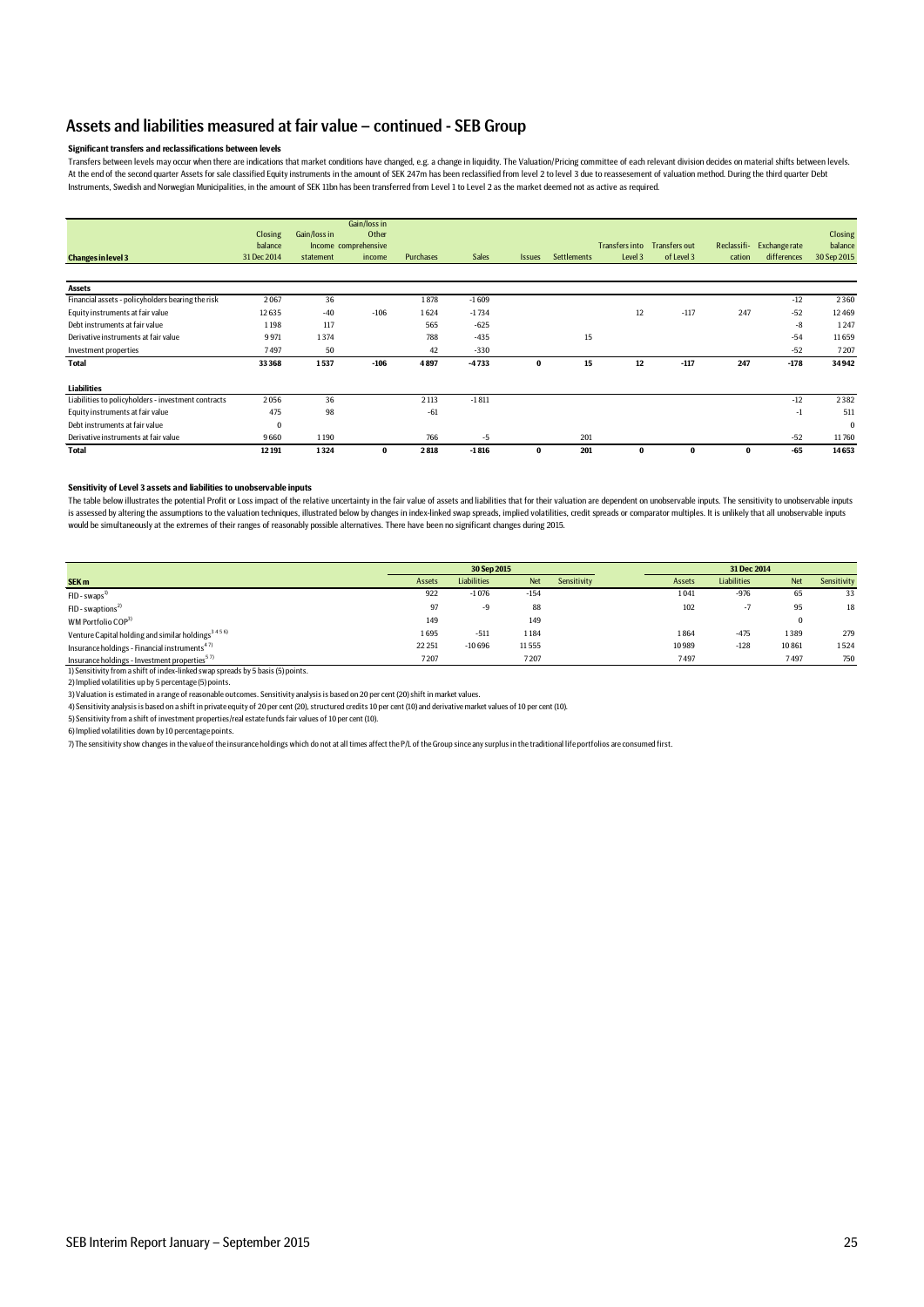## Assets and liabilities measured at fair value – continued - SEB Group

**Significant transfers and reclassifications between levels**

Transfers between levels may occur when there are indications that market conditions have changed, e.g. a change in liquidity. The Valuation/Pricing committee of each relevant division decides on material shifts between levels. At the end of the second quarter Assets for sale classified Equity instruments in the amount of SEK 247m has been reclassified from level 2 to level 3 due to reassesement of valuation method. During the third quarter Debt Instruments, Swedish and Norwegian Municipalities, in the amount of SEK 11bn has been transferred from Level 1 to Level 2 as the market deemed not as active as required.

| Changes in level 3 | Closing balance 31 Dec 2014 | Gain/loss in Income statement | Gain/loss in Other comprehensive income | Purchases | Sales | Issues | Settlements | Transfers into Level 3 | Transfers out of Level 3 | Reclassification | Exchange rate differences | Closing balance 30 Sep 2015 |
|---|---|---|---|---|---|---|---|---|---|---|---|---|
| **Assets** | | | | | | | | | | | | |
| Financial assets - policyholders bearing the risk | 2067 | 36 | | 1878 | -1609 | | | | | | -12 | 2360 |
| Equity instruments at fair value | 12635 | -40 | -106 | 1624 | -1734 | | | 12 | -117 | 247 | -52 | 12469 |
| Debt instruments at fair value | 1198 | 117 | | 565 | -625 | | | | | | -8 | 1247 |
| Derivative instruments at fair value | 9971 | 1374 | | 788 | -435 | | 15 | | | | -54 | 11659 |
| Investment properties | 7497 | 50 | | 42 | -330 | | | | | | -52 | 7207 |
| **Total** | **33368** | **1537** | **-106** | **4897** | **-4733** | **0** | **15** | **12** | **-117** | **247** | **-178** | **34942** |
| **Liabilities** | | | | | | | | | | | | |
| Liabilities to policyholders - investment contracts | 2056 | 36 | | 2113 | -1811 | | | | | | -12 | 2382 |
| Equity instruments at fair value | 475 | 98 | | -61 | | | | | | | -1 | 511 |
| Debt instruments at fair value | 0 | | | | | | | | | | | 0 |
| Derivative instruments at fair value | 9660 | 1190 | | 766 | -5 | | 201 | | | | -52 | 11760 |
| **Total** | **12191** | **1324** | **0** | **2818** | **-1816** | **0** | **201** | **0** | **0** | **0** | **-65** | **14653** |

**Sensitivity of Level 3 assets and liabilities to unobservable inputs**

The table below illustrates the potential Profit or Loss impact of the relative uncertainty in the fair value of assets and liabilities that for their valuation are dependent on unobservable inputs. The sensitivity to unobservable inputs is assessed by altering the assumptions to the valuation techniques, illustrated below by changes in index-linked swap spreads, implied volatilities, credit spreads or comparator multiples. It is unlikely that all unobservable inputs would be simultaneously at the extremes of their ranges of reasonably possible alternatives. There have been no significant changes during 2015.

| | 30 Sep 2015 | | | | 31 Dec 2014 | | | |
|---|---|---|---|---|---|---|---|---|
| SEK m | Assets | Liabilities | Net | Sensitivity | Assets | Liabilities | Net | Sensitivity |
| FID - swaps[1] | 922 | -1076 | -154 | | 1041 | -976 | 65 | 33 |
| FID - swaptions[2] | 97 | -9 | 88 | | 102 | -7 | 95 | 18 |
| WM Portfolio COP[3] | 149 | | 149 | | | | 0 | |
| Venture Capital holding and similar holdings[3 4 5 6] | 1695 | -511 | 1184 | | 1864 | -475 | 1389 | 279 |
| Insurance holdings - Financial instruments[4 7] | 22251 | -10696 | 11555 | | 10989 | -128 | 10861 | 1524 |
| Insurance holdings - Investment properties[5 7] | 7207 | | 7207 | | 7497 | | 7497 | 750 |

1) Sensitivity from a shift of index-linked swap spreads by 5 basis (5) points.

2) Implied volatilities up by 5 percentage (5) points.

3) Valuation is estimated in a range of reasonable outcomes. Sensitivity analysis is based on 20 per cent (20) shift in market values.

4) Sensitivity analysis is based on a shift in private equity of 20 per cent (20), structured credits 10 per cent (10) and derivative market values of 10 per cent (10).

5) Sensitivity from a shift of investment properties/real estate funds fair values of 10 per cent (10).

6) Implied volatilities down by 10 percentage points.

7) The sensitivity show changes in the value of the insurance holdings which do not at all times affect the P/L of the Group since any surplus in the traditional life portfolios are consumed first.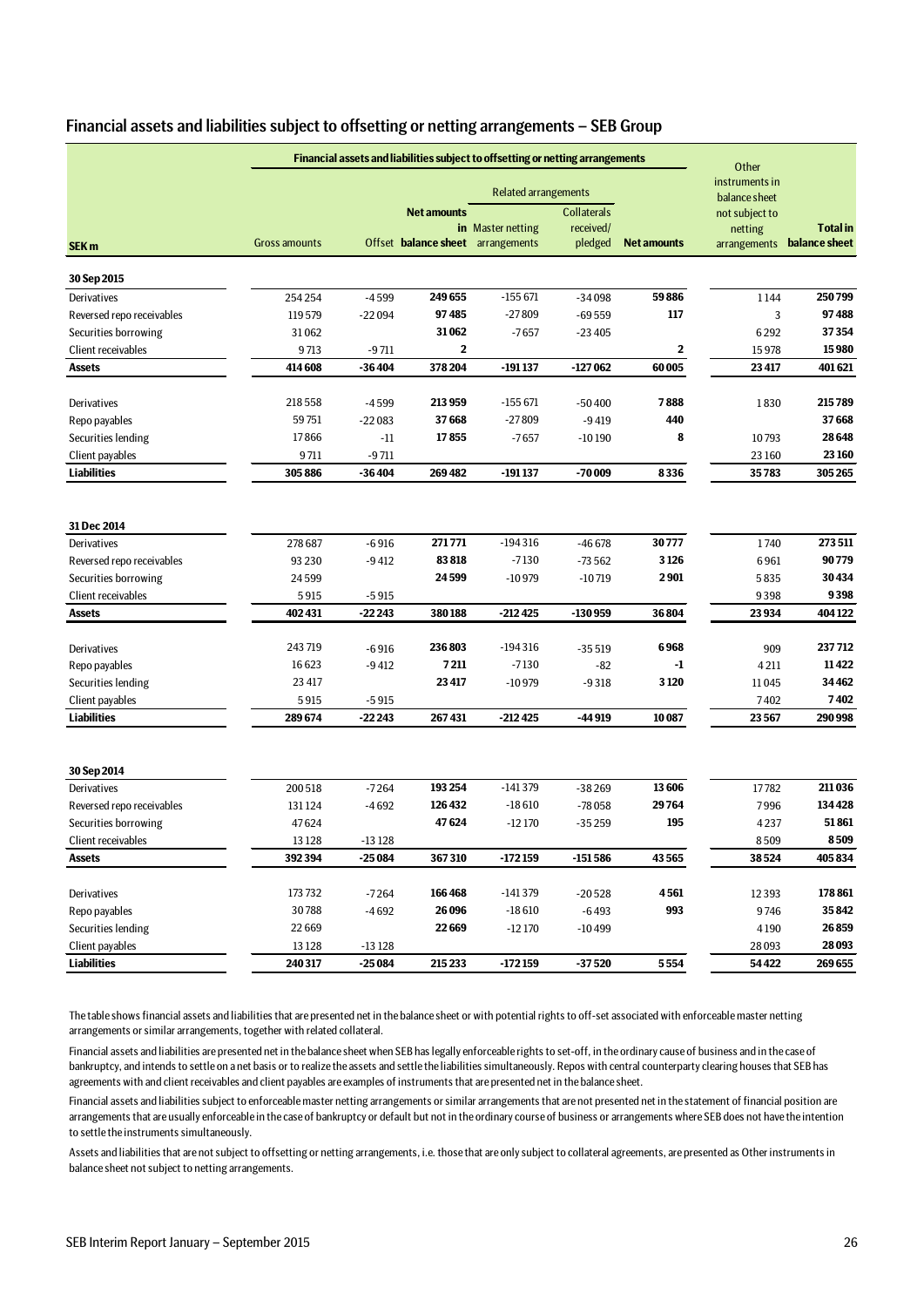## Financial assets and liabilities subject to offsetting or netting arrangements – SEB Group

| SEK m | Financial assets and liabilities subject to offsetting or netting arrangements | | | | | | Other instruments in balance sheet not subject to netting arrangements | Total in balance sheet |
|---|---|---|---|---|---|---|---|---|
| | | | | Related arrangements | | | | |
| | Gross amounts | Offset | Net amounts in balance sheet | Master netting arrangements | Collaterals received/ pledged | Net amounts | | |
| **30 Sep 2015** | | | | | | | | |
| Derivatives | 254 254 | -4 599 | **249 655** | -155 671 | -34 098 | **59 886** | 1 144 | **250 799** |
| Reversed repo receivables | 119 579 | -22 094 | **97 485** | -27 809 | -69 559 | **117** | 3 | **97 488** |
| Securities borrowing | 31 062 | | **31 062** | -7 657 | -23 405 | | 6 292 | **37 354** |
| Client receivables | 9 713 | -9 711 | **2** | | | **2** | 15 978 | **15 980** |
| **Assets** | **414 608** | **-36 404** | **378 204** | **-191 137** | **-127 062** | **60 005** | **23 417** | **401 621** |
| Derivatives | 218 558 | -4 599 | **213 959** | -155 671 | -50 400 | **7 888** | 1 830 | **215 789** |
| Repo payables | 59 751 | -22 083 | **37 668** | -27 809 | -9 419 | **440** | | **37 668** |
| Securities lending | 17 866 | -11 | **17 855** | -7 657 | -10 190 | **8** | 10 793 | **28 648** |
| Client payables | 9 711 | -9 711 | | | | | 23 160 | **23 160** |
| **Liabilities** | **305 886** | **-36 404** | **269 482** | **-191 137** | **-70 009** | **8 336** | **35 783** | **305 265** |
| **31 Dec 2014** | | | | | | | | |
| Derivatives | 278 687 | -6 916 | **271 771** | -194 316 | -46 678 | **30 777** | 1 740 | **273 511** |
| Reversed repo receivables | 93 230 | -9 412 | **83 818** | -7 130 | -73 562 | **3 126** | 6 961 | **90 779** |
| Securities borrowing | 24 599 | | **24 599** | -10 979 | -10 719 | **2 901** | 5 835 | **30 434** |
| Client receivables | 5 915 | -5 915 | | | | | 9 398 | **9 398** |
| **Assets** | **402 431** | **-22 243** | **380 188** | **-212 425** | **-130 959** | **36 804** | **23 934** | **404 122** |
| Derivatives | 243 719 | -6 916 | **236 803** | -194 316 | -35 519 | **6 968** | 909 | **237 712** |
| Repo payables | 16 623 | -9 412 | **7 211** | -7 130 | -82 | **-1** | 4 211 | **11 422** |
| Securities lending | 23 417 | | **23 417** | -10 979 | -9 318 | **3 120** | 11 045 | **34 462** |
| Client payables | 5 915 | -5 915 | | | | | 7 402 | **7 402** |
| **Liabilities** | **289 674** | **-22 243** | **267 431** | **-212 425** | **-44 919** | **10 087** | **23 567** | **290 998** |
| **30 Sep 2014** | | | | | | | | |
| Derivatives | 200 518 | -7 264 | **193 254** | -141 379 | -38 269 | **13 606** | 17 782 | **211 036** |
| Reversed repo receivables | 131 124 | -4 692 | **126 432** | -18 610 | -78 058 | **29 764** | 7 996 | **134 428** |
| Securities borrowing | 47 624 | | **47 624** | -12 170 | -35 259 | **195** | 4 237 | **51 861** |
| Client receivables | 13 128 | -13 128 | | | | | 8 509 | **8 509** |
| **Assets** | **392 394** | **-25 084** | **367 310** | **-172 159** | **-151 586** | **43 565** | **38 524** | **405 834** |
| Derivatives | 173 732 | -7 264 | **166 468** | -141 379 | -20 528 | **4 561** | 12 393 | **178 861** |
| Repo payables | 30 788 | -4 692 | **26 096** | -18 610 | -6 493 | **993** | 9 746 | **35 842** |
| Securities lending | 22 669 | | **22 669** | -12 170 | -10 499 | | 4 190 | **26 859** |
| Client payables | 13 128 | -13 128 | | | | | 28 093 | **28 093** |
| **Liabilities** | **240 317** | **-25 084** | **215 233** | **-172 159** | **-37 520** | **5 554** | **54 422** | **269 655** |

The table shows financial assets and liabilities that are presented net in the balance sheet or with potential rights to off-set associated with enforceable master netting arrangements or similar arrangements, together with related collateral.

Financial assets and liabilities are presented net in the balance sheet when SEB has legally enforceable rights to set-off, in the ordinary cause of business and in the case of bankruptcy, and intends to settle on a net basis or to realize the assets and settle the liabilities simultaneously. Repos with central counterparty clearing houses that SEB has agreements with and client receivables and client payables are examples of instruments that are presented net in the balance sheet.

Financial assets and liabilities subject to enforceable master netting arrangements or similar arrangements that are not presented net in the statement of financial position are arrangements that are usually enforceable in the case of bankruptcy or default but not in the ordinary course of business or arrangements where SEB does not have the intention to settle the instruments simultaneously.

Assets and liabilities that are not subject to offsetting or netting arrangements, i.e. those that are only subject to collateral agreements, are presented as Other instruments in balance sheet not subject to netting arrangements.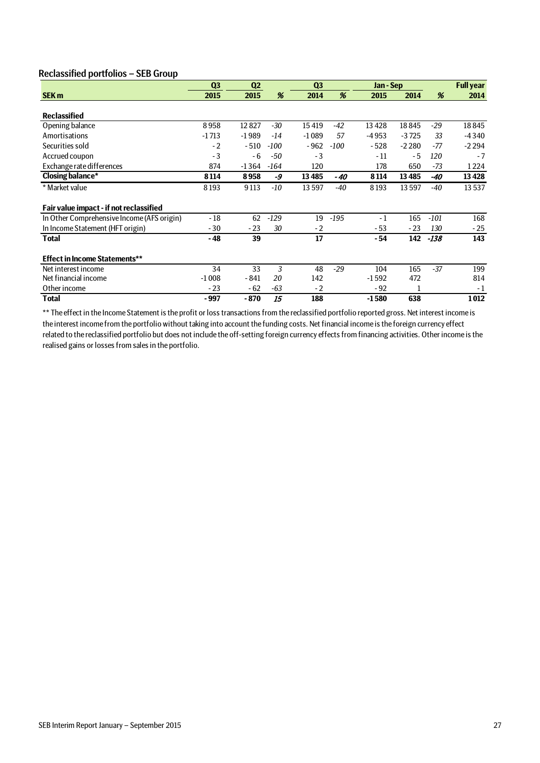## Reclassified portfolios – SEB Group

| SEK m | Q3 2015 | Q2 2015 | % | Q3 2014 | % | Jan - Sep 2015 | Jan - Sep 2014 | % | Full year 2014 |
|---|---|---|---|---|---|---|---|---|---|
| **Reclassified** | | | | | | | | | |
| Opening balance | 8 958 | 12 827 | -30 | 15 419 | -42 | 13 428 | 18 845 | -29 | 18 845 |
| Amortisations | -1 713 | -1 989 | -14 | -1 089 | 57 | -4 953 | -3 725 | 33 | -4 340 |
| Securities sold | - 2 | - 510 | -100 | - 962 | -100 | - 528 | -2 280 | -77 | -2 294 |
| Accrued coupon | - 3 | - 6 | -50 | - 3 | | - 11 | - 5 | 120 | - 7 |
| Exchange rate differences | 874 | -1 364 | -164 | 120 | | 178 | 650 | -73 | 1 224 |
| **Closing balance*** | **8 114** | **8 958** | **-9** | **13 485** | **-40** | **8 114** | **13 485** | **-40** | **13 428** |
| * Market value | 8 193 | 9 113 | -10 | 13 597 | -40 | 8 193 | 13 597 | -40 | 13 537 |
| **Fair value impact - if not reclassified** | | | | | | | | | |
| In Other Comprehensive Income (AFS origin) | - 18 | 62 | -129 | 19 | -195 | - 1 | 165 | -101 | 168 |
| In Income Statement (HFT origin) | - 30 | - 23 | 30 | - 2 | | - 53 | - 23 | 130 | - 25 |
| **Total** | **- 48** | **39** | | **17** | | **- 54** | **142** | **-138** | **143** |
| **Effect in Income Statements**** | | | | | | | | | |
| Net interest income | 34 | 33 | 3 | 48 | -29 | 104 | 165 | -37 | 199 |
| Net financial income | -1 008 | - 841 | 20 | 142 | | -1 592 | 472 | | 814 |
| Other income | - 23 | - 62 | -63 | - 2 | | - 92 | 1 | | - 1 |
| **Total** | **- 997** | **- 870** | **15** | **188** | | **-1 580** | **638** | | **1 012** |

** The effect in the Income Statement is the profit or loss transactions from the reclassified portfolio reported gross. Net interest income is the interest income from the portfolio without taking into account the funding costs. Net financial income is the foreign currency effect related to the reclassified portfolio but does not include the off-setting foreign currency effects from financing activities. Other income is the realised gains or losses from sales in the portfolio.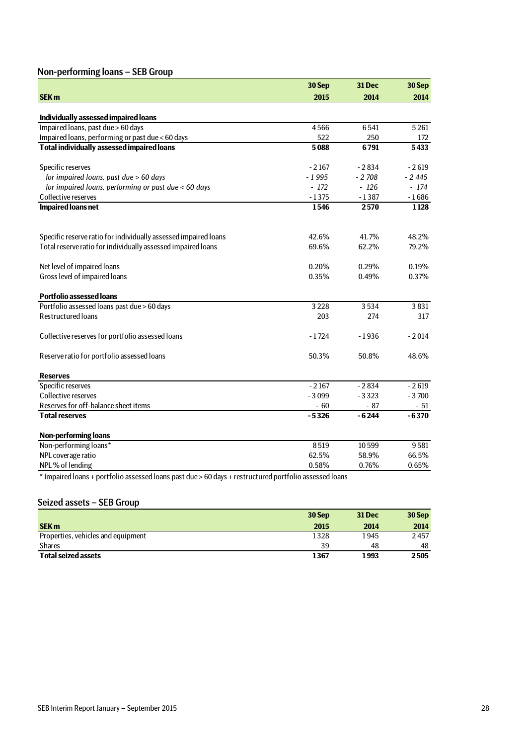## Non-performing loans – SEB Group

| SEK m | 30 Sep 2015 | 31 Dec 2014 | 30 Sep 2014 |
|---|---|---|---|
| **Individually assessed impaired loans** | | | |
| Impaired loans, past due > 60 days | 4 566 | 6 541 | 5 261 |
| Impaired loans, performing or past due < 60 days | 522 | 250 | 172 |
| **Total individually assessed impaired loans** | **5 088** | **6 791** | **5 433** |
| | | | |
| Specific reserves | -2 167 | -2 834 | -2 619 |
| *for impaired loans, past due > 60 days* | *-1 995* | *-2 708* | *-2 445* |
| *for impaired loans, performing or past due < 60 days* | *-172* | *-126* | *-174* |
| Collective reserves | -1 375 | -1 387 | -1 686 |
| **Impaired loans net** | **1 546** | **2 570** | **1 128** |
| | | | |
| Specific reserve ratio for individually assessed impaired loans | 42.6% | 41.7% | 48.2% |
| Total reserve ratio for individually assessed impaired loans | 69.6% | 62.2% | 79.2% |
| | | | |
| Net level of impaired loans | 0.20% | 0.29% | 0.19% |
| Gross level of impaired loans | 0.35% | 0.49% | 0.37% |
| | | | |
| **Portfolio assessed loans** | | | |
| Portfolio assessed loans past due > 60 days | 3 228 | 3 534 | 3 831 |
| Restructured loans | 203 | 274 | 317 |
| | | | |
| Collective reserves for portfolio assessed loans | -1 724 | -1 936 | -2 014 |
| | | | |
| Reserve ratio for portfolio assessed loans | 50.3% | 50.8% | 48.6% |
| | | | |
| **Reserves** | | | |
| Specific reserves | -2 167 | -2 834 | -2 619 |
| Collective reserves | -3 099 | -3 323 | -3 700 |
| Reserves for off-balance sheet items | -60 | -87 | -51 |
| **Total reserves** | **-5 326** | **-6 244** | **-6 370** |
| | | | |
| **Non-performing loans** | | | |
| Non-performing loans* | 8 519 | 10 599 | 9 581 |
| NPL coverage ratio | 62.5% | 58.9% | 66.5% |
| NPL % of lending | 0.58% | 0.76% | 0.65% |

* Impaired loans + portfolio assessed loans past due > 60 days + restructured portfolio assessed loans

## Seized assets – SEB Group

| SEK m | 30 Sep 2015 | 31 Dec 2014 | 30 Sep 2014 |
|---|---|---|---|
| Properties, vehicles and equipment | 1 328 | 1 945 | 2 457 |
| Shares | 39 | 48 | 48 |
| **Total seized assets** | **1 367** | **1 993** | **2 505** |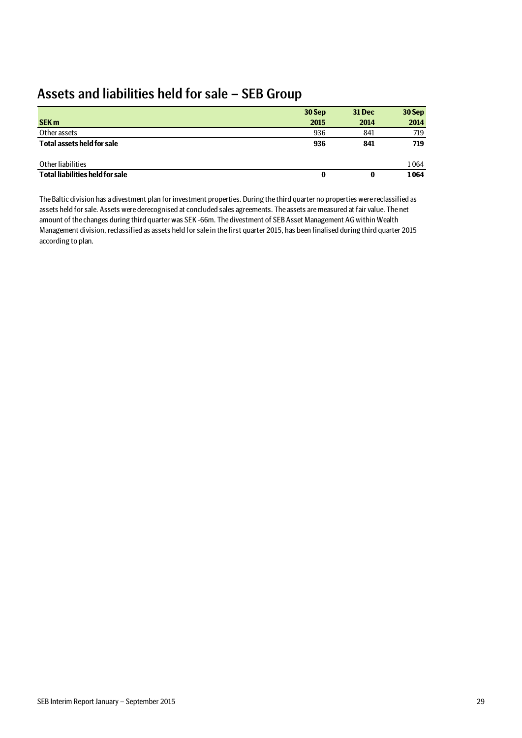# Assets and liabilities held for sale – SEB Group

| SEK m | 30 Sep 2015 | 31 Dec 2014 | 30 Sep 2014 |
|---|---|---|---|
| Other assets | 936 | 841 | 719 |
| **Total assets held for sale** | **936** | **841** | **719** |
| | | | |
| Other liabilities | | | 1 064 |
| **Total liabilities held for sale** | **0** | **0** | **1 064** |

The Baltic division has a divestment plan for investment properties. During the third quarter no properties were reclassified as assets held for sale. Assets were derecognised at concluded sales agreements. The assets are measured at fair value. The net amount of the changes during third quarter was SEK -66m. The divestment of SEB Asset Management AG within Wealth Management division, reclassified as assets held for sale in the first quarter 2015, has been finalised during third quarter 2015 according to plan.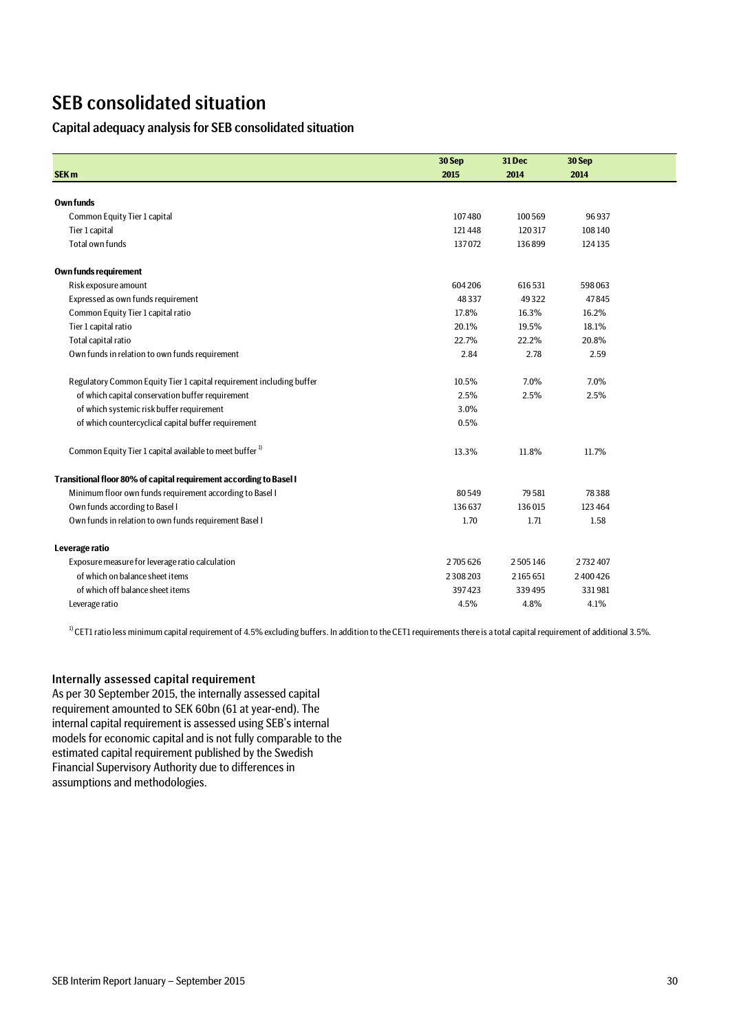# SEB consolidated situation

## Capital adequacy analysis for SEB consolidated situation

| SEK m | 30 Sep 2015 | 31 Dec 2014 | 30 Sep 2014 |
|---|---|---|---|
| **Own funds** | | | |
| Common Equity Tier 1 capital | 107 480 | 100 569 | 96 937 |
| Tier 1 capital | 121 448 | 120 317 | 108 140 |
| Total own funds | 137 072 | 136 899 | 124 135 |
| **Own funds requirement** | | | |
| Risk exposure amount | 604 206 | 616 531 | 598 063 |
| Expressed as own funds requirement | 48 337 | 49 322 | 47 845 |
| Common Equity Tier 1 capital ratio | 17.8% | 16.3% | 16.2% |
| Tier 1 capital ratio | 20.1% | 19.5% | 18.1% |
| Total capital ratio | 22.7% | 22.2% | 20.8% |
| Own funds in relation to own funds requirement | 2.84 | 2.78 | 2.59 |
| Regulatory Common Equity Tier 1 capital requirement including buffer | 10.5% | 7.0% | 7.0% |
| of which capital conservation buffer requirement | 2.5% | 2.5% | 2.5% |
| of which systemic risk buffer requirement | 3.0% | | |
| of which countercyclical capital buffer requirement | 0.5% | | |
| Common Equity Tier 1 capital available to meet buffer [1] | 13.3% | 11.8% | 11.7% |
| **Transitional floor 80% of capital requirement according to Basel I** | | | |
| Minimum floor own funds requirement according to Basel I | 80 549 | 79 581 | 78 388 |
| Own funds according to Basel I | 136 637 | 136 015 | 123 464 |
| Own funds in relation to own funds requirement Basel I | 1.70 | 1.71 | 1.58 |
| **Leverage ratio** | | | |
| Exposure measure for leverage ratio calculation | 2 705 626 | 2 505 146 | 2 732 407 |
| of which on balance sheet items | 2 308 203 | 2 165 651 | 2 400 426 |
| of which off balance sheet items | 397 423 | 339 495 | 331 981 |
| Leverage ratio | 4.5% | 4.8% | 4.1% |

[1] CET1 ratio less minimum capital requirement of 4.5% excluding buffers. In addition to the CET1 requirements there is a total capital requirement of additional 3.5%.

### Internally assessed capital requirement

As per 30 September 2015, the internally assessed capital requirement amounted to SEK 60bn (61 at year-end). The internal capital requirement is assessed using SEB's internal models for economic capital and is not fully comparable to the estimated capital requirement published by the Swedish Financial Supervisory Authority due to differences in assumptions and methodologies.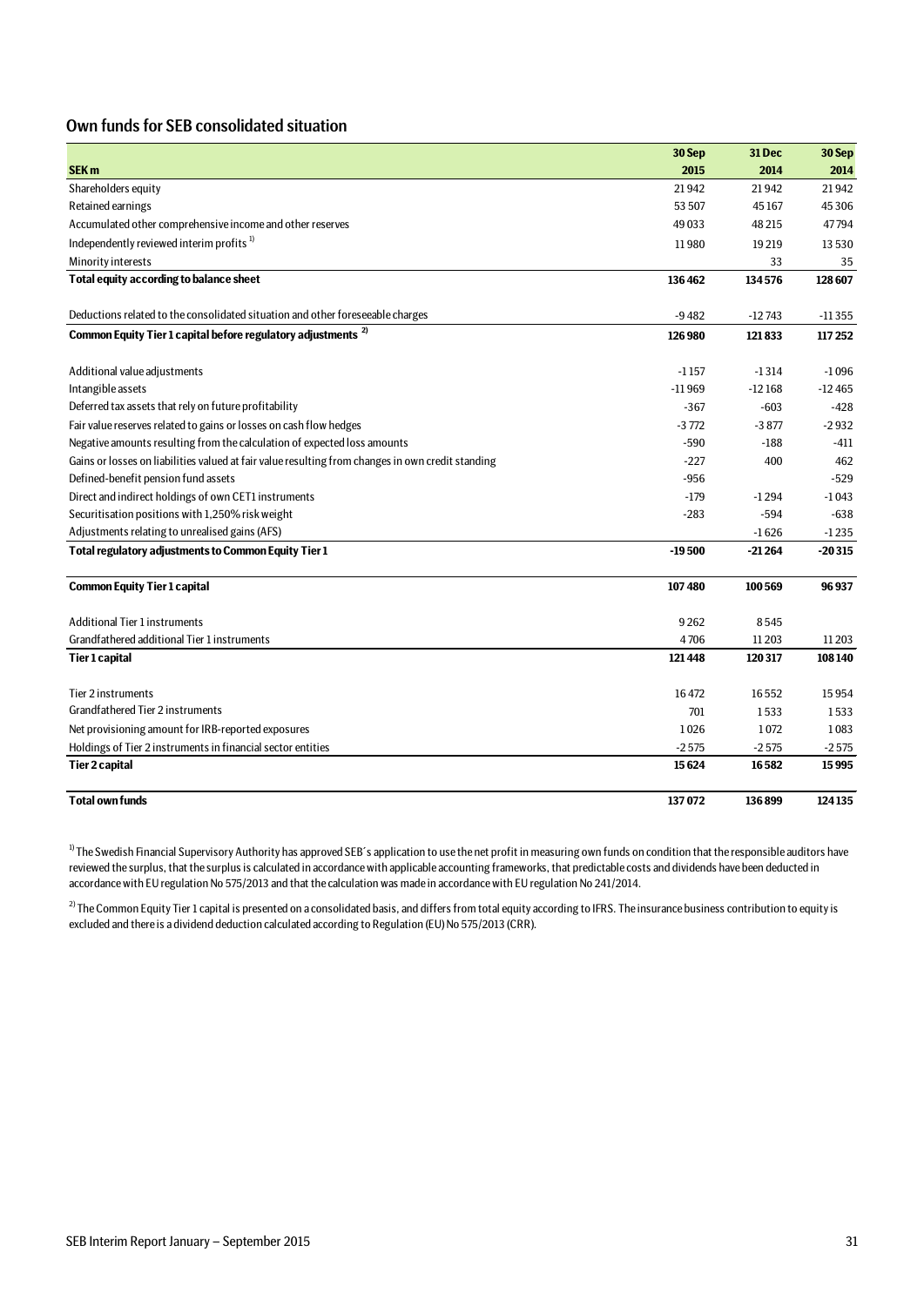## Own funds for SEB consolidated situation

| SEK m | 30 Sep 2015 | 31 Dec 2014 | 30 Sep 2014 |
|---|---|---|---|
| Shareholders equity | 21 942 | 21 942 | 21 942 |
| Retained earnings | 53 507 | 45 167 | 45 306 |
| Accumulated other comprehensive income and other reserves | 49 033 | 48 215 | 47 794 |
| Independently reviewed interim profits [1] | 11 980 | 19 219 | 13 530 |
| Minority interests | | 33 | 35 |
| **Total equity according to balance sheet** | **136 462** | **134 576** | **128 607** |
| Deductions related to the consolidated situation and other foreseeable charges | -9 482 | -12 743 | -11 355 |
| **Common Equity Tier 1 capital before regulatory adjustments [2]** | **126 980** | **121 833** | **117 252** |
| Additional value adjustments | -1 157 | -1 314 | -1 096 |
| Intangible assets | -11 969 | -12 168 | -12 465 |
| Deferred tax assets that rely on future profitability | -367 | -603 | -428 |
| Fair value reserves related to gains or losses on cash flow hedges | -3 772 | -3 877 | -2 932 |
| Negative amounts resulting from the calculation of expected loss amounts | -590 | -188 | -411 |
| Gains or losses on liabilities valued at fair value resulting from changes in own credit standing | -227 | 400 | 462 |
| Defined-benefit pension fund assets | -956 | | -529 |
| Direct and indirect holdings of own CET1 instruments | -179 | -1 294 | -1 043 |
| Securitisation positions with 1,250% risk weight | -283 | -594 | -638 |
| Adjustments relating to unrealised gains (AFS) | | -1 626 | -1 235 |
| **Total regulatory adjustments to Common Equity Tier 1** | **-19 500** | **-21 264** | **-20 315** |
| **Common Equity Tier 1 capital** | **107 480** | **100 569** | **96 937** |
| Additional Tier 1 instruments | 9 262 | 8 545 | |
| Grandfathered additional Tier 1 instruments | 4 706 | 11 203 | 11 203 |
| **Tier 1 capital** | **121 448** | **120 317** | **108 140** |
| Tier 2 instruments | 16 472 | 16 552 | 15 954 |
| Grandfathered Tier 2 instruments | 701 | 1 533 | 1 533 |
| Net provisioning amount for IRB-reported exposures | 1 026 | 1 072 | 1 083 |
| Holdings of Tier 2 instruments in financial sector entities | -2 575 | -2 575 | -2 575 |
| **Tier 2 capital** | **15 624** | **16 582** | **15 995** |
| **Total own funds** | **137 072** | **136 899** | **124 135** |

[1] The Swedish Financial Supervisory Authority has approved SEB´s application to use the net profit in measuring own funds on condition that the responsible auditors have reviewed the surplus, that the surplus is calculated in accordance with applicable accounting frameworks, that predictable costs and dividends have been deducted in accordance with EU regulation No 575/2013 and that the calculation was made in accordance with EU regulation No 241/2014.

[2] The Common Equity Tier 1 capital is presented on a consolidated basis, and differs from total equity according to IFRS. The insurance business contribution to equity is excluded and there is a dividend deduction calculated according to Regulation (EU) No 575/2013 (CRR).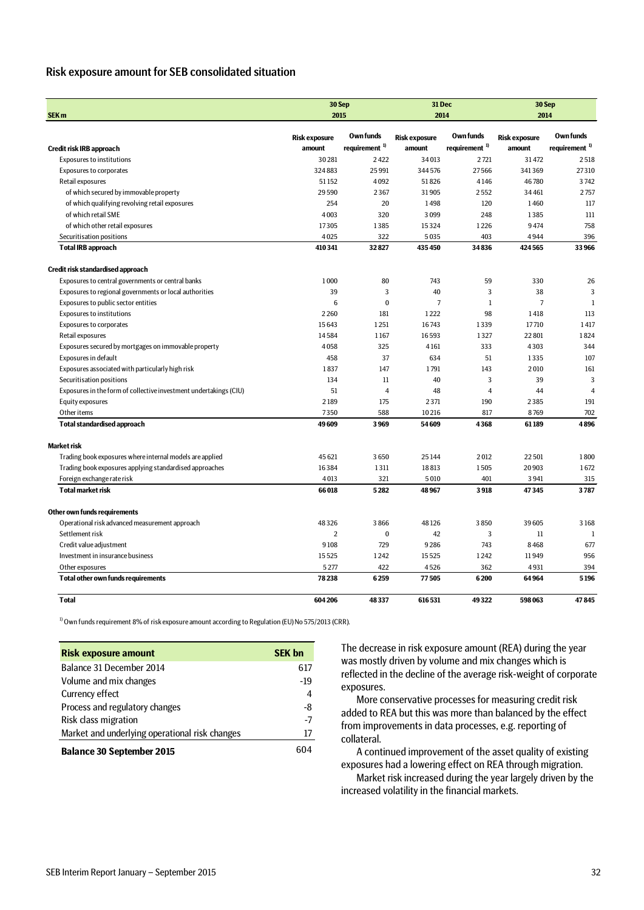## Risk exposure amount for SEB consolidated situation

| SEK m | 30 Sep 2015 | | 31 Dec 2014 | | 30 Sep 2014 | |
|---|---|---|---|---|---|---|
| **Credit risk IRB approach** | Risk exposure amount | Own funds requirement [1] | Risk exposure amount | Own funds requirement [1] | Risk exposure amount | Own funds requirement [1] |
| Exposures to institutions | 30 281 | 2 422 | 34 013 | 2 721 | 31 472 | 2 518 |
| Exposures to corporates | 324 883 | 25 991 | 344 576 | 27 566 | 341 369 | 27 310 |
| Retail exposures | 51 152 | 4 092 | 51 826 | 4 146 | 46 780 | 3 742 |
| of which secured by immovable property | 29 590 | 2 367 | 31 905 | 2 552 | 34 461 | 2 757 |
| of which qualifying revolving retail exposures | 254 | 20 | 1 498 | 120 | 1 460 | 117 |
| of which retail SME | 4 003 | 320 | 3 099 | 248 | 1 385 | 111 |
| of which other retail exposures | 17 305 | 1 385 | 15 324 | 1 226 | 9 474 | 758 |
| Securitisation positions | 4 025 | 322 | 5 035 | 403 | 4 944 | 396 |
| **Total IRB approach** | **410 341** | **32 827** | **435 450** | **34 836** | **424 565** | **33 966** |
| | | | | | | |
| **Credit risk standardised approach** | | | | | | |
| Exposures to central governments or central banks | 1 000 | 80 | 743 | 59 | 330 | 26 |
| Exposures to regional governments or local authorities | 39 | 3 | 40 | 3 | 38 | 3 |
| Exposures to public sector entities | 6 | 0 | 7 | 1 | 7 | 1 |
| Exposures to institutions | 2 260 | 181 | 1 222 | 98 | 1 418 | 113 |
| Exposures to corporates | 15 643 | 1 251 | 16 743 | 1 339 | 17 710 | 1 417 |
| Retail exposures | 14 584 | 1 167 | 16 593 | 1 327 | 22 801 | 1 824 |
| Exposures secured by mortgages on immovable property | 4 058 | 325 | 4 161 | 333 | 4 303 | 344 |
| Exposures in default | 458 | 37 | 634 | 51 | 1 335 | 107 |
| Exposures associated with particularly high risk | 1 837 | 147 | 1 791 | 143 | 2 010 | 161 |
| Securitisation positions | 134 | 11 | 40 | 3 | 39 | 3 |
| Exposures in the form of collective investment undertakings (CIU) | 51 | 4 | 48 | 4 | 44 | 4 |
| Equity exposures | 2 189 | 175 | 2 371 | 190 | 2 385 | 191 |
| Other items | 7 350 | 588 | 10 216 | 817 | 8 769 | 702 |
| **Total standardised approach** | **49 609** | **3 969** | **54 609** | **4 368** | **61 189** | **4 896** |
| | | | | | | |
| **Market risk** | | | | | | |
| Trading book exposures where internal models are applied | 45 621 | 3 650 | 25 144 | 2 012 | 22 501 | 1 800 |
| Trading book exposures applying standardised approaches | 16 384 | 1 311 | 18 813 | 1 505 | 20 903 | 1 672 |
| Foreign exchange rate risk | 4 013 | 321 | 5 010 | 401 | 3 941 | 315 |
| **Total market risk** | **66 018** | **5 282** | **48 967** | **3 918** | **47 345** | **3 787** |
| | | | | | | |
| **Other own funds requirements** | | | | | | |
| Operational risk advanced measurement approach | 48 326 | 3 866 | 48 126 | 3 850 | 39 605 | 3 168 |
| Settlement risk | 2 | 0 | 42 | 3 | 11 | 1 |
| Credit value adjustment | 9 108 | 729 | 9 286 | 743 | 8 468 | 677 |
| Investment in insurance business | 15 525 | 1 242 | 15 525 | 1 242 | 11 949 | 956 |
| Other exposures | 5 277 | 422 | 4 526 | 362 | 4 931 | 394 |
| **Total other own funds requirements** | **78 238** | **6 259** | **77 505** | **6 200** | **64 964** | **5 196** |
| | | | | | | |
| **Total** | **604 206** | **48 337** | **616 531** | **49 322** | **598 063** | **47 845** |

[1] Own funds requirement 8% of risk exposure amount according to Regulation (EU) No 575/2013 (CRR).

| Risk exposure amount | SEK bn |
|---|---|
| Balance 31 December 2014 | 617 |
| Volume and mix changes | -19 |
| Currency effect | 4 |
| Process and regulatory changes | -8 |
| Risk class migration | -7 |
| Market and underlying operational risk changes | 17 |
| **Balance 30 September 2015** | 604 |

The decrease in risk exposure amount (REA) during the year was mostly driven by volume and mix changes which is reflected in the decline of the average risk-weight of corporate exposures.

More conservative processes for measuring credit risk added to REA but this was more than balanced by the effect from improvements in data processes, e.g. reporting of collateral.

A continued improvement of the asset quality of existing exposures had a lowering effect on REA through migration.

Market risk increased during the year largely driven by the increased volatility in the financial markets.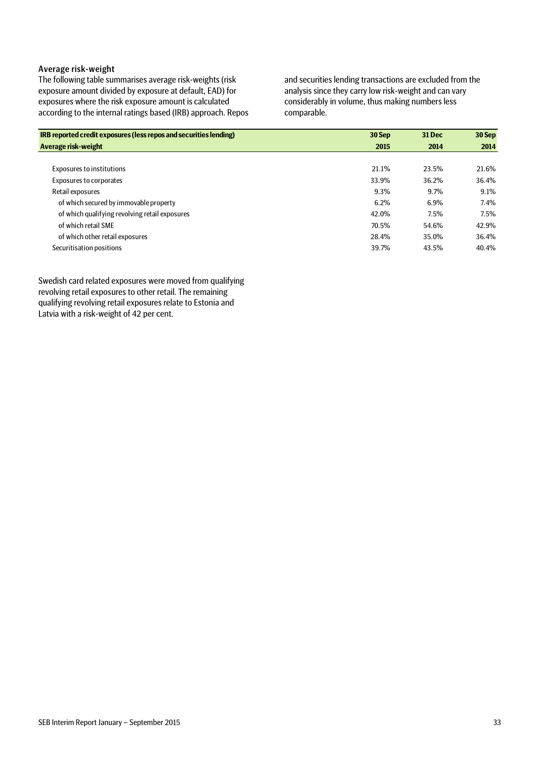### Average risk-weight

The following table summarises average risk-weights (risk exposure amount divided by exposure at default, EAD) for exposures where the risk exposure amount is calculated according to the internal ratings based (IRB) approach. Repos and securities lending transactions are excluded from the analysis since they carry low risk-weight and can vary considerably in volume, thus making numbers less comparable.

| **IRB reported credit exposures (less repos and securities lending)** | **30 Sep** | **31 Dec** | **30 Sep** |
|---|---|---|---|
| **Average risk-weight** | **2015** | **2014** | **2014** |
| Exposures to institutions | 21.1% | 23.5% | 21.6% |
| Exposures to corporates | 33.9% | 36.2% | 36.4% |
| Retail exposures | 9.3% | 9.7% | 9.1% |
| of which secured by immovable property | 6.2% | 6.9% | 7.4% |
| of which qualifying revolving retail exposures | 42.0% | 7.5% | 7.5% |
| of which retail SME | 70.5% | 54.6% | 42.9% |
| of which other retail exposures | 28.4% | 35.0% | 36.4% |
| Securitisation positions | 39.7% | 43.5% | 40.4% |

Swedish card related exposures were moved from qualifying revolving retail exposures to other retail. The remaining qualifying revolving retail exposures relate to Estonia and Latvia with a risk-weight of 42 per cent.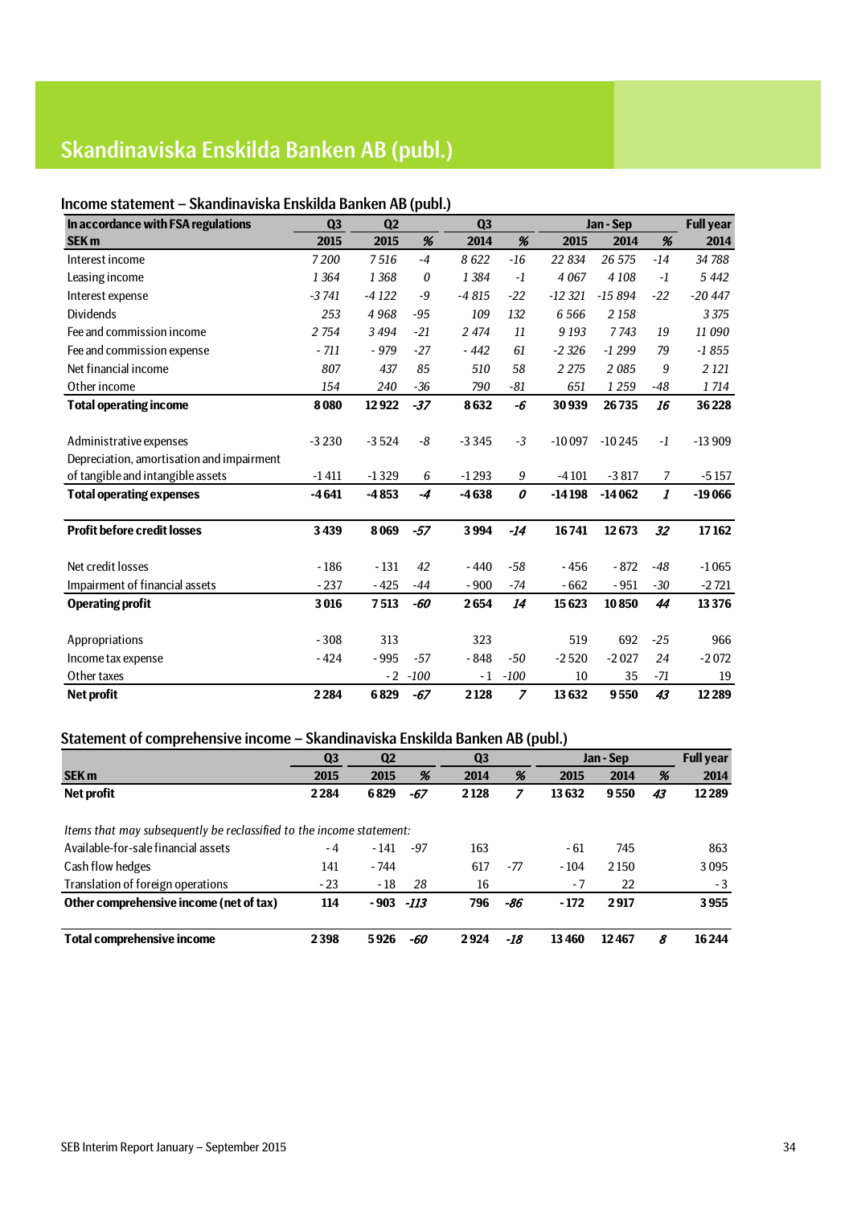# Skandinaviska Enskilda Banken AB (publ.)

## Income statement – Skandinaviska Enskilda Banken AB (publ.)

| In accordance with FSA regulations | Q3 | Q2 | | Q3 | | Jan - Sep | | | Full year |
|---|---|---|---|---|---|---|---|---|---|
| **SEK m** | **2015** | **2015** | **%** | **2014** | **%** | **2015** | **2014** | **%** | **2014** |
| Interest income | 7 200 | 7 516 | -4 | 8 622 | -16 | 22 834 | 26 575 | -14 | 34 788 |
| Leasing income | 1 364 | 1 368 | 0 | 1 384 | -1 | 4 067 | 4 108 | -1 | 5 442 |
| Interest expense | -3 741 | -4 122 | -9 | -4 815 | -22 | -12 321 | -15 894 | -22 | -20 447 |
| Dividends | 253 | 4 968 | -95 | 109 | 132 | 6 566 | 2 158 | | 3 375 |
| Fee and commission income | 2 754 | 3 494 | -21 | 2 474 | 11 | 9 193 | 7 743 | 19 | 11 090 |
| Fee and commission expense | - 711 | - 979 | -27 | - 442 | 61 | -2 326 | -1 299 | 79 | -1 855 |
| Net financial income | 807 | 437 | 85 | 510 | 58 | 2 275 | 2 085 | 9 | 2 121 |
| Other income | 154 | 240 | -36 | 790 | -81 | 651 | 1 259 | -48 | 1 714 |
| **Total operating income** | **8 080** | **12 922** | **-37** | **8 632** | **-6** | **30 939** | **26 735** | **16** | **36 228** |
| | | | | | | | | | |
| Administrative expenses | -3 230 | -3 524 | -8 | -3 345 | -3 | -10 097 | -10 245 | -1 | -13 909 |
| Depreciation, amortisation and impairment of tangible and intangible assets | -1 411 | -1 329 | 6 | -1 293 | 9 | -4 101 | -3 817 | 7 | -5 157 |
| **Total operating expenses** | **-4 641** | **-4 853** | **-4** | **-4 638** | **0** | **-14 198** | **-14 062** | **1** | **-19 066** |
| | | | | | | | | | |
| **Profit before credit losses** | **3 439** | **8 069** | **-57** | **3 994** | **-14** | **16 741** | **12 673** | **32** | **17 162** |
| | | | | | | | | | |
| Net credit losses | - 186 | - 131 | 42 | - 440 | -58 | - 456 | - 872 | -48 | -1 065 |
| Impairment of financial assets | - 237 | - 425 | -44 | - 900 | -74 | - 662 | - 951 | -30 | -2 721 |
| **Operating profit** | **3 016** | **7 513** | **-60** | **2 654** | **14** | **15 623** | **10 850** | **44** | **13 376** |
| | | | | | | | | | |
| Appropriations | - 308 | 313 | | 323 | | 519 | 692 | -25 | 966 |
| Income tax expense | - 424 | - 995 | -57 | - 848 | -50 | -2 520 | -2 027 | 24 | -2 072 |
| Other taxes | | - 2 | -100 | - 1 | -100 | 10 | 35 | -71 | 19 |
| **Net profit** | **2 284** | **6 829** | **-67** | **2 128** | **7** | **13 632** | **9 550** | **43** | **12 289** |

## Statement of comprehensive income – Skandinaviska Enskilda Banken AB (publ.)

| | Q3 | Q2 | | Q3 | | Jan - Sep | | | Full year |
|---|---|---|---|---|---|---|---|---|---|
| **SEK m** | **2015** | **2015** | **%** | **2014** | **%** | **2015** | **2014** | **%** | **2014** |
| **Net profit** | **2 284** | **6 829** | **-67** | **2 128** | **7** | **13 632** | **9 550** | **43** | **12 289** |
| | | | | | | | | | |
| *Items that may subsequently be reclassified to the income statement:* | | | | | | | | | |
| Available-for-sale financial assets | - 4 | - 141 | -97 | 163 | | - 61 | 745 | | 863 |
| Cash flow hedges | 141 | - 744 | | 617 | -77 | - 104 | 2 150 | | 3 095 |
| Translation of foreign operations | - 23 | - 18 | 28 | 16 | | - 7 | 22 | | - 3 |
| **Other comprehensive income (net of tax)** | **114** | **- 903** | **-113** | **796** | **-86** | **- 172** | **2 917** | | **3 955** |
| | | | | | | | | | |
| **Total comprehensive income** | **2 398** | **5 926** | **-60** | **2 924** | **-18** | **13 460** | **12 467** | **8** | **16 244** |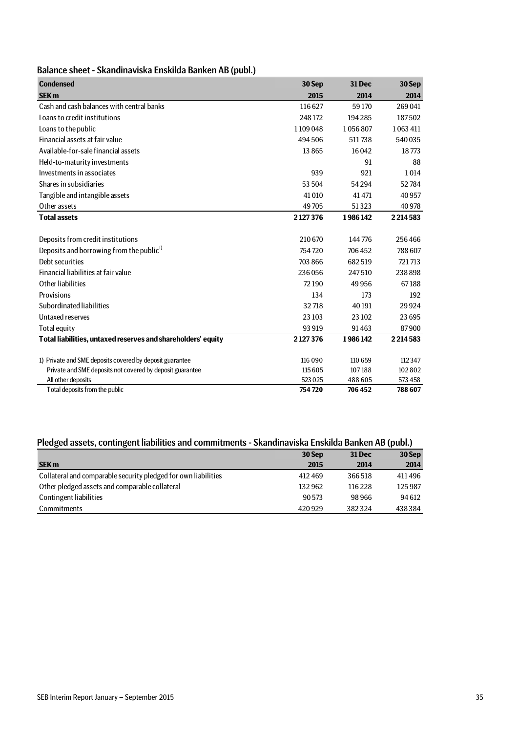## Balance sheet - Skandinaviska Enskilda Banken AB (publ.)

| **Condensed**<br>**SEK m** | **30 Sep 2015** | **31 Dec 2014** | **30 Sep 2014** |
|---|---|---|---|
| Cash and cash balances with central banks | 116 627 | 59 170 | 269 041 |
| Loans to credit institutions | 248 172 | 194 285 | 187 502 |
| Loans to the public | 1 109 048 | 1 056 807 | 1 063 411 |
| Financial assets at fair value | 494 506 | 511 738 | 540 035 |
| Available-for-sale financial assets | 13 865 | 16 042 | 18 773 |
| Held-to-maturity investments | | 91 | 88 |
| Investments in associates | 939 | 921 | 1 014 |
| Shares in subsidiaries | 53 504 | 54 294 | 52 784 |
| Tangible and intangible assets | 41 010 | 41 471 | 40 957 |
| Other assets | 49 705 | 51 323 | 40 978 |
| **Total assets** | **2 127 376** | **1 986 142** | **2 214 583** |
| | | | |
| Deposits from credit institutions | 210 670 | 144 776 | 256 466 |
| Deposits and borrowing from the public[1] | 754 720 | 706 452 | 788 607 |
| Debt securities | 703 866 | 682 519 | 721 713 |
| Financial liabilities at fair value | 236 056 | 247 510 | 238 898 |
| Other liabilities | 72 190 | 49 956 | 67 188 |
| Provisions | 134 | 173 | 192 |
| Subordinated liabilities | 32 718 | 40 191 | 29 924 |
| Untaxed reserves | 23 103 | 23 102 | 23 695 |
| Total equity | 93 919 | 91 463 | 87 900 |
| **Total liabilities, untaxed reserves and shareholders' equity** | **2 127 376** | **1 986 142** | **2 214 583** |
| | | | |
| 1) Private and SME deposits covered by deposit guarantee | 116 090 | 110 659 | 112 347 |
| Private and SME deposits not covered by deposit guarantee | 115 605 | 107 188 | 102 802 |
| All other deposits | 523 025 | 488 605 | 573 458 |
| Total deposits from the public | **754 720** | **706 452** | **788 607** |

## Pledged assets, contingent liabilities and commitments - Skandinaviska Enskilda Banken AB (publ.)

| **SEK m** | **30 Sep 2015** | **31 Dec 2014** | **30 Sep 2014** |
|---|---|---|---|
| Collateral and comparable security pledged for own liabilities | 412 469 | 366 518 | 411 496 |
| Other pledged assets and comparable collateral | 132 962 | 116 228 | 125 987 |
| Contingent liabilities | 90 573 | 98 966 | 94 612 |
| Commitments | 420 929 | 382 324 | 438 384 |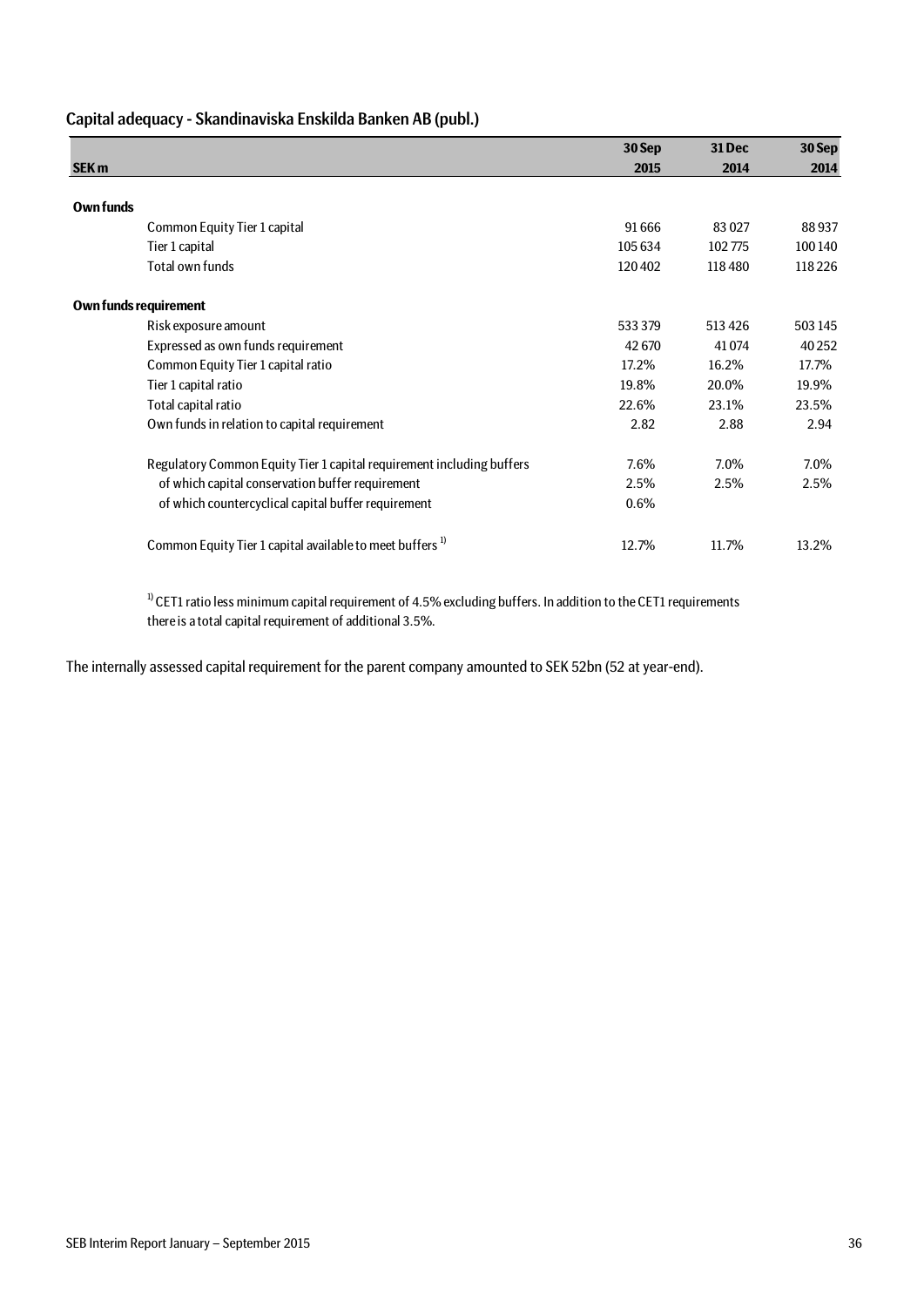## Capital adequacy - Skandinaviska Enskilda Banken AB (publ.)

| SEK m | 30 Sep 2015 | 31 Dec 2014 | 30 Sep 2014 |
|---|---|---|---|
| **Own funds** | | | |
| Common Equity Tier 1 capital | 91 666 | 83 027 | 88 937 |
| Tier 1 capital | 105 634 | 102 775 | 100 140 |
| Total own funds | 120 402 | 118 480 | 118 226 |
| **Own funds requirement** | | | |
| Risk exposure amount | 533 379 | 513 426 | 503 145 |
| Expressed as own funds requirement | 42 670 | 41 074 | 40 252 |
| Common Equity Tier 1 capital ratio | 17.2% | 16.2% | 17.7% |
| Tier 1 capital ratio | 19.8% | 20.0% | 19.9% |
| Total capital ratio | 22.6% | 23.1% | 23.5% |
| Own funds in relation to capital requirement | 2.82 | 2.88 | 2.94 |
| Regulatory Common Equity Tier 1 capital requirement including buffers | 7.6% | 7.0% | 7.0% |
| of which capital conservation buffer requirement | 2.5% | 2.5% | 2.5% |
| of which countercyclical capital buffer requirement | 0.6% | | |
| Common Equity Tier 1 capital available to meet buffers [1] | 12.7% | 11.7% | 13.2% |

[1] CET1 ratio less minimum capital requirement of 4.5% excluding buffers. In addition to the CET1 requirements there is a total capital requirement of additional 3.5%.

The internally assessed capital requirement for the parent company amounted to SEK 52bn (52 at year-end).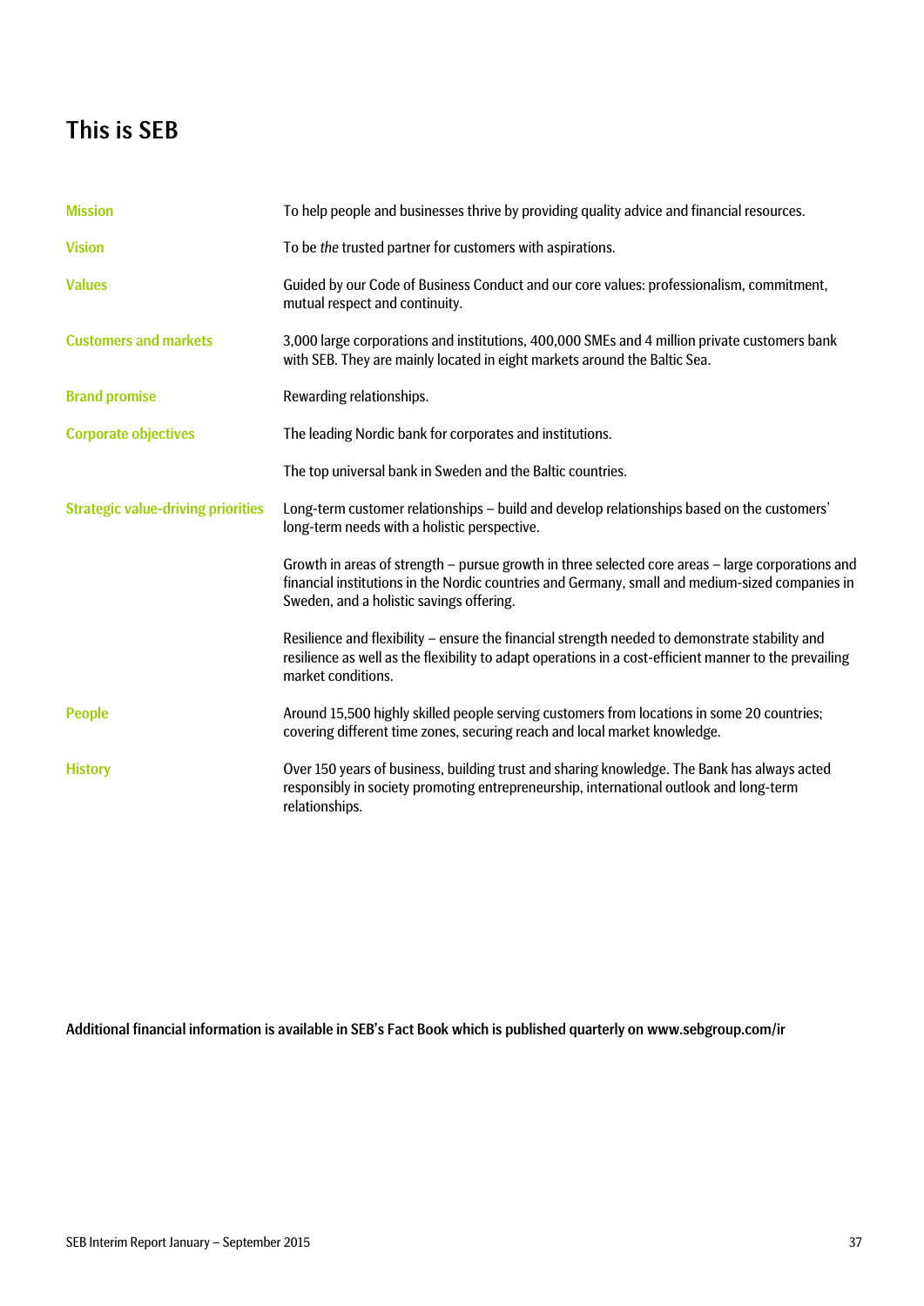# This is SEB

| | |
|---|---|
| **Mission** | To help people and businesses thrive by providing quality advice and financial resources. |
| **Vision** | To be *the* trusted partner for customers with aspirations. |
| **Values** | Guided by our Code of Business Conduct and our core values: professionalism, commitment, mutual respect and continuity. |
| **Customers and markets** | 3,000 large corporations and institutions, 400,000 SMEs and 4 million private customers bank with SEB. They are mainly located in eight markets around the Baltic Sea. |
| **Brand promise** | Rewarding relationships. |
| **Corporate objectives** | The leading Nordic bank for corporates and institutions. |
| | The top universal bank in Sweden and the Baltic countries. |
| **Strategic value-driving priorities** | Long-term customer relationships – build and develop relationships based on the customers' long-term needs with a holistic perspective. |
| | Growth in areas of strength – pursue growth in three selected core areas – large corporations and financial institutions in the Nordic countries and Germany, small and medium-sized companies in Sweden, and a holistic savings offering. |
| | Resilience and flexibility – ensure the financial strength needed to demonstrate stability and resilience as well as the flexibility to adapt operations in a cost-efficient manner to the prevailing market conditions. |
| **People** | Around 15,500 highly skilled people serving customers from locations in some 20 countries; covering different time zones, securing reach and local market knowledge. |
| **History** | Over 150 years of business, building trust and sharing knowledge. The Bank has always acted responsibly in society promoting entrepreneurship, international outlook and long-term relationships. |

**Additional financial information is available in SEB's Fact Book which is published quarterly on www.sebgroup.com/ir**